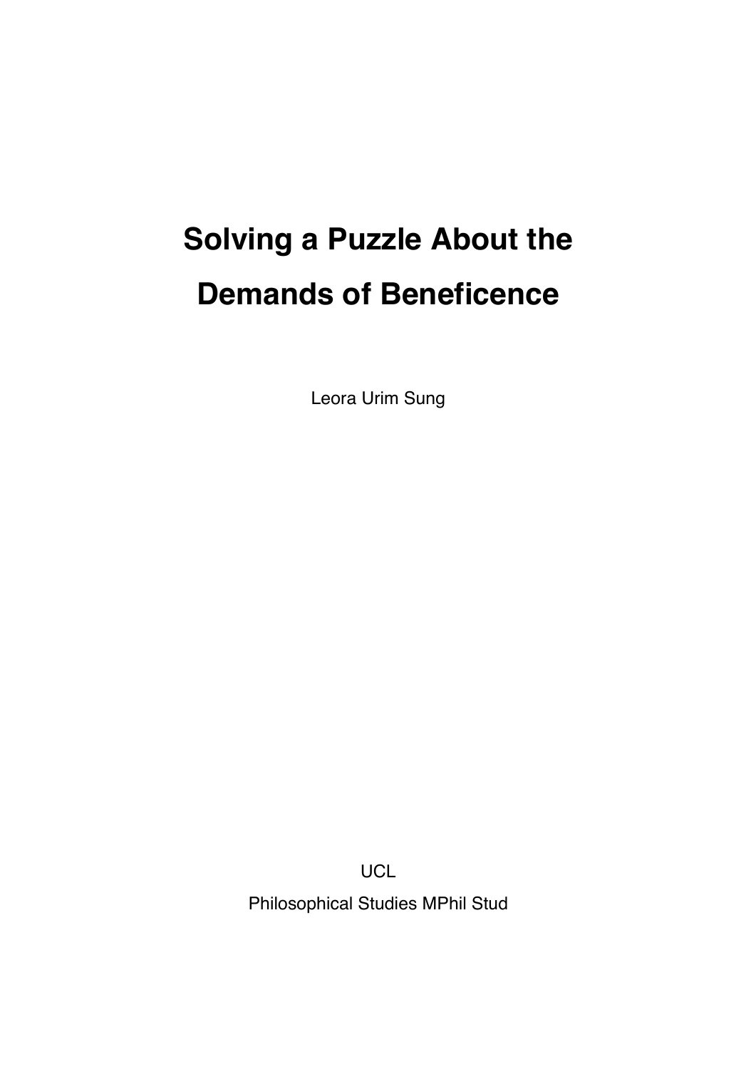# Solving a Puzzle About the Demands of Beneficence

Leora Urim Sung

UCL

Philosophical Studies MPhil Stud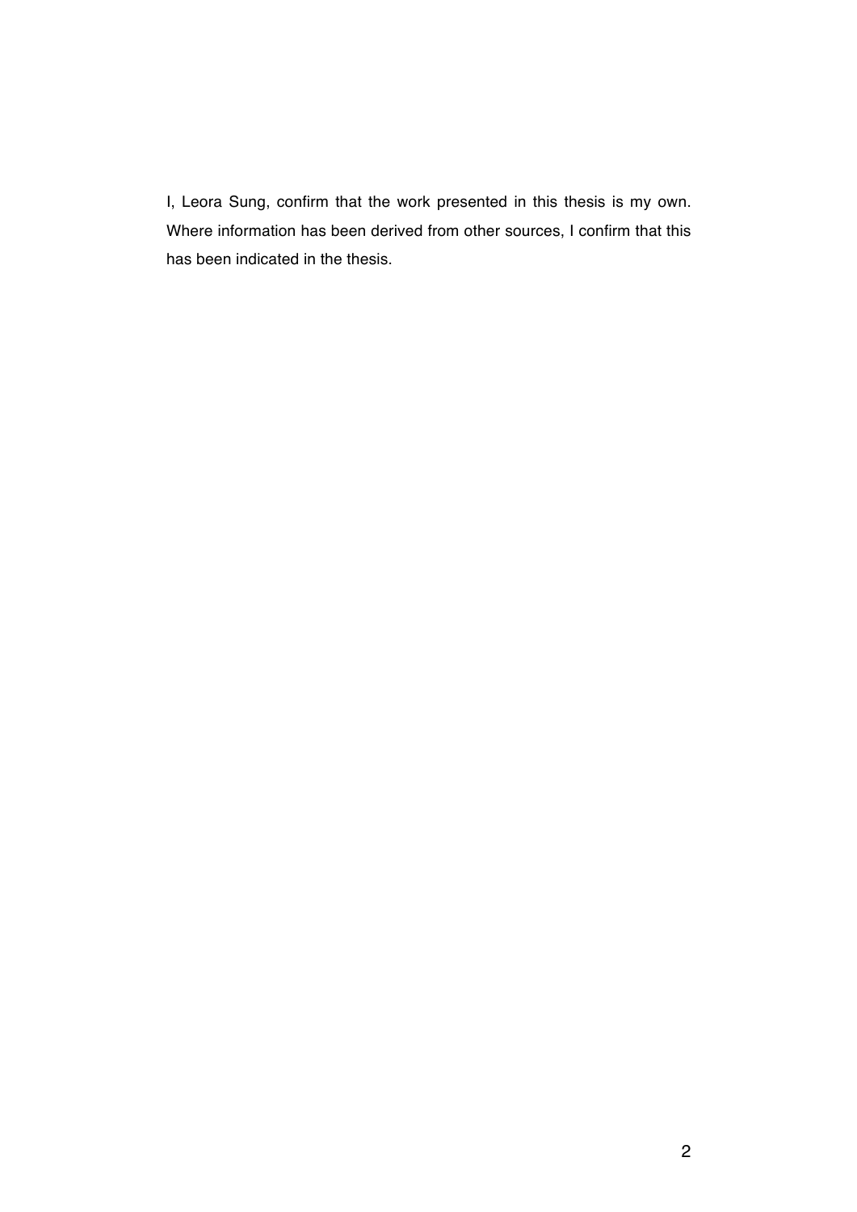I, Leora Sung, confirm that the work presented in this thesis is my own. Where information has been derived from other sources, I confirm that this has been indicated in the thesis.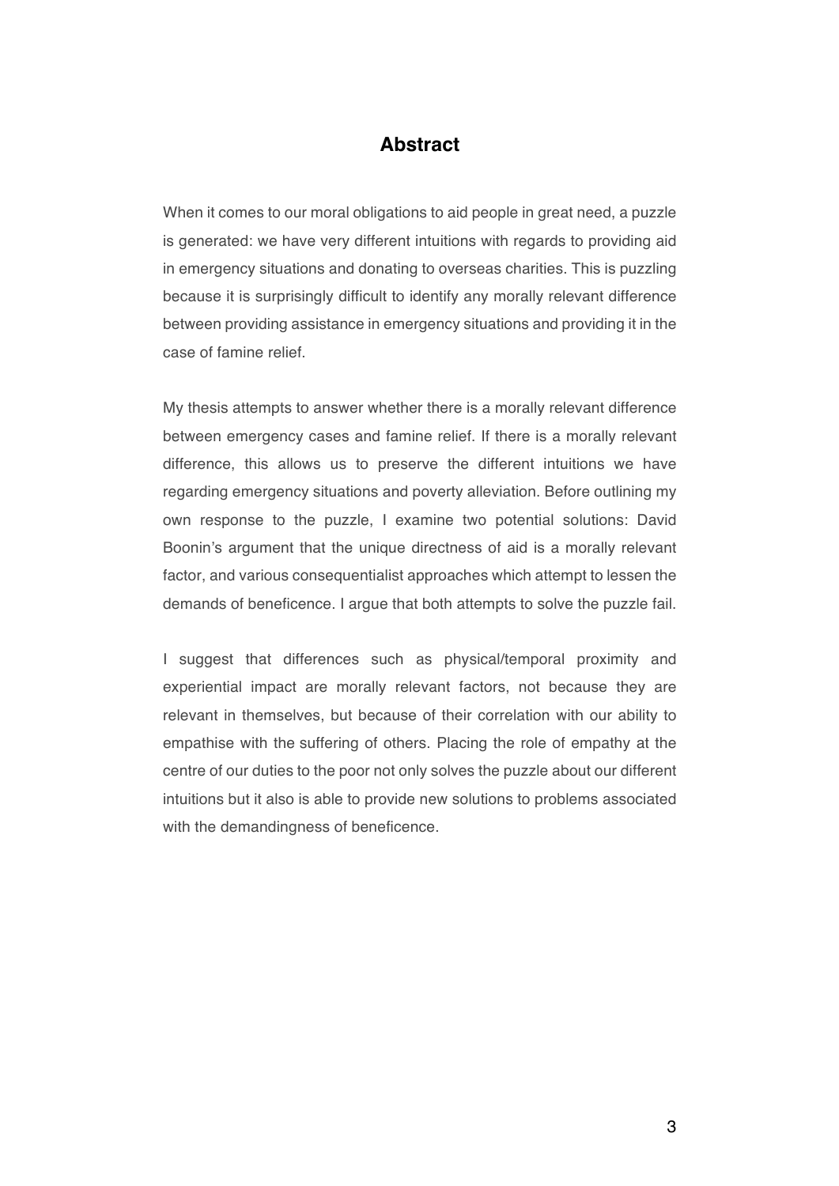## Abstract

When it comes to our moral obligations to aid people in great need, a puzzle is generated: we have very different intuitions with regards to providing aid in emergency situations and donating to overseas charities. This is puzzling because it is surprisingly difficult to identify any morally relevant difference between providing assistance in emergency situations and providing it in the case of famine relief.

My thesis attempts to answer whether there is a morally relevant difference between emergency cases and famine relief. If there is a morally relevant difference, this allows us to preserve the different intuitions we have regarding emergency situations and poverty alleviation. Before outlining my own response to the puzzle, I examine two potential solutions: David Boonin's argument that the unique directness of aid is a morally relevant factor, and various consequentialist approaches which attempt to lessen the demands of beneficence. I argue that both attempts to solve the puzzle fail.

I suggest that differences such as physical/temporal proximity and experiential impact are morally relevant factors, not because they are relevant in themselves, but because of their correlation with our ability to empathise with the suffering of others. Placing the role of empathy at the centre of our duties to the poor not only solves the puzzle about our different intuitions but it also is able to provide new solutions to problems associated with the demandingness of beneficence.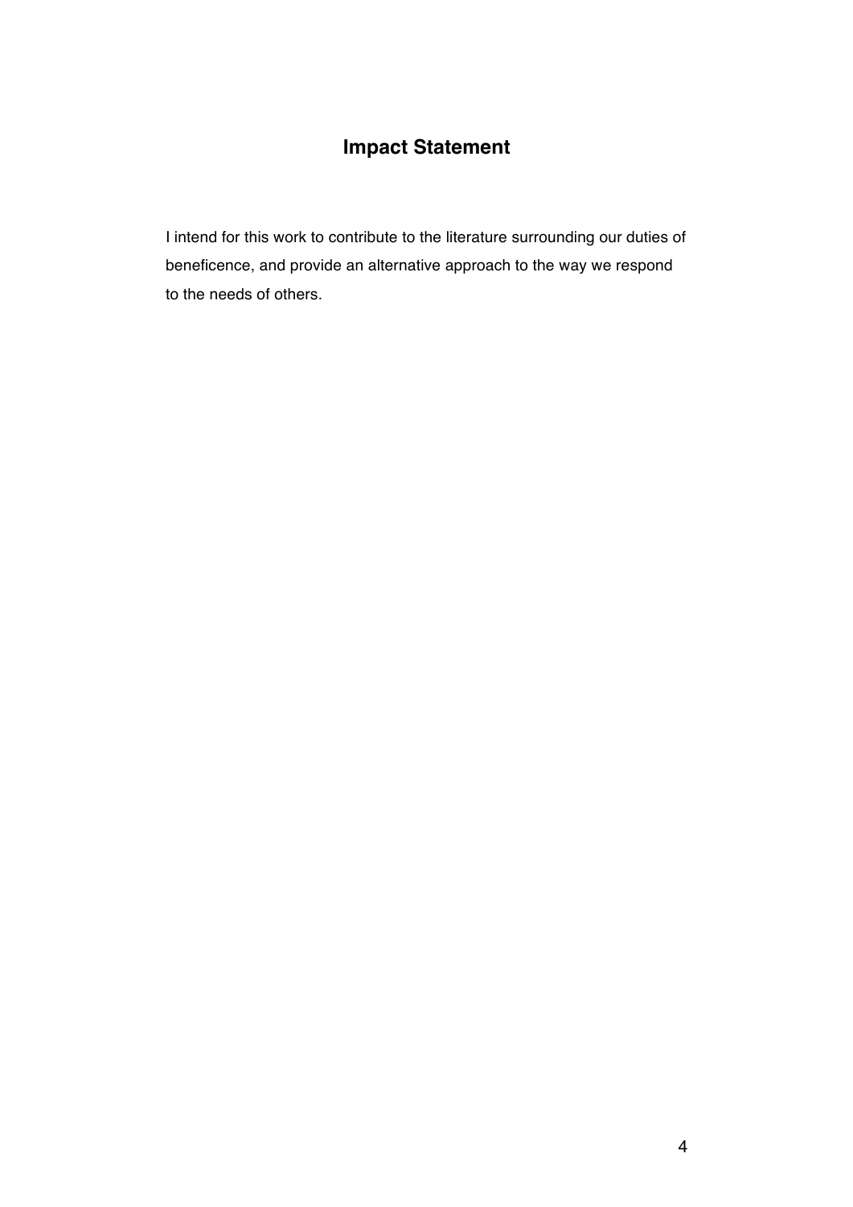## Impact Statement

I intend for this work to contribute to the literature surrounding our duties of beneficence, and provide an alternative approach to the way we respond to the needs of others.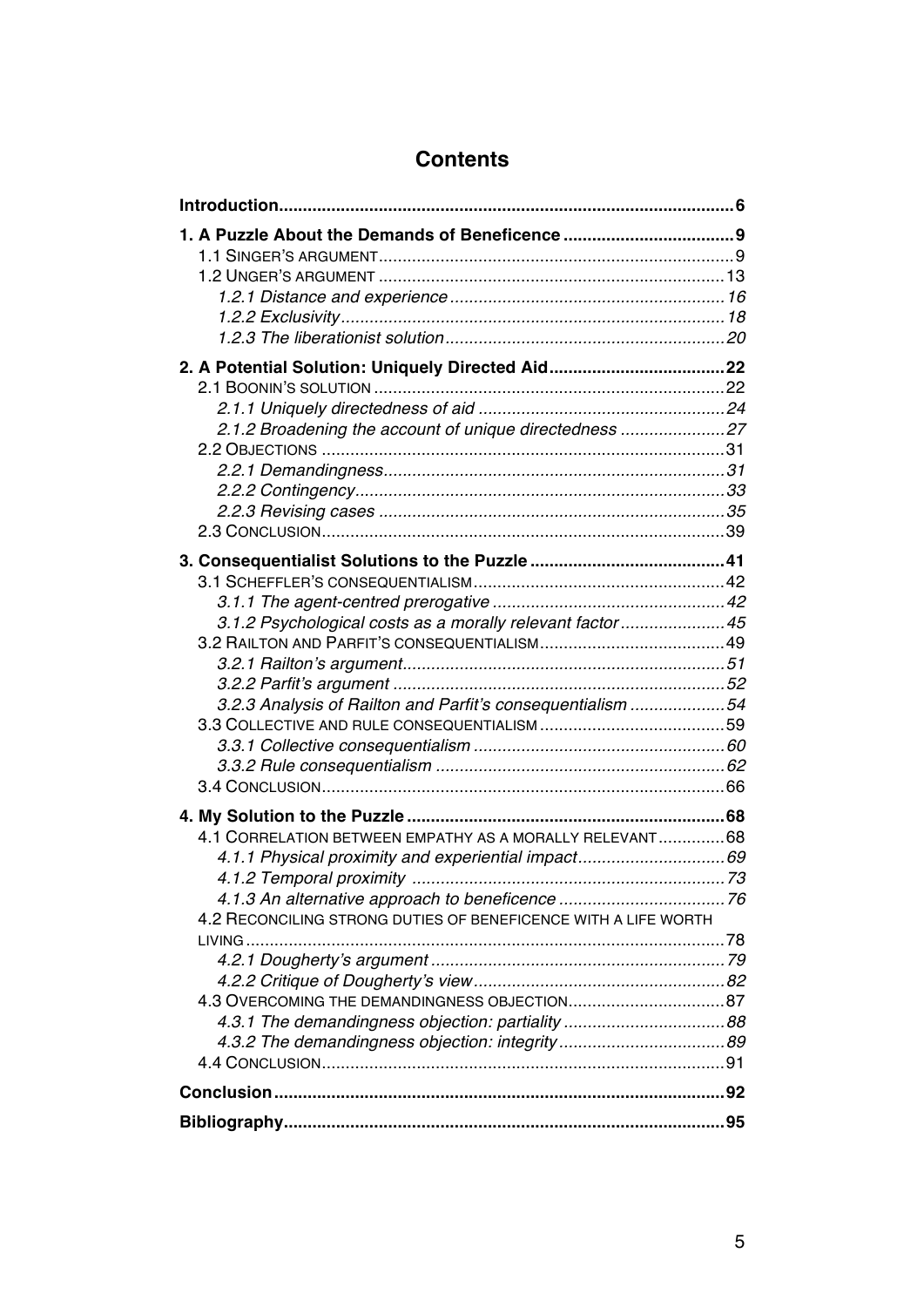# Contents

**Introduction** .......... **6**

**1. A Puzzle About the Demands of Beneficence** .......... **9**

- 1.1 Singer's argument .......... 9
- 1.2 Unger's argument .......... 13
  - *1.2.1 Distance and experience* .......... *16*
  - *1.2.2 Exclusivity* .......... *18*
  - *1.2.3 The liberationist solution* .......... *20*

**2. A Potential Solution: Uniquely Directed Aid** .......... **22**

- 2.1 Boonin's solution .......... 22
  - *2.1.1 Uniquely directedness of aid* .......... *24*
  - *2.1.2 Broadening the account of unique directedness* .......... *27*
- 2.2 Objections .......... 31
  - *2.2.1 Demandingness* .......... *31*
  - *2.2.2 Contingency* .......... *33*
  - *2.2.3 Revising cases* .......... *35*
- 2.3 Conclusion .......... 39

**3. Consequentialist Solutions to the Puzzle** .......... **41**

- 3.1 Scheffler's consequentialism .......... 42
  - *3.1.1 The agent-centred prerogative* .......... *42*
  - *3.1.2 Psychological costs as a morally relevant factor* .......... *45*
- 3.2 Railton and Parfit's consequentialism .......... 49
  - *3.2.1 Railton's argument* .......... *51*
  - *3.2.2 Parfit's argument* .......... *52*
  - *3.2.3 Analysis of Railton and Parfit's consequentialism* .......... *54*
- 3.3 Collective and rule consequentialism .......... 59
  - *3.3.1 Collective consequentialism* .......... *60*
  - *3.3.2 Rule consequentialism* .......... *62*
- 3.4 Conclusion .......... 66

**4. My Solution to the Puzzle** .......... **68**

- 4.1 Correlation between empathy as a morally relevant .......... 68
  - *4.1.1 Physical proximity and experiential impact* .......... *69*
  - *4.1.2 Temporal proximity* .......... *73*
  - *4.1.3 An alternative approach to beneficence* .......... *76*
- 4.2 Reconciling strong duties of beneficence with a life worth living .......... 78
  - *4.2.1 Dougherty's argument* .......... *79*
  - *4.2.2 Critique of Dougherty's view* .......... *82*
- 4.3 Overcoming the demandingness objection .......... 87
  - *4.3.1 The demandingness objection: partiality* .......... *88*
  - *4.3.2 The demandingness objection: integrity* .......... *89*
- 4.4 Conclusion .......... 91

**Conclusion** .......... **92**

**Bibliography** .......... **95**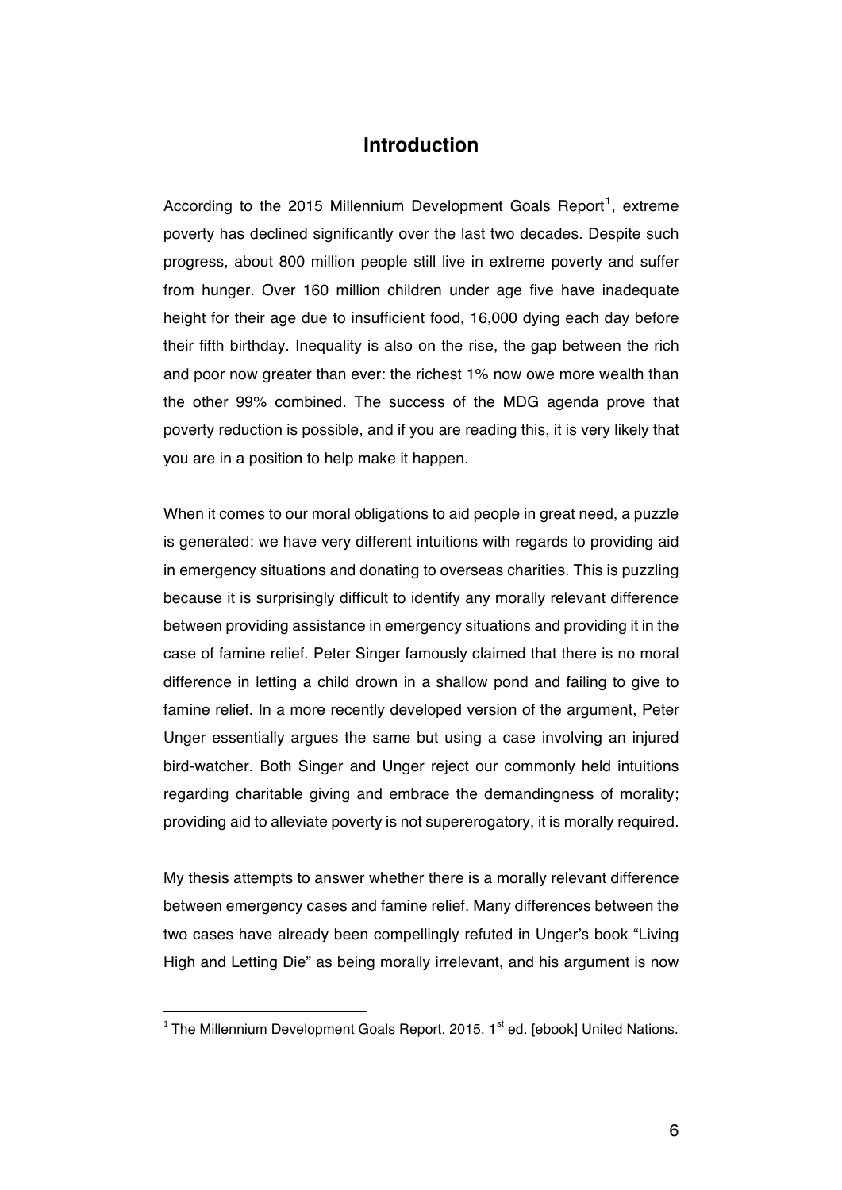# Introduction

According to the 2015 Millennium Development Goals Report[1], extreme poverty has declined significantly over the last two decades. Despite such progress, about 800 million people still live in extreme poverty and suffer from hunger. Over 160 million children under age five have inadequate height for their age due to insufficient food, 16,000 dying each day before their fifth birthday. Inequality is also on the rise, the gap between the rich and poor now greater than ever: the richest 1% now owe more wealth than the other 99% combined. The success of the MDG agenda prove that poverty reduction is possible, and if you are reading this, it is very likely that you are in a position to help make it happen.

When it comes to our moral obligations to aid people in great need, a puzzle is generated: we have very different intuitions with regards to providing aid in emergency situations and donating to overseas charities. This is puzzling because it is surprisingly difficult to identify any morally relevant difference between providing assistance in emergency situations and providing it in the case of famine relief. Peter Singer famously claimed that there is no moral difference in letting a child drown in a shallow pond and failing to give to famine relief. In a more recently developed version of the argument, Peter Unger essentially argues the same but using a case involving an injured bird-watcher. Both Singer and Unger reject our commonly held intuitions regarding charitable giving and embrace the demandingness of morality; providing aid to alleviate poverty is not supererogatory, it is morally required.

My thesis attempts to answer whether there is a morally relevant difference between emergency cases and famine relief. Many differences between the two cases have already been compellingly refuted in Unger's book "Living High and Letting Die" as being morally irrelevant, and his argument is now

[1] The Millennium Development Goals Report. 2015. 1st ed. [ebook] United Nations.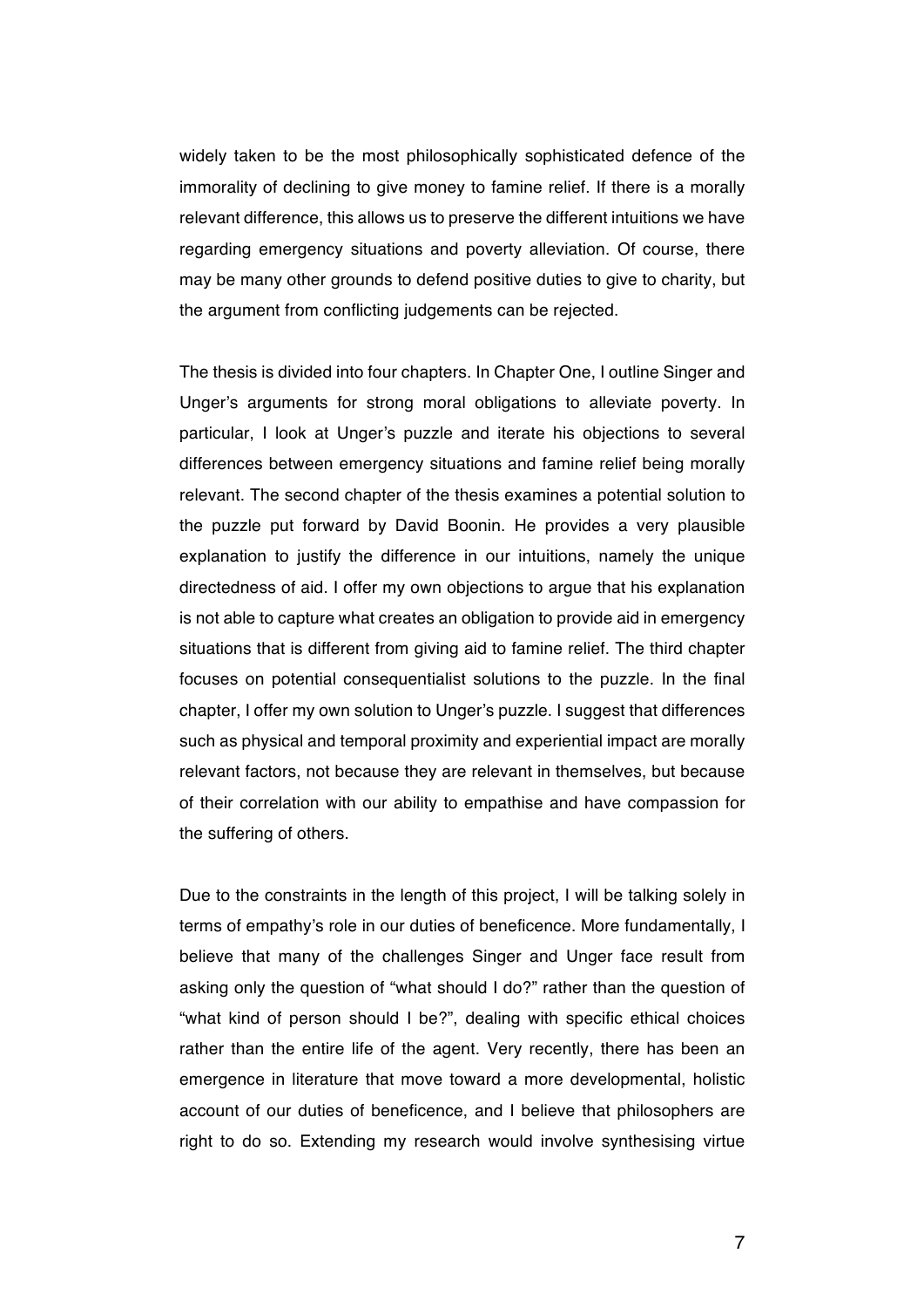widely taken to be the most philosophically sophisticated defence of the immorality of declining to give money to famine relief. If there is a morally relevant difference, this allows us to preserve the different intuitions we have regarding emergency situations and poverty alleviation. Of course, there may be many other grounds to defend positive duties to give to charity, but the argument from conflicting judgements can be rejected.

The thesis is divided into four chapters. In Chapter One, I outline Singer and Unger's arguments for strong moral obligations to alleviate poverty. In particular, I look at Unger's puzzle and iterate his objections to several differences between emergency situations and famine relief being morally relevant. The second chapter of the thesis examines a potential solution to the puzzle put forward by David Boonin. He provides a very plausible explanation to justify the difference in our intuitions, namely the unique directedness of aid. I offer my own objections to argue that his explanation is not able to capture what creates an obligation to provide aid in emergency situations that is different from giving aid to famine relief. The third chapter focuses on potential consequentialist solutions to the puzzle. In the final chapter, I offer my own solution to Unger's puzzle. I suggest that differences such as physical and temporal proximity and experiential impact are morally relevant factors, not because they are relevant in themselves, but because of their correlation with our ability to empathise and have compassion for the suffering of others.

Due to the constraints in the length of this project, I will be talking solely in terms of empathy's role in our duties of beneficence. More fundamentally, I believe that many of the challenges Singer and Unger face result from asking only the question of "what should I do?" rather than the question of "what kind of person should I be?", dealing with specific ethical choices rather than the entire life of the agent. Very recently, there has been an emergence in literature that move toward a more developmental, holistic account of our duties of beneficence, and I believe that philosophers are right to do so. Extending my research would involve synthesising virtue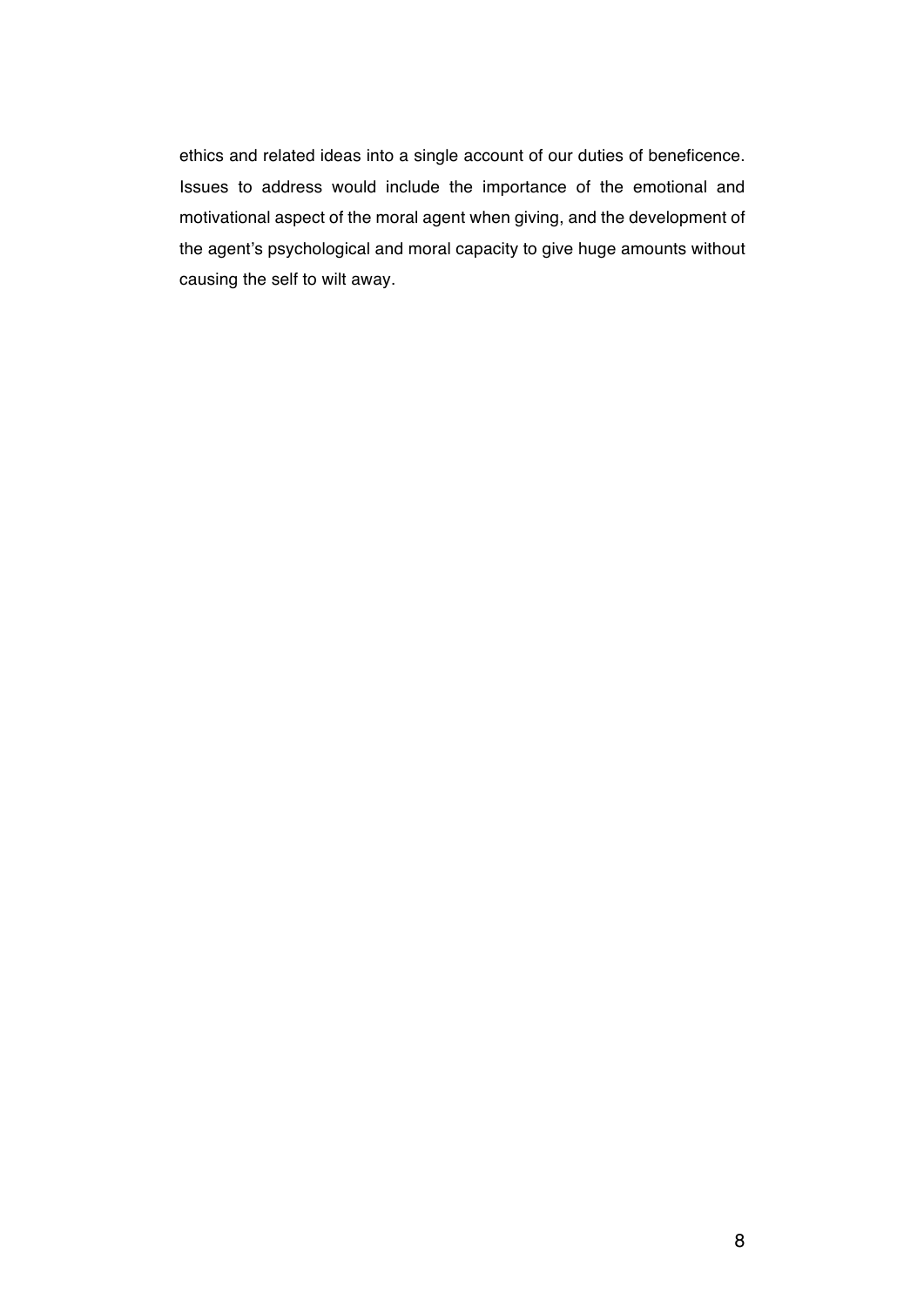ethics and related ideas into a single account of our duties of beneficence. Issues to address would include the importance of the emotional and motivational aspect of the moral agent when giving, and the development of the agent's psychological and moral capacity to give huge amounts without causing the self to wilt away.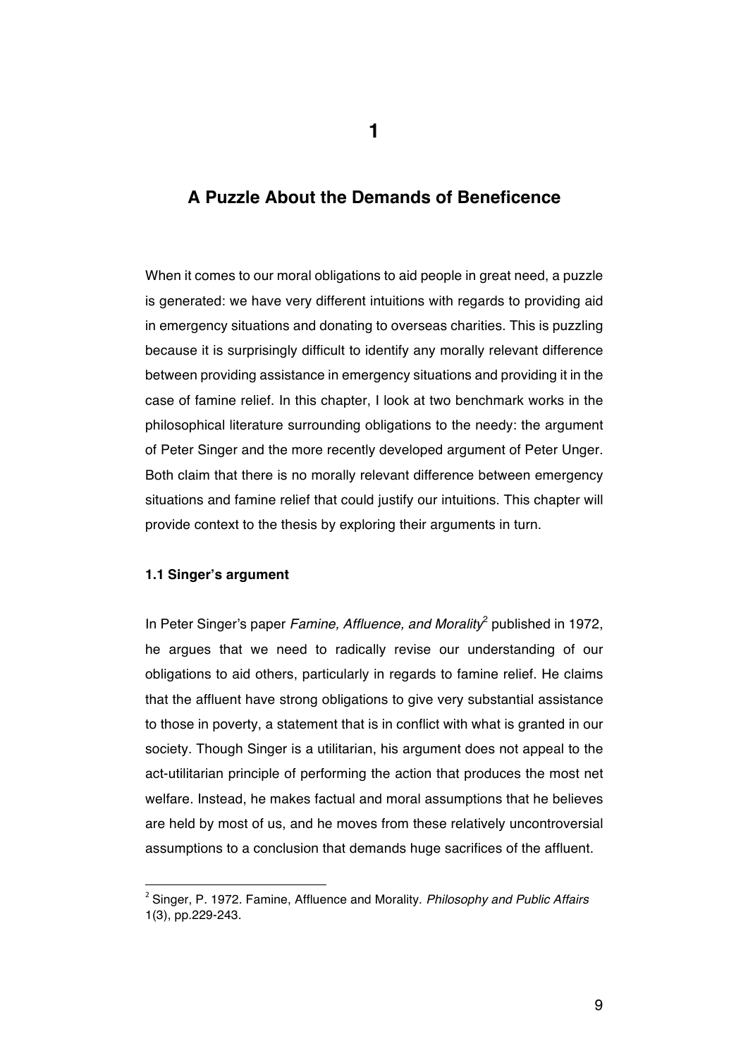# 1

## A Puzzle About the Demands of Beneficence

When it comes to our moral obligations to aid people in great need, a puzzle is generated: we have very different intuitions with regards to providing aid in emergency situations and donating to overseas charities. This is puzzling because it is surprisingly difficult to identify any morally relevant difference between providing assistance in emergency situations and providing it in the case of famine relief. In this chapter, I look at two benchmark works in the philosophical literature surrounding obligations to the needy: the argument of Peter Singer and the more recently developed argument of Peter Unger. Both claim that there is no morally relevant difference between emergency situations and famine relief that could justify our intuitions. This chapter will provide context to the thesis by exploring their arguments in turn.

### 1.1 Singer's argument

In Peter Singer's paper *Famine, Affluence, and Morality*[2] published in 1972, he argues that we need to radically revise our understanding of our obligations to aid others, particularly in regards to famine relief. He claims that the affluent have strong obligations to give very substantial assistance to those in poverty, a statement that is in conflict with what is granted in our society. Though Singer is a utilitarian, his argument does not appeal to the act-utilitarian principle of performing the action that produces the most net welfare. Instead, he makes factual and moral assumptions that he believes are held by most of us, and he moves from these relatively uncontroversial assumptions to a conclusion that demands huge sacrifices of the affluent.

[2] Singer, P. 1972. Famine, Affluence and Morality. *Philosophy and Public Affairs* 1(3), pp.229-243.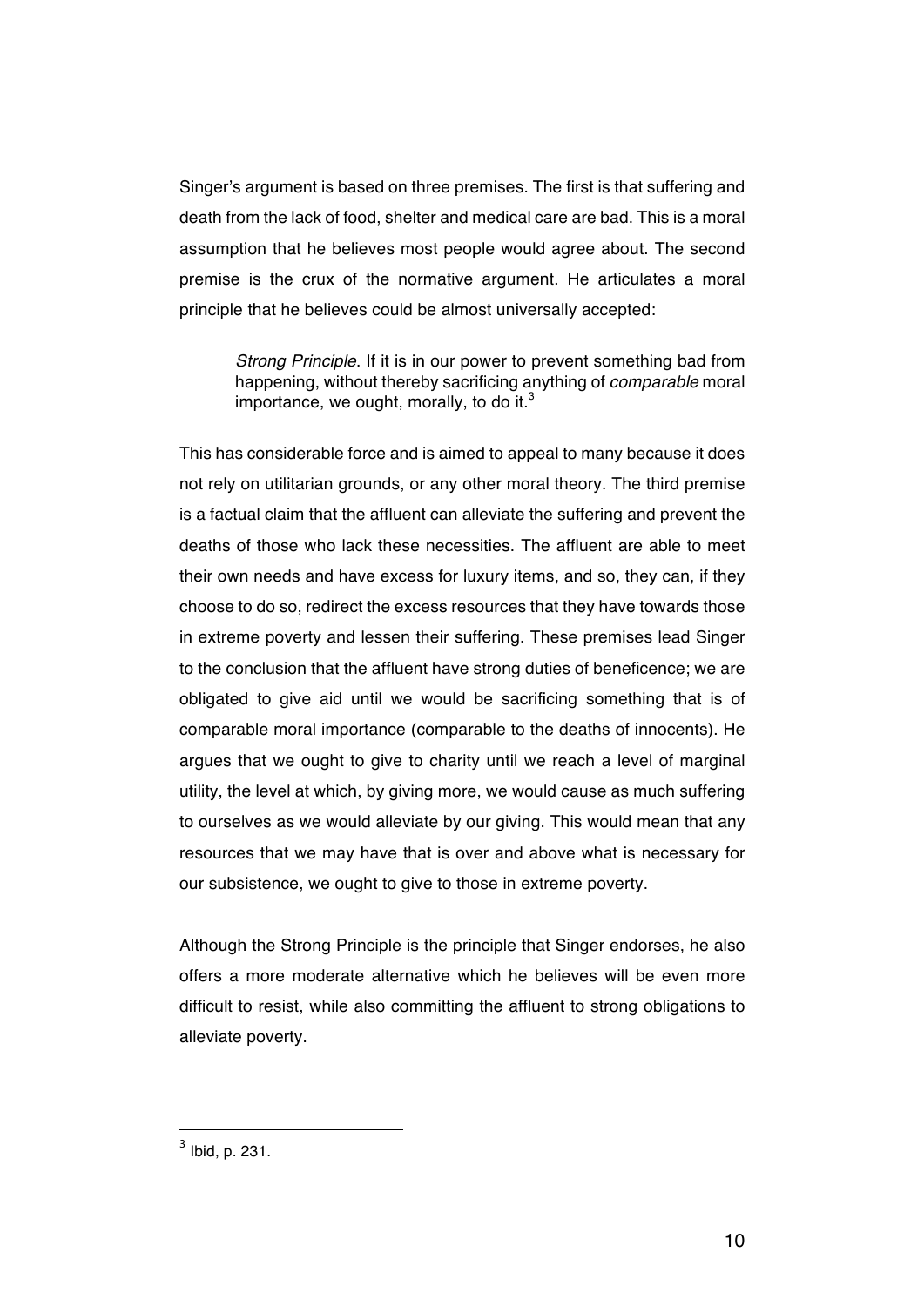Singer's argument is based on three premises. The first is that suffering and death from the lack of food, shelter and medical care are bad. This is a moral assumption that he believes most people would agree about. The second premise is the crux of the normative argument. He articulates a moral principle that he believes could be almost universally accepted:

> *Strong Principle*. If it is in our power to prevent something bad from happening, without thereby sacrificing anything of *comparable* moral importance, we ought, morally, to do it.[3]

This has considerable force and is aimed to appeal to many because it does not rely on utilitarian grounds, or any other moral theory. The third premise is a factual claim that the affluent can alleviate the suffering and prevent the deaths of those who lack these necessities. The affluent are able to meet their own needs and have excess for luxury items, and so, they can, if they choose to do so, redirect the excess resources that they have towards those in extreme poverty and lessen their suffering. These premises lead Singer to the conclusion that the affluent have strong duties of beneficence; we are obligated to give aid until we would be sacrificing something that is of comparable moral importance (comparable to the deaths of innocents). He argues that we ought to give to charity until we reach a level of marginal utility, the level at which, by giving more, we would cause as much suffering to ourselves as we would alleviate by our giving. This would mean that any resources that we may have that is over and above what is necessary for our subsistence, we ought to give to those in extreme poverty.

Although the Strong Principle is the principle that Singer endorses, he also offers a more moderate alternative which he believes will be even more difficult to resist, while also committing the affluent to strong obligations to alleviate poverty.

---

[3] Ibid, p. 231.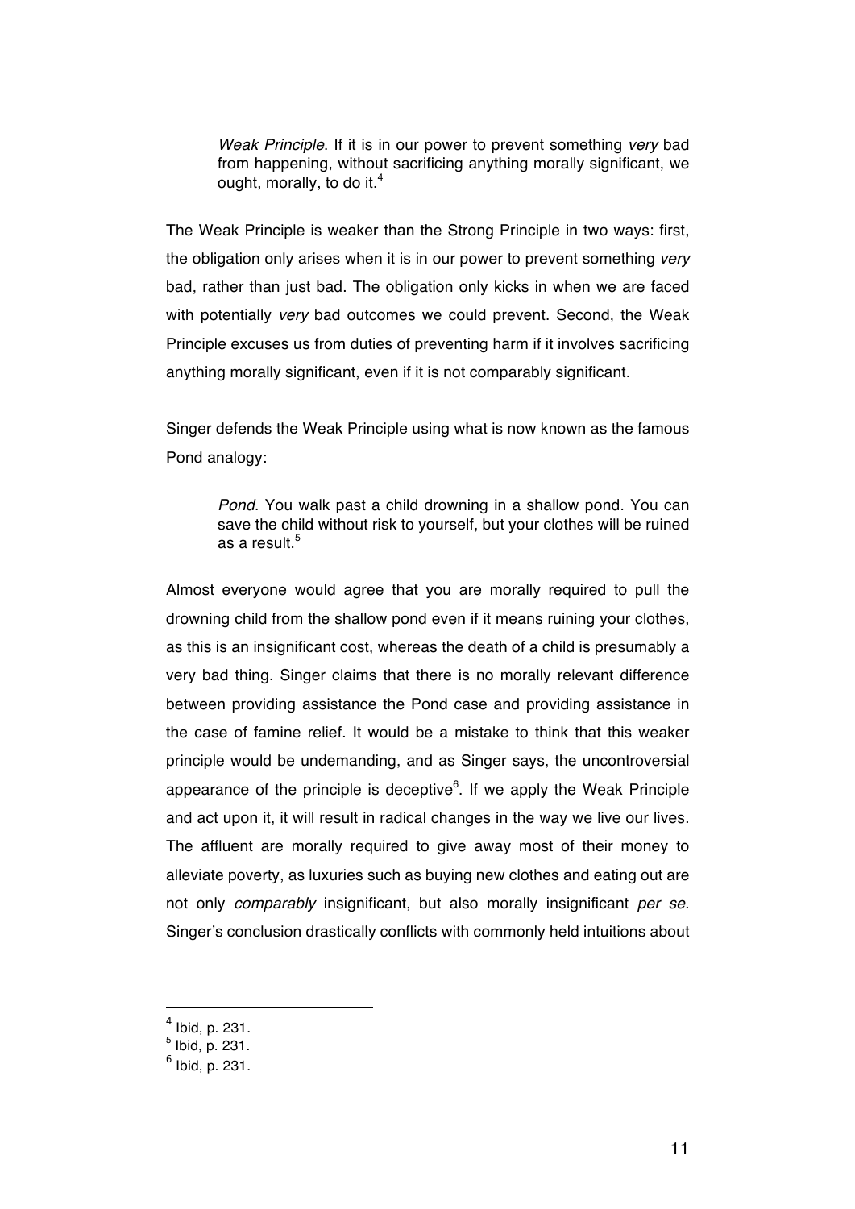> *Weak Principle*. If it is in our power to prevent something *very* bad from happening, without sacrificing anything morally significant, we ought, morally, to do it.[4]

The Weak Principle is weaker than the Strong Principle in two ways: first, the obligation only arises when it is in our power to prevent something *very* bad, rather than just bad. The obligation only kicks in when we are faced with potentially *very* bad outcomes we could prevent. Second, the Weak Principle excuses us from duties of preventing harm if it involves sacrificing anything morally significant, even if it is not comparably significant.

Singer defends the Weak Principle using what is now known as the famous Pond analogy:

> *Pond*. You walk past a child drowning in a shallow pond. You can save the child without risk to yourself, but your clothes will be ruined as a result.[5]

Almost everyone would agree that you are morally required to pull the drowning child from the shallow pond even if it means ruining your clothes, as this is an insignificant cost, whereas the death of a child is presumably a very bad thing. Singer claims that there is no morally relevant difference between providing assistance the Pond case and providing assistance in the case of famine relief. It would be a mistake to think that this weaker principle would be undemanding, and as Singer says, the uncontroversial appearance of the principle is deceptive[6]. If we apply the Weak Principle and act upon it, it will result in radical changes in the way we live our lives. The affluent are morally required to give away most of their money to alleviate poverty, as luxuries such as buying new clothes and eating out are not only *comparably* insignificant, but also morally insignificant *per se*. Singer's conclusion drastically conflicts with commonly held intuitions about

---

[4] Ibid, p. 231.

[5] Ibid, p. 231.

[6] Ibid, p. 231.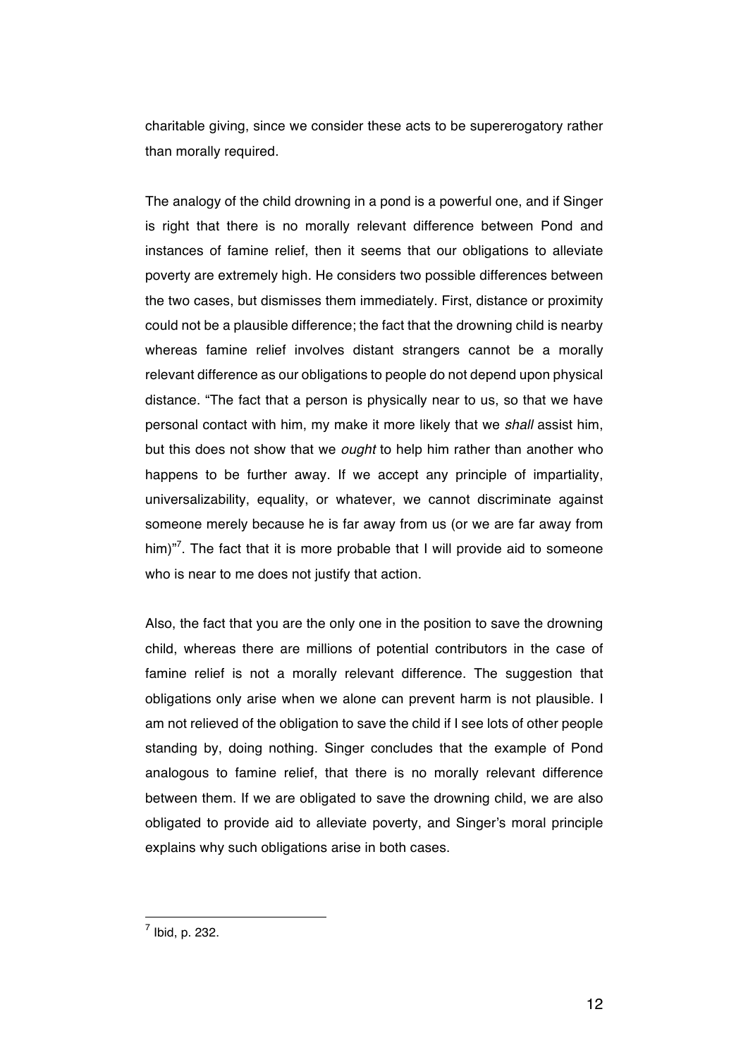charitable giving, since we consider these acts to be supererogatory rather than morally required.

The analogy of the child drowning in a pond is a powerful one, and if Singer is right that there is no morally relevant difference between Pond and instances of famine relief, then it seems that our obligations to alleviate poverty are extremely high. He considers two possible differences between the two cases, but dismisses them immediately. First, distance or proximity could not be a plausible difference; the fact that the drowning child is nearby whereas famine relief involves distant strangers cannot be a morally relevant difference as our obligations to people do not depend upon physical distance. "The fact that a person is physically near to us, so that we have personal contact with him, my make it more likely that we *shall* assist him, but this does not show that we *ought* to help him rather than another who happens to be further away. If we accept any principle of impartiality, universalizability, equality, or whatever, we cannot discriminate against someone merely because he is far away from us (or we are far away from him)"[7]. The fact that it is more probable that I will provide aid to someone who is near to me does not justify that action.

Also, the fact that you are the only one in the position to save the drowning child, whereas there are millions of potential contributors in the case of famine relief is not a morally relevant difference. The suggestion that obligations only arise when we alone can prevent harm is not plausible. I am not relieved of the obligation to save the child if I see lots of other people standing by, doing nothing. Singer concludes that the example of Pond analogous to famine relief, that there is no morally relevant difference between them. If we are obligated to save the drowning child, we are also obligated to provide aid to alleviate poverty, and Singer's moral principle explains why such obligations arise in both cases.

---

[7] Ibid, p. 232.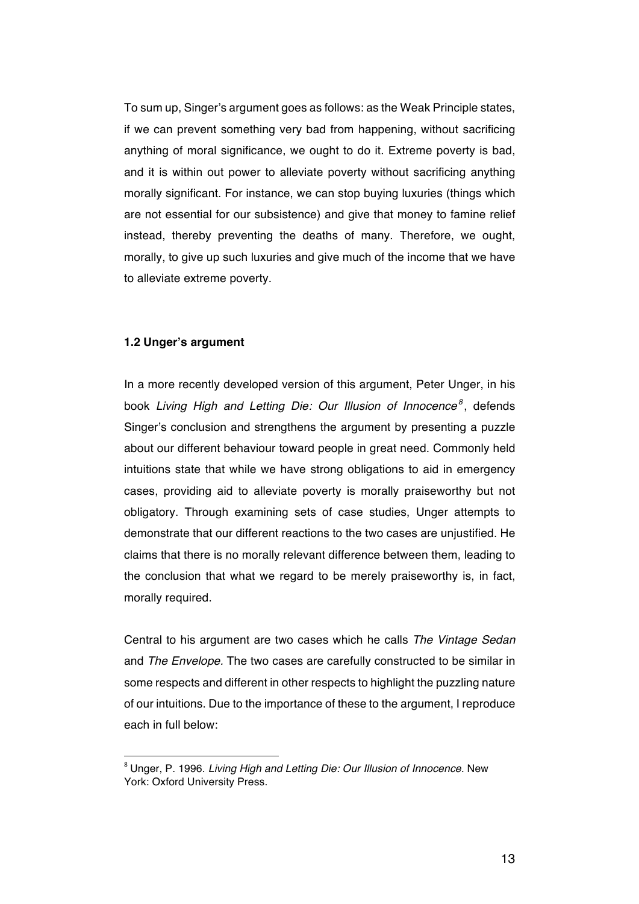To sum up, Singer's argument goes as follows: as the Weak Principle states, if we can prevent something very bad from happening, without sacrificing anything of moral significance, we ought to do it. Extreme poverty is bad, and it is within out power to alleviate poverty without sacrificing anything morally significant. For instance, we can stop buying luxuries (things which are not essential for our subsistence) and give that money to famine relief instead, thereby preventing the deaths of many. Therefore, we ought, morally, to give up such luxuries and give much of the income that we have to alleviate extreme poverty.

### 1.2 Unger's argument

In a more recently developed version of this argument, Peter Unger, in his book *Living High and Letting Die: Our Illusion of Innocence*[8], defends Singer's conclusion and strengthens the argument by presenting a puzzle about our different behaviour toward people in great need. Commonly held intuitions state that while we have strong obligations to aid in emergency cases, providing aid to alleviate poverty is morally praiseworthy but not obligatory. Through examining sets of case studies, Unger attempts to demonstrate that our different reactions to the two cases are unjustified. He claims that there is no morally relevant difference between them, leading to the conclusion that what we regard to be merely praiseworthy is, in fact, morally required.

Central to his argument are two cases which he calls *The Vintage Sedan* and *The Envelope.* The two cases are carefully constructed to be similar in some respects and different in other respects to highlight the puzzling nature of our intuitions. Due to the importance of these to the argument, I reproduce each in full below:

[8] Unger, P. 1996. *Living High and Letting Die: Our Illusion of Innocence.* New York: Oxford University Press.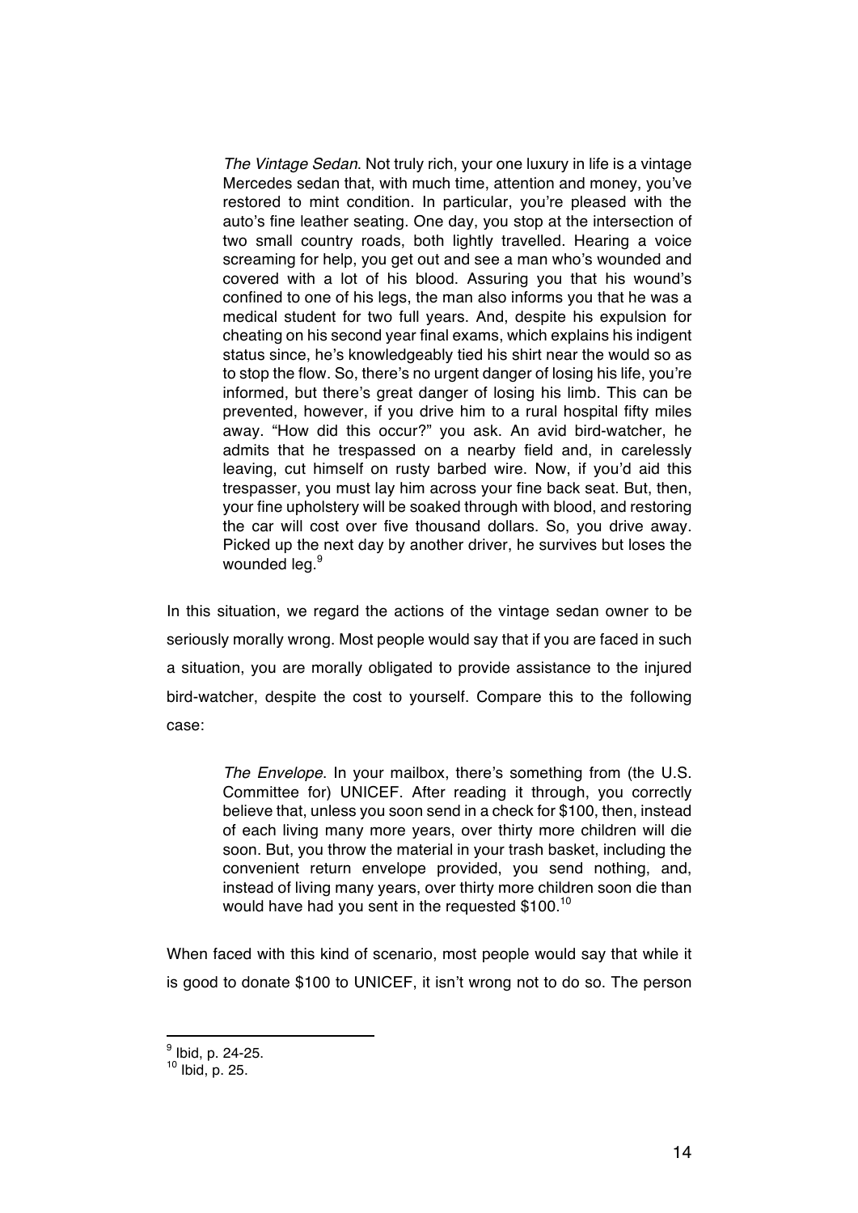> *The Vintage Sedan*. Not truly rich, your one luxury in life is a vintage Mercedes sedan that, with much time, attention and money, you've restored to mint condition. In particular, you're pleased with the auto's fine leather seating. One day, you stop at the intersection of two small country roads, both lightly travelled. Hearing a voice screaming for help, you get out and see a man who's wounded and covered with a lot of his blood. Assuring you that his wound's confined to one of his legs, the man also informs you that he was a medical student for two full years. And, despite his expulsion for cheating on his second year final exams, which explains his indigent status since, he's knowledgeably tied his shirt near the would so as to stop the flow. So, there's no urgent danger of losing his life, you're informed, but there's great danger of losing his limb. This can be prevented, however, if you drive him to a rural hospital fifty miles away. "How did this occur?" you ask. An avid bird-watcher, he admits that he trespassed on a nearby field and, in carelessly leaving, cut himself on rusty barbed wire. Now, if you'd aid this trespasser, you must lay him across your fine back seat. But, then, your fine upholstery will be soaked through with blood, and restoring the car will cost over five thousand dollars. So, you drive away. Picked up the next day by another driver, he survives but loses the wounded leg.[9]

In this situation, we regard the actions of the vintage sedan owner to be seriously morally wrong. Most people would say that if you are faced in such a situation, you are morally obligated to provide assistance to the injured bird-watcher, despite the cost to yourself. Compare this to the following case:

> *The Envelope*. In your mailbox, there's something from (the U.S. Committee for) UNICEF. After reading it through, you correctly believe that, unless you soon send in a check for $100, then, instead of each living many more years, over thirty more children will die soon. But, you throw the material in your trash basket, including the convenient return envelope provided, you send nothing, and, instead of living many years, over thirty more children soon die than would have had you sent in the requested $100.[10]

When faced with this kind of scenario, most people would say that while it is good to donate $100 to UNICEF, it isn't wrong not to do so. The person

[9] Ibid, p. 24-25.

[10] Ibid, p. 25.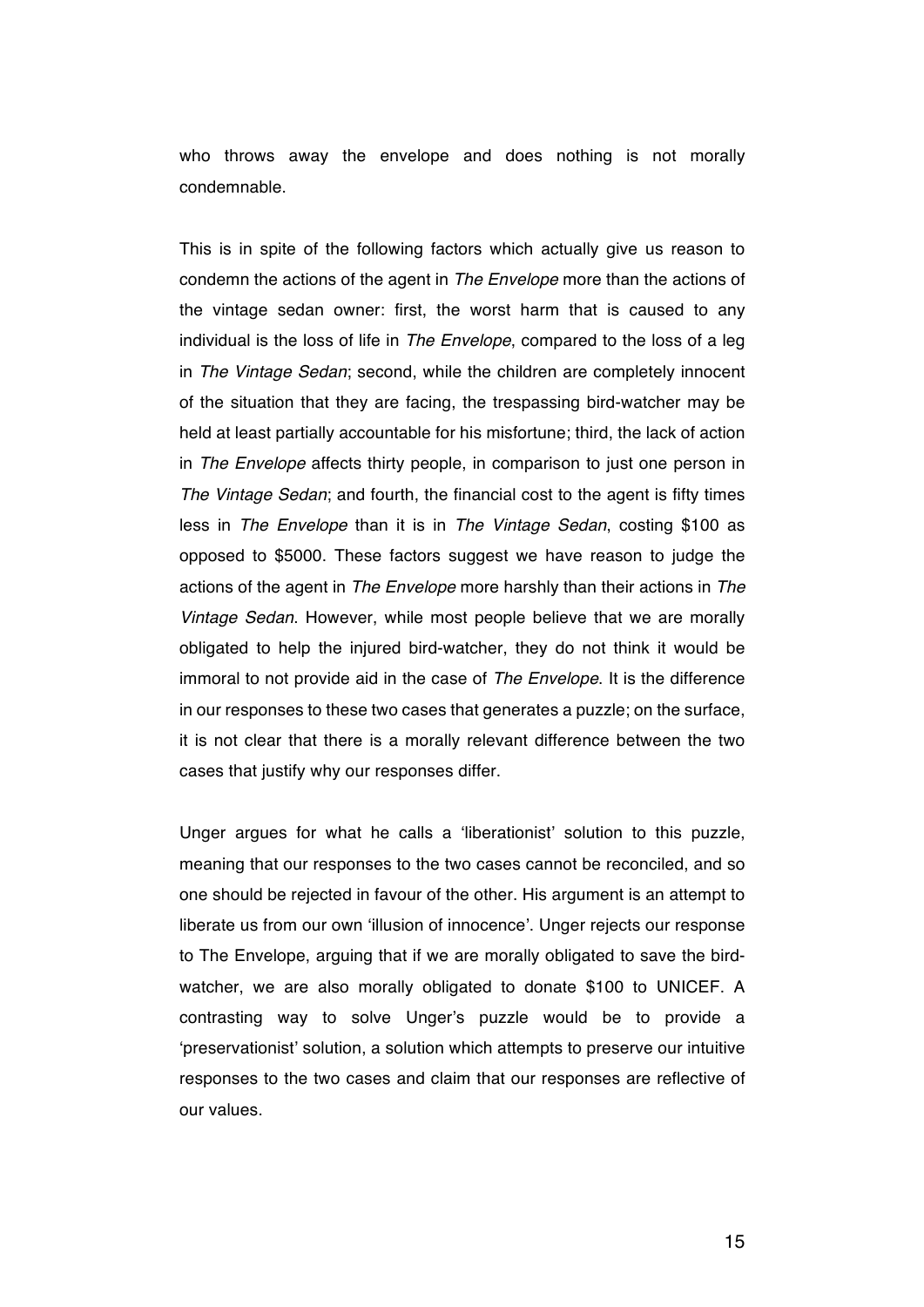who throws away the envelope and does nothing is not morally condemnable.

This is in spite of the following factors which actually give us reason to condemn the actions of the agent in *The Envelope* more than the actions of the vintage sedan owner: first, the worst harm that is caused to any individual is the loss of life in *The Envelope*, compared to the loss of a leg in *The Vintage Sedan*; second, while the children are completely innocent of the situation that they are facing, the trespassing bird-watcher may be held at least partially accountable for his misfortune; third, the lack of action in *The Envelope* affects thirty people, in comparison to just one person in *The Vintage Sedan*; and fourth, the financial cost to the agent is fifty times less in *The Envelope* than it is in *The Vintage Sedan*, costing $100 as opposed to $5000. These factors suggest we have reason to judge the actions of the agent in *The Envelope* more harshly than their actions in *The Vintage Sedan*. However, while most people believe that we are morally obligated to help the injured bird-watcher, they do not think it would be immoral to not provide aid in the case of *The Envelope*. It is the difference in our responses to these two cases that generates a puzzle; on the surface, it is not clear that there is a morally relevant difference between the two cases that justify why our responses differ.

Unger argues for what he calls a 'liberationist' solution to this puzzle, meaning that our responses to the two cases cannot be reconciled, and so one should be rejected in favour of the other. His argument is an attempt to liberate us from our own 'illusion of innocence'. Unger rejects our response to The Envelope, arguing that if we are morally obligated to save the bird-watcher, we are also morally obligated to donate $100 to UNICEF. A contrasting way to solve Unger's puzzle would be to provide a 'preservationist' solution, a solution which attempts to preserve our intuitive responses to the two cases and claim that our responses are reflective of our values.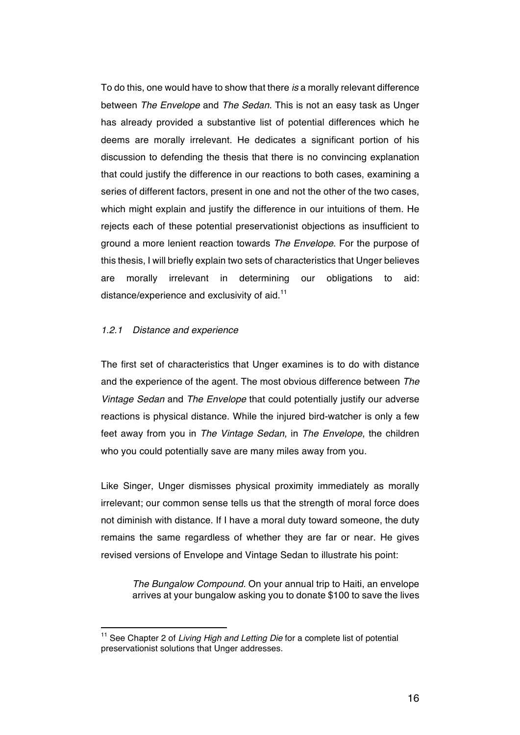To do this, one would have to show that there *is* a morally relevant difference between *The Envelope* and *The Sedan*. This is not an easy task as Unger has already provided a substantive list of potential differences which he deems are morally irrelevant. He dedicates a significant portion of his discussion to defending the thesis that there is no convincing explanation that could justify the difference in our reactions to both cases, examining a series of different factors, present in one and not the other of the two cases, which might explain and justify the difference in our intuitions of them. He rejects each of these potential preservationist objections as insufficient to ground a more lenient reaction towards *The Envelope*. For the purpose of this thesis, I will briefly explain two sets of characteristics that Unger believes are morally irrelevant in determining our obligations to aid: distance/experience and exclusivity of aid.[11]

### *1.2.1 Distance and experience*

The first set of characteristics that Unger examines is to do with distance and the experience of the agent. The most obvious difference between *The Vintage Sedan* and *The Envelope* that could potentially justify our adverse reactions is physical distance. While the injured bird-watcher is only a few feet away from you in *The Vintage Sedan*, in *The Envelope*, the children who you could potentially save are many miles away from you.

Like Singer, Unger dismisses physical proximity immediately as morally irrelevant; our common sense tells us that the strength of moral force does not diminish with distance. If I have a moral duty toward someone, the duty remains the same regardless of whether they are far or near. He gives revised versions of Envelope and Vintage Sedan to illustrate his point:

> *The Bungalow Compound*. On your annual trip to Haiti, an envelope arrives at your bungalow asking you to donate $100 to save the lives

---

[11] See Chapter 2 of *Living High and Letting Die* for a complete list of potential preservationist solutions that Unger addresses.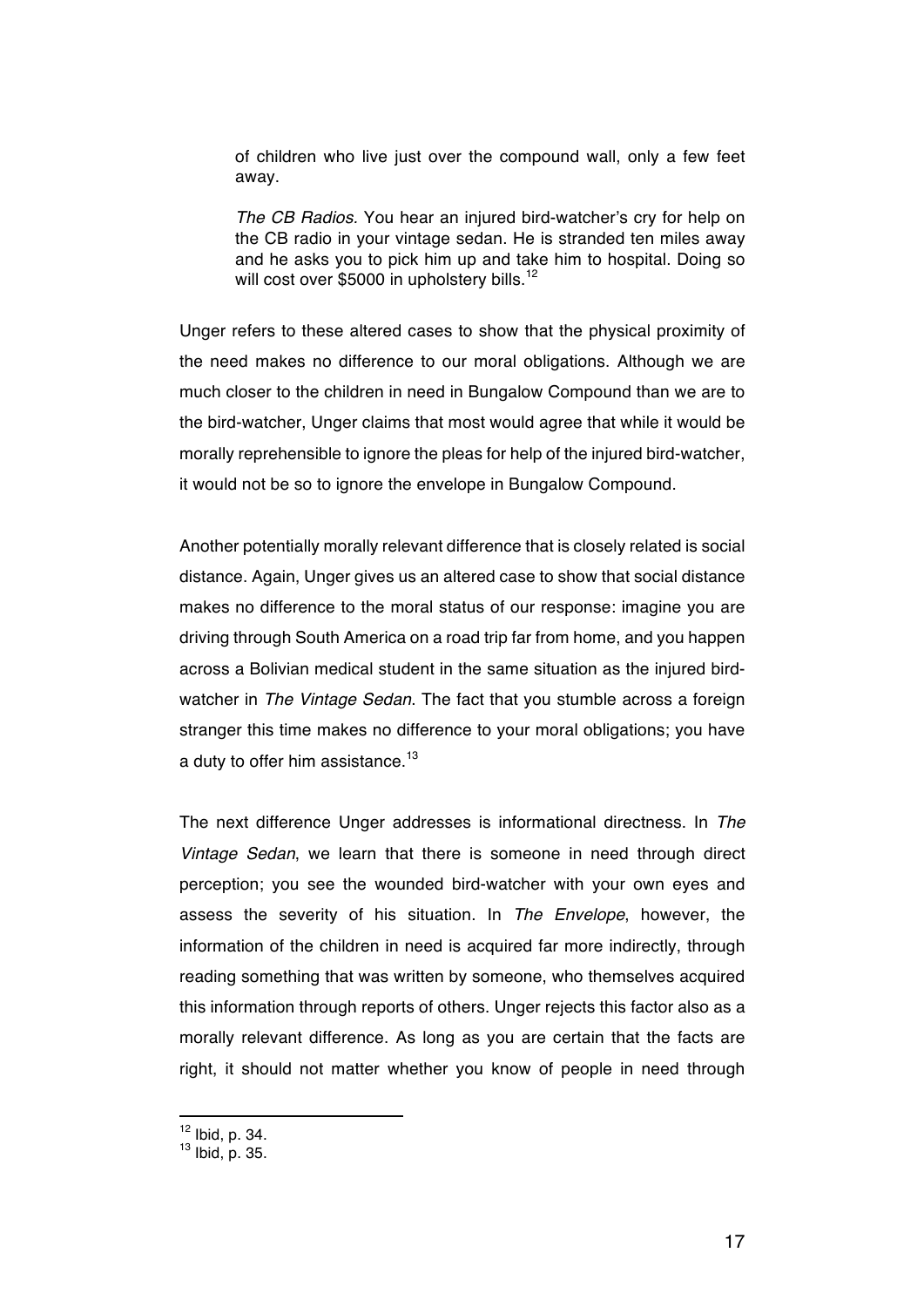> of children who live just over the compound wall, only a few feet away.
>
> *The CB Radios.* You hear an injured bird-watcher's cry for help on the CB radio in your vintage sedan. He is stranded ten miles away and he asks you to pick him up and take him to hospital. Doing so will cost over $5000 in upholstery bills.[12]

Unger refers to these altered cases to show that the physical proximity of the need makes no difference to our moral obligations. Although we are much closer to the children in need in Bungalow Compound than we are to the bird-watcher, Unger claims that most would agree that while it would be morally reprehensible to ignore the pleas for help of the injured bird-watcher, it would not be so to ignore the envelope in Bungalow Compound.

Another potentially morally relevant difference that is closely related is social distance. Again, Unger gives us an altered case to show that social distance makes no difference to the moral status of our response: imagine you are driving through South America on a road trip far from home, and you happen across a Bolivian medical student in the same situation as the injured bird-watcher in *The Vintage Sedan*. The fact that you stumble across a foreign stranger this time makes no difference to your moral obligations; you have a duty to offer him assistance.[13]

The next difference Unger addresses is informational directness. In *The Vintage Sedan*, we learn that there is someone in need through direct perception; you see the wounded bird-watcher with your own eyes and assess the severity of his situation. In *The Envelope*, however, the information of the children in need is acquired far more indirectly, through reading something that was written by someone, who themselves acquired this information through reports of others. Unger rejects this factor also as a morally relevant difference. As long as you are certain that the facts are right, it should not matter whether you know of people in need through

---

[12] Ibid, p. 34.

[13] Ibid, p. 35.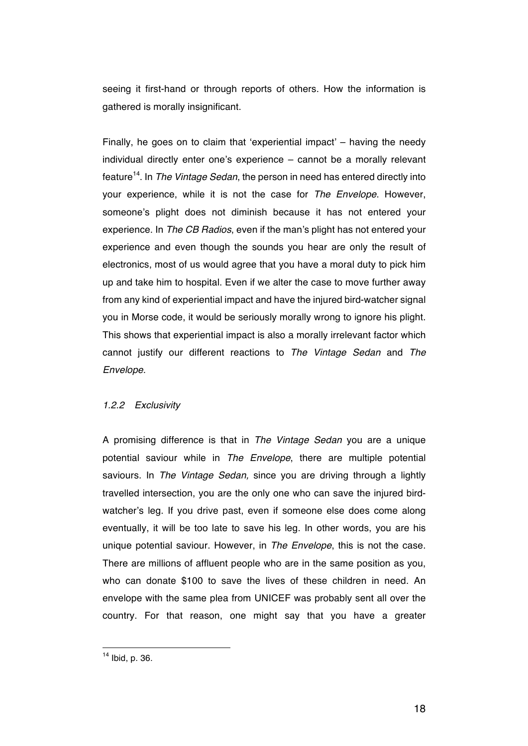seeing it first-hand or through reports of others. How the information is gathered is morally insignificant.

Finally, he goes on to claim that 'experiential impact' – having the needy individual directly enter one's experience – cannot be a morally relevant feature[14]. In *The Vintage Sedan*, the person in need has entered directly into your experience, while it is not the case for *The Envelope*. However, someone's plight does not diminish because it has not entered your experience. In *The CB Radios*, even if the man's plight has not entered your experience and even though the sounds you hear are only the result of electronics, most of us would agree that you have a moral duty to pick him up and take him to hospital. Even if we alter the case to move further away from any kind of experiential impact and have the injured bird-watcher signal you in Morse code, it would be seriously morally wrong to ignore his plight. This shows that experiential impact is also a morally irrelevant factor which cannot justify our different reactions to *The Vintage Sedan* and *The Envelope*.

#### *1.2.2 Exclusivity*

A promising difference is that in *The Vintage Sedan* you are a unique potential saviour while in *The Envelope*, there are multiple potential saviours. In *The Vintage Sedan,* since you are driving through a lightly travelled intersection, you are the only one who can save the injured bird-watcher's leg. If you drive past, even if someone else does come along eventually, it will be too late to save his leg. In other words, you are his unique potential saviour. However, in *The Envelope*, this is not the case. There are millions of affluent people who are in the same position as you, who can donate $100 to save the lives of these children in need. An envelope with the same plea from UNICEF was probably sent all over the country. For that reason, one might say that you have a greater

---

[14] Ibid, p. 36.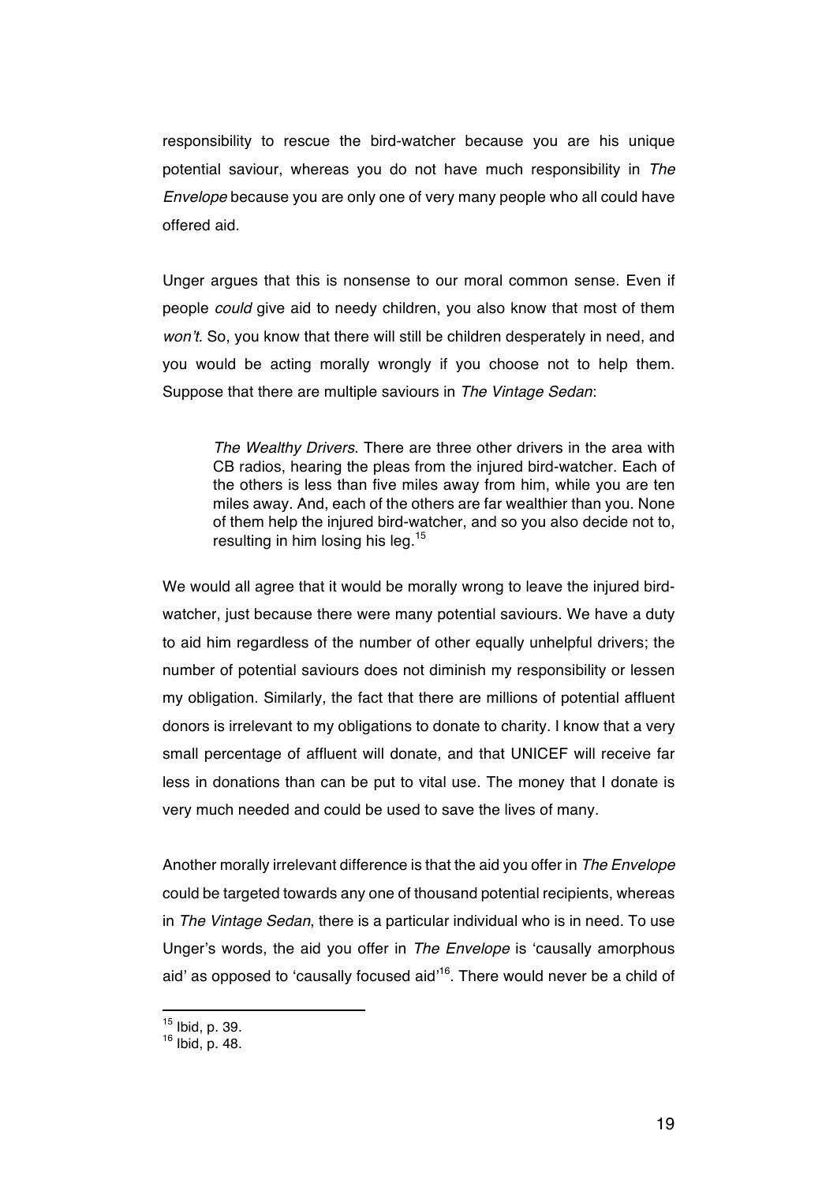responsibility to rescue the bird-watcher because you are his unique potential saviour, whereas you do not have much responsibility in *The Envelope* because you are only one of very many people who all could have offered aid.

Unger argues that this is nonsense to our moral common sense. Even if people *could* give aid to needy children, you also know that most of them *won't*. So, you know that there will still be children desperately in need, and you would be acting morally wrongly if you choose not to help them. Suppose that there are multiple saviours in *The Vintage Sedan*:

> *The Wealthy Drivers*. There are three other drivers in the area with CB radios, hearing the pleas from the injured bird-watcher. Each of the others is less than five miles away from him, while you are ten miles away. And, each of the others are far wealthier than you. None of them help the injured bird-watcher, and so you also decide not to, resulting in him losing his leg.[15]

We would all agree that it would be morally wrong to leave the injured bird-watcher, just because there were many potential saviours. We have a duty to aid him regardless of the number of other equally unhelpful drivers; the number of potential saviours does not diminish my responsibility or lessen my obligation. Similarly, the fact that there are millions of potential affluent donors is irrelevant to my obligations to donate to charity. I know that a very small percentage of affluent will donate, and that UNICEF will receive far less in donations than can be put to vital use. The money that I donate is very much needed and could be used to save the lives of many.

Another morally irrelevant difference is that the aid you offer in *The Envelope* could be targeted towards any one of thousand potential recipients, whereas in *The Vintage Sedan*, there is a particular individual who is in need. To use Unger's words, the aid you offer in *The Envelope* is 'causally amorphous aid' as opposed to 'causally focused aid'[16]. There would never be a child of

---

[15] Ibid, p. 39.

[16] Ibid, p. 48.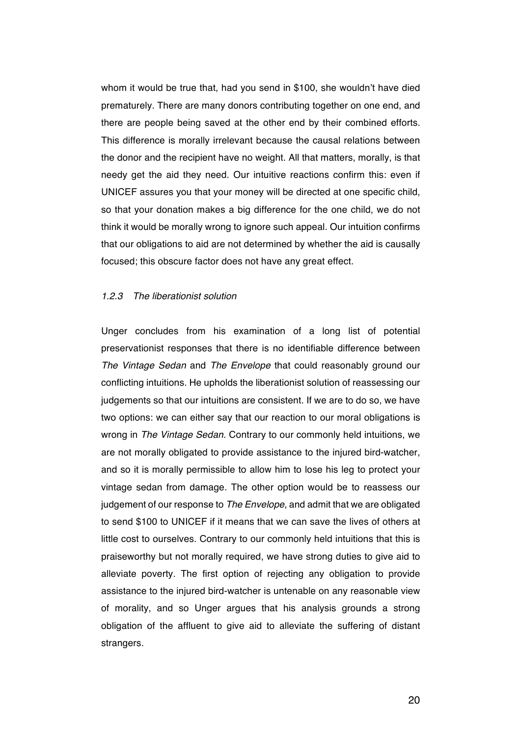whom it would be true that, had you send in $100, she wouldn't have died prematurely. There are many donors contributing together on one end, and there are people being saved at the other end by their combined efforts. This difference is morally irrelevant because the causal relations between the donor and the recipient have no weight. All that matters, morally, is that needy get the aid they need. Our intuitive reactions confirm this: even if UNICEF assures you that your money will be directed at one specific child, so that your donation makes a big difference for the one child, we do not think it would be morally wrong to ignore such appeal. Our intuition confirms that our obligations to aid are not determined by whether the aid is causally focused; this obscure factor does not have any great effect.

### *1.2.3 The liberationist solution*

Unger concludes from his examination of a long list of potential preservationist responses that there is no identifiable difference between *The Vintage Sedan* and *The Envelope* that could reasonably ground our conflicting intuitions. He upholds the liberationist solution of reassessing our judgements so that our intuitions are consistent. If we are to do so, we have two options: we can either say that our reaction to our moral obligations is wrong in *The Vintage Sedan*. Contrary to our commonly held intuitions, we are not morally obligated to provide assistance to the injured bird-watcher, and so it is morally permissible to allow him to lose his leg to protect your vintage sedan from damage. The other option would be to reassess our judgement of our response to *The Envelope*, and admit that we are obligated to send $100 to UNICEF if it means that we can save the lives of others at little cost to ourselves. Contrary to our commonly held intuitions that this is praiseworthy but not morally required, we have strong duties to give aid to alleviate poverty. The first option of rejecting any obligation to provide assistance to the injured bird-watcher is untenable on any reasonable view of morality, and so Unger argues that his analysis grounds a strong obligation of the affluent to give aid to alleviate the suffering of distant strangers.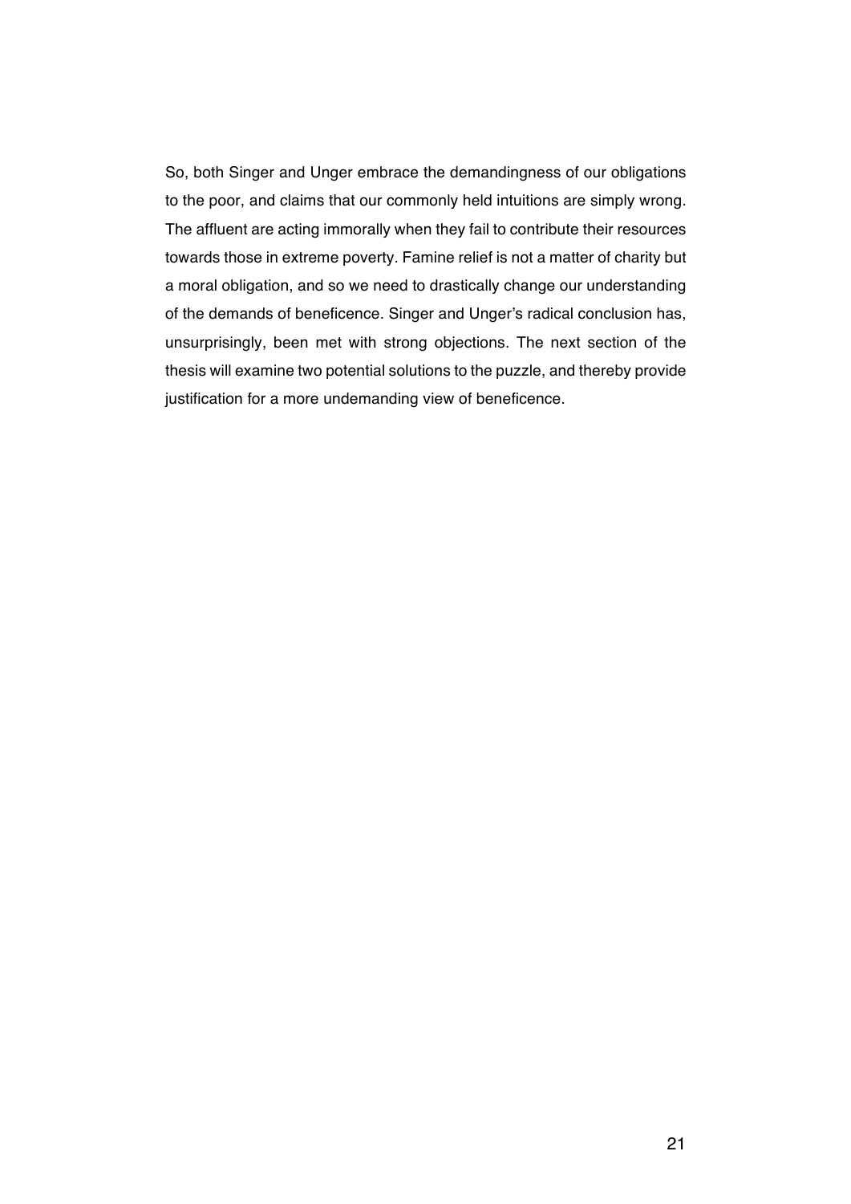So, both Singer and Unger embrace the demandingness of our obligations to the poor, and claims that our commonly held intuitions are simply wrong. The affluent are acting immorally when they fail to contribute their resources towards those in extreme poverty. Famine relief is not a matter of charity but a moral obligation, and so we need to drastically change our understanding of the demands of beneficence. Singer and Unger's radical conclusion has, unsurprisingly, been met with strong objections. The next section of the thesis will examine two potential solutions to the puzzle, and thereby provide justification for a more undemanding view of beneficence.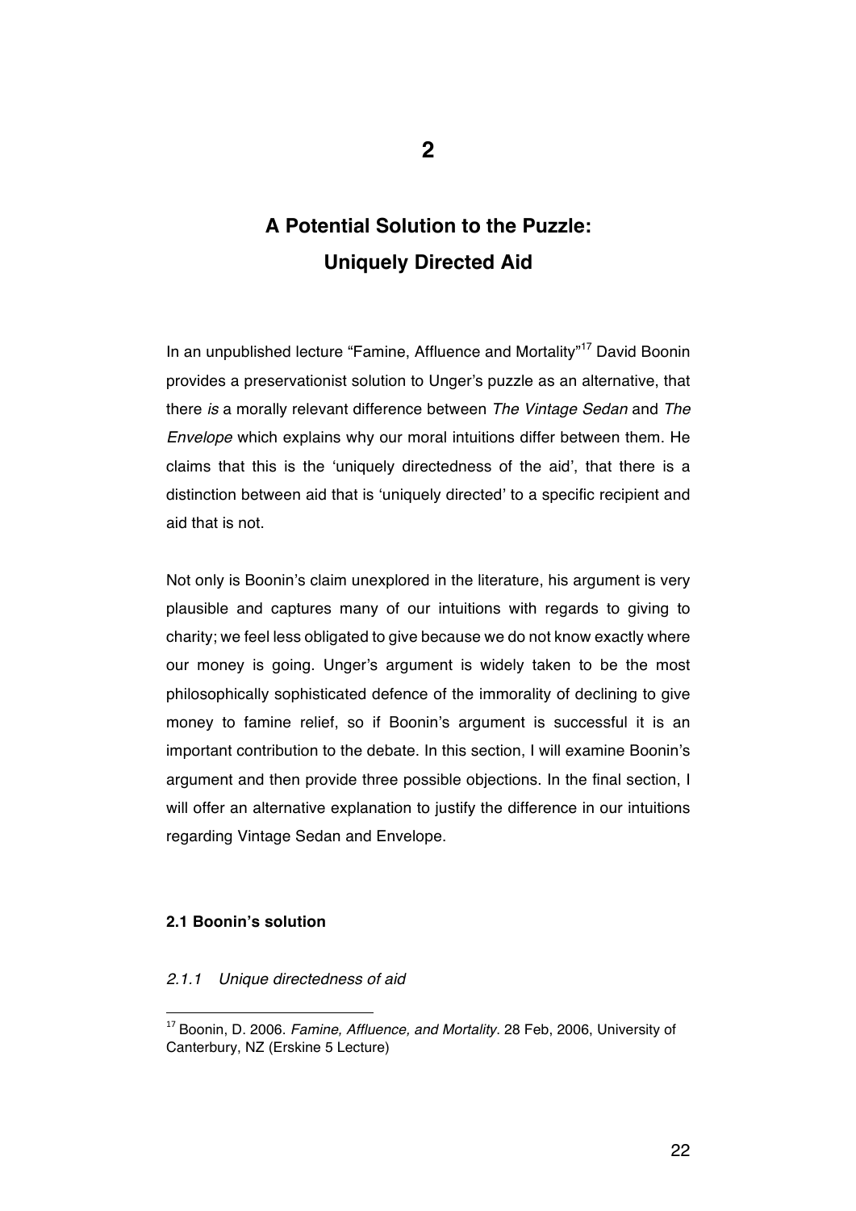# 2

# A Potential Solution to the Puzzle: Uniquely Directed Aid

In an unpublished lecture "Famine, Affluence and Mortality"[17] David Boonin provides a preservationist solution to Unger's puzzle as an alternative, that there *is* a morally relevant difference between *The Vintage Sedan* and *The Envelope* which explains why our moral intuitions differ between them. He claims that this is the 'uniquely directedness of the aid', that there is a distinction between aid that is 'uniquely directed' to a specific recipient and aid that is not.

Not only is Boonin's claim unexplored in the literature, his argument is very plausible and captures many of our intuitions with regards to giving to charity; we feel less obligated to give because we do not know exactly where our money is going. Unger's argument is widely taken to be the most philosophically sophisticated defence of the immorality of declining to give money to famine relief, so if Boonin's argument is successful it is an important contribution to the debate. In this section, I will examine Boonin's argument and then provide three possible objections. In the final section, I will offer an alternative explanation to justify the difference in our intuitions regarding Vintage Sedan and Envelope.

### 2.1 Boonin's solution

#### *2.1.1 Unique directedness of aid*

[17] Boonin, D. 2006. *Famine, Affluence, and Mortality.* 28 Feb, 2006, University of Canterbury, NZ (Erskine 5 Lecture)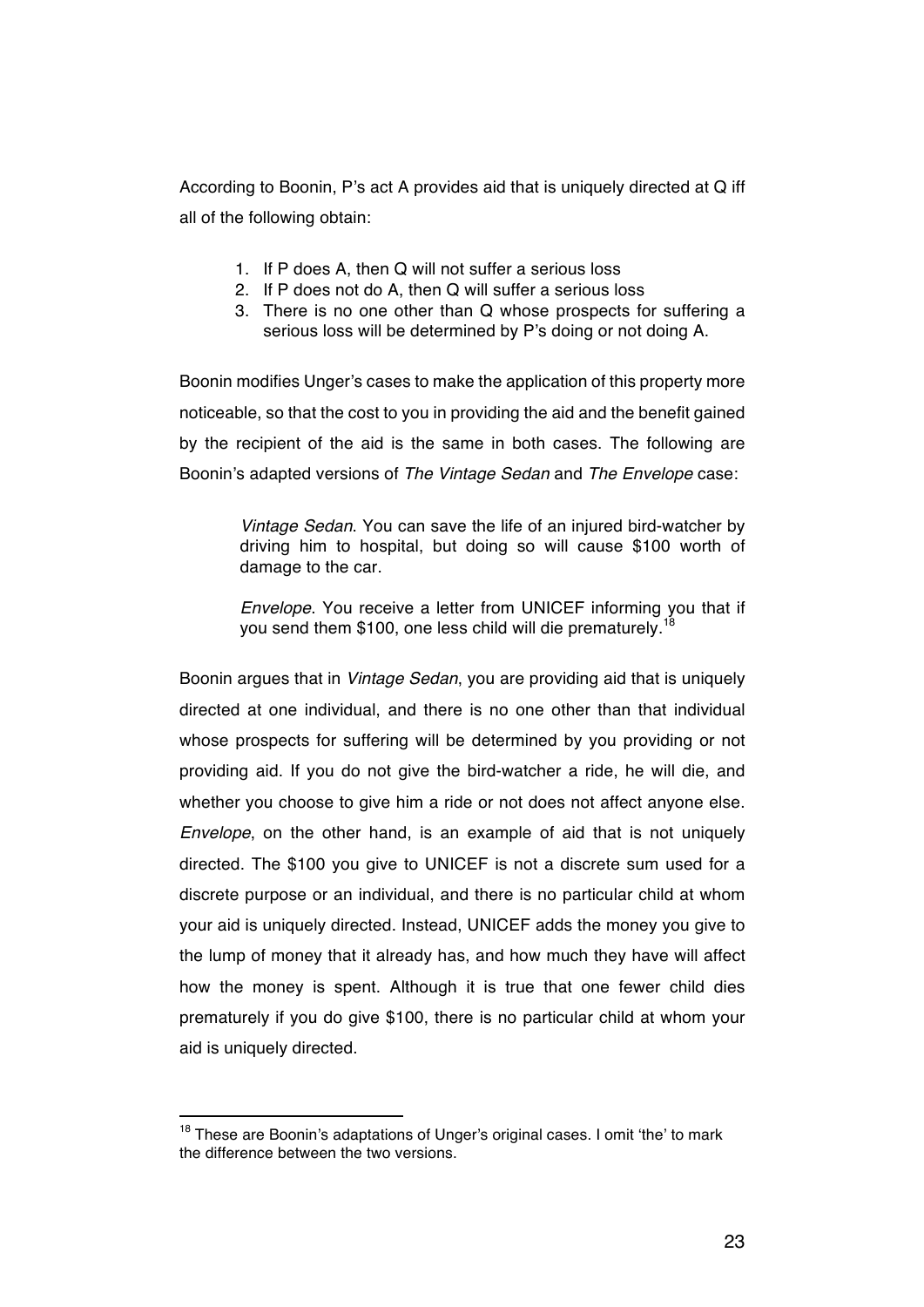According to Boonin, P's act A provides aid that is uniquely directed at Q iff all of the following obtain:

1. If P does A, then Q will not suffer a serious loss
2. If P does not do A, then Q will suffer a serious loss
3. There is no one other than Q whose prospects for suffering a serious loss will be determined by P's doing or not doing A.

Boonin modifies Unger's cases to make the application of this property more noticeable, so that the cost to you in providing the aid and the benefit gained by the recipient of the aid is the same in both cases. The following are Boonin's adapted versions of *The Vintage Sedan* and *The Envelope* case:

> *Vintage Sedan*. You can save the life of an injured bird-watcher by driving him to hospital, but doing so will cause $100 worth of damage to the car.
>
> *Envelope*. You receive a letter from UNICEF informing you that if you send them $100, one less child will die prematurely.[18]

Boonin argues that in *Vintage Sedan*, you are providing aid that is uniquely directed at one individual, and there is no one other than that individual whose prospects for suffering will be determined by you providing or not providing aid. If you do not give the bird-watcher a ride, he will die, and whether you choose to give him a ride or not does not affect anyone else. *Envelope*, on the other hand, is an example of aid that is not uniquely directed. The $100 you give to UNICEF is not a discrete sum used for a discrete purpose or an individual, and there is no particular child at whom your aid is uniquely directed. Instead, UNICEF adds the money you give to the lump of money that it already has, and how much they have will affect how the money is spent. Although it is true that one fewer child dies prematurely if you do give $100, there is no particular child at whom your aid is uniquely directed.

---

[18] These are Boonin's adaptations of Unger's original cases. I omit 'the' to mark the difference between the two versions.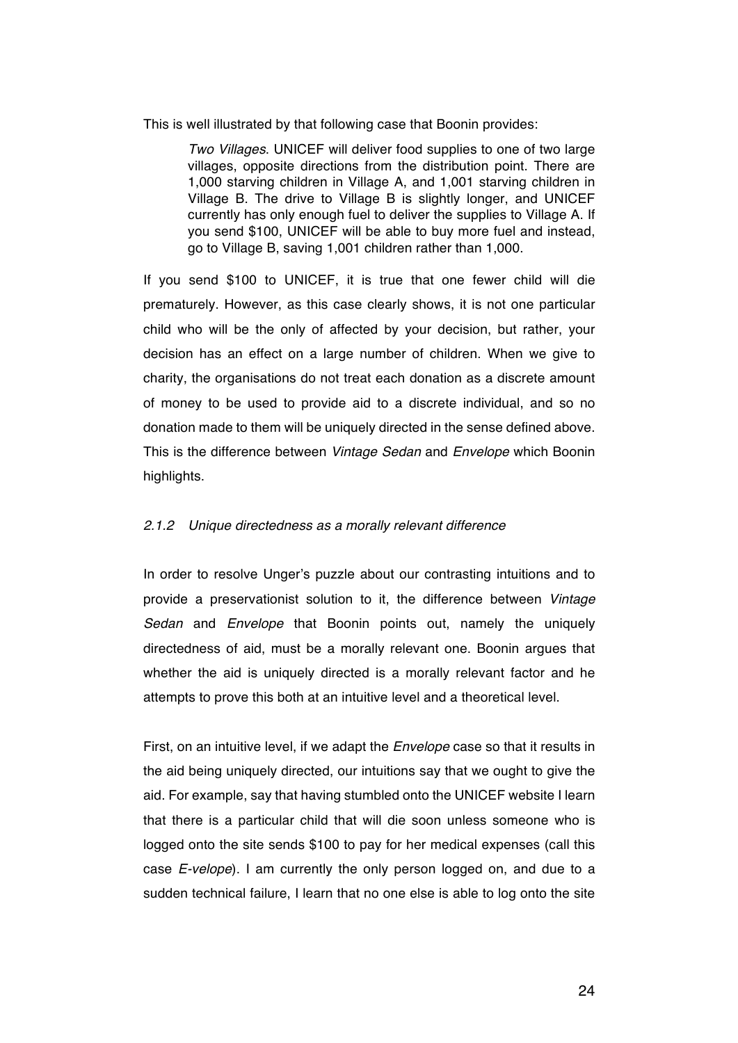This is well illustrated by that following case that Boonin provides:

> *Two Villages*. UNICEF will deliver food supplies to one of two large villages, opposite directions from the distribution point. There are 1,000 starving children in Village A, and 1,001 starving children in Village B. The drive to Village B is slightly longer, and UNICEF currently has only enough fuel to deliver the supplies to Village A. If you send $100, UNICEF will be able to buy more fuel and instead, go to Village B, saving 1,001 children rather than 1,000.

If you send $100 to UNICEF, it is true that one fewer child will die prematurely. However, as this case clearly shows, it is not one particular child who will be the only of affected by your decision, but rather, your decision has an effect on a large number of children. When we give to charity, the organisations do not treat each donation as a discrete amount of money to be used to provide aid to a discrete individual, and so no donation made to them will be uniquely directed in the sense defined above. This is the difference between *Vintage Sedan* and *Envelope* which Boonin highlights.

### *2.1.2 Unique directedness as a morally relevant difference*

In order to resolve Unger's puzzle about our contrasting intuitions and to provide a preservationist solution to it, the difference between *Vintage Sedan* and *Envelope* that Boonin points out, namely the uniquely directedness of aid, must be a morally relevant one. Boonin argues that whether the aid is uniquely directed is a morally relevant factor and he attempts to prove this both at an intuitive level and a theoretical level.

First, on an intuitive level, if we adapt the *Envelope* case so that it results in the aid being uniquely directed, our intuitions say that we ought to give the aid. For example, say that having stumbled onto the UNICEF website I learn that there is a particular child that will die soon unless someone who is logged onto the site sends $100 to pay for her medical expenses (call this case *E-velope*). I am currently the only person logged on, and due to a sudden technical failure, I learn that no one else is able to log onto the site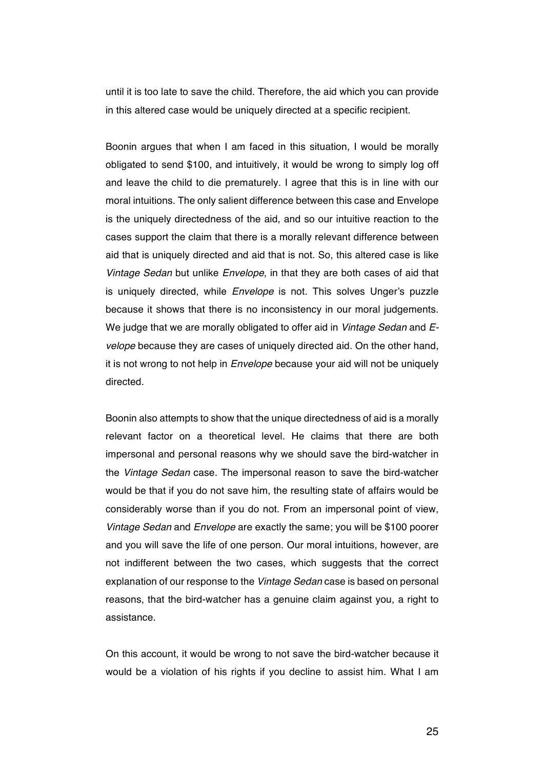until it is too late to save the child. Therefore, the aid which you can provide in this altered case would be uniquely directed at a specific recipient.

Boonin argues that when I am faced in this situation, I would be morally obligated to send $100, and intuitively, it would be wrong to simply log off and leave the child to die prematurely. I agree that this is in line with our moral intuitions. The only salient difference between this case and Envelope is the uniquely directedness of the aid, and so our intuitive reaction to the cases support the claim that there is a morally relevant difference between aid that is uniquely directed and aid that is not. So, this altered case is like *Vintage Sedan* but unlike *Envelope*, in that they are both cases of aid that is uniquely directed, while *Envelope* is not. This solves Unger's puzzle because it shows that there is no inconsistency in our moral judgements. We judge that we are morally obligated to offer aid in *Vintage Sedan* and *E-velope* because they are cases of uniquely directed aid. On the other hand, it is not wrong to not help in *Envelope* because your aid will not be uniquely directed.

Boonin also attempts to show that the unique directedness of aid is a morally relevant factor on a theoretical level. He claims that there are both impersonal and personal reasons why we should save the bird-watcher in the *Vintage Sedan* case. The impersonal reason to save the bird-watcher would be that if you do not save him, the resulting state of affairs would be considerably worse than if you do not. From an impersonal point of view, *Vintage Sedan* and *Envelope* are exactly the same; you will be $100 poorer and you will save the life of one person. Our moral intuitions, however, are not indifferent between the two cases, which suggests that the correct explanation of our response to the *Vintage Sedan* case is based on personal reasons, that the bird-watcher has a genuine claim against you, a right to assistance.

On this account, it would be wrong to not save the bird-watcher because it would be a violation of his rights if you decline to assist him. What I am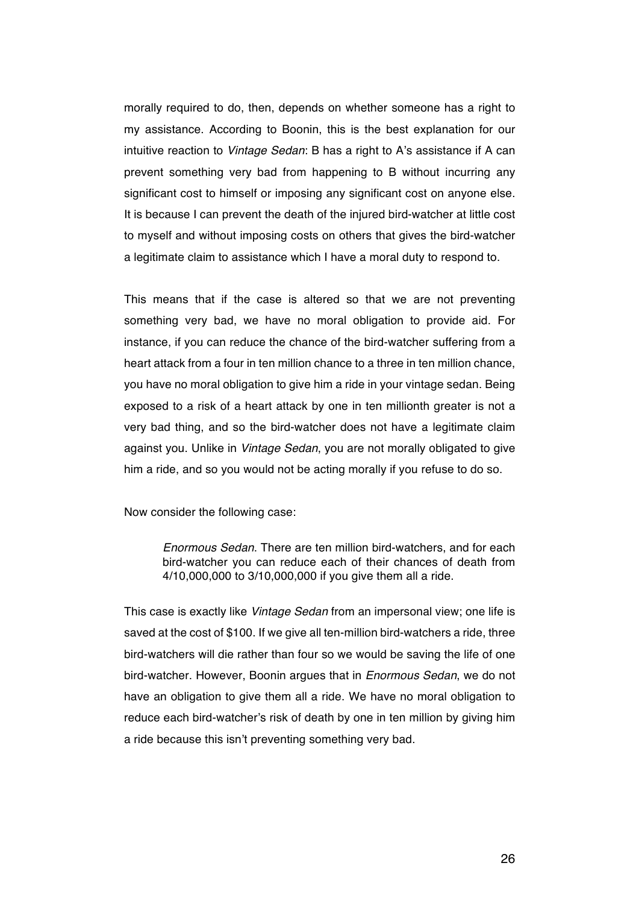morally required to do, then, depends on whether someone has a right to my assistance. According to Boonin, this is the best explanation for our intuitive reaction to *Vintage Sedan*: B has a right to A's assistance if A can prevent something very bad from happening to B without incurring any significant cost to himself or imposing any significant cost on anyone else. It is because I can prevent the death of the injured bird-watcher at little cost to myself and without imposing costs on others that gives the bird-watcher a legitimate claim to assistance which I have a moral duty to respond to.

This means that if the case is altered so that we are not preventing something very bad, we have no moral obligation to provide aid. For instance, if you can reduce the chance of the bird-watcher suffering from a heart attack from a four in ten million chance to a three in ten million chance, you have no moral obligation to give him a ride in your vintage sedan. Being exposed to a risk of a heart attack by one in ten millionth greater is not a very bad thing, and so the bird-watcher does not have a legitimate claim against you. Unlike in *Vintage Sedan*, you are not morally obligated to give him a ride, and so you would not be acting morally if you refuse to do so.

Now consider the following case:

> *Enormous Sedan*. There are ten million bird-watchers, and for each bird-watcher you can reduce each of their chances of death from 4/10,000,000 to 3/10,000,000 if you give them all a ride.

This case is exactly like *Vintage Sedan* from an impersonal view; one life is saved at the cost of $100. If we give all ten-million bird-watchers a ride, three bird-watchers will die rather than four so we would be saving the life of one bird-watcher. However, Boonin argues that in *Enormous Sedan*, we do not have an obligation to give them all a ride. We have no moral obligation to reduce each bird-watcher's risk of death by one in ten million by giving him a ride because this isn't preventing something very bad.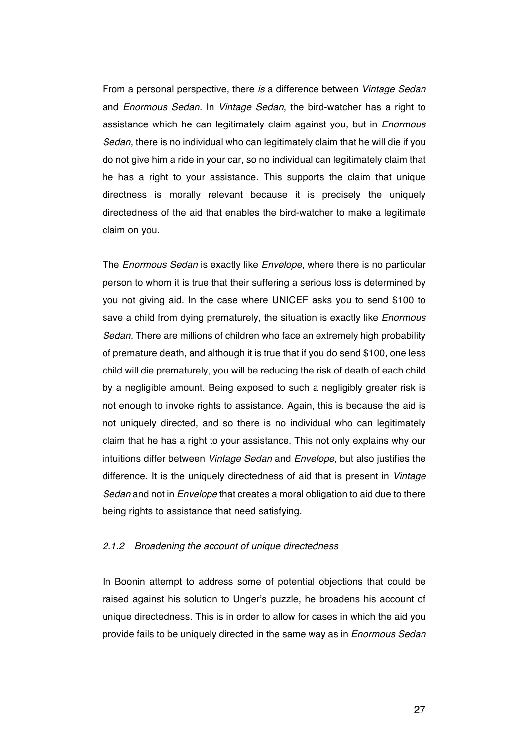From a personal perspective, there *is* a difference between *Vintage Sedan* and *Enormous Sedan.* In *Vintage Sedan*, the bird-watcher has a right to assistance which he can legitimately claim against you, but in *Enormous Sedan*, there is no individual who can legitimately claim that he will die if you do not give him a ride in your car, so no individual can legitimately claim that he has a right to your assistance. This supports the claim that unique directness is morally relevant because it is precisely the uniquely directedness of the aid that enables the bird-watcher to make a legitimate claim on you.

The *Enormous Sedan* is exactly like *Envelope*, where there is no particular person to whom it is true that their suffering a serious loss is determined by you not giving aid. In the case where UNICEF asks you to send $100 to save a child from dying prematurely, the situation is exactly like *Enormous Sedan.* There are millions of children who face an extremely high probability of premature death, and although it is true that if you do send $100, one less child will die prematurely, you will be reducing the risk of death of each child by a negligible amount. Being exposed to such a negligibly greater risk is not enough to invoke rights to assistance. Again, this is because the aid is not uniquely directed, and so there is no individual who can legitimately claim that he has a right to your assistance. This not only explains why our intuitions differ between *Vintage Sedan* and *Envelope*, but also justifies the difference. It is the uniquely directedness of aid that is present in *Vintage Sedan* and not in *Envelope* that creates a moral obligation to aid due to there being rights to assistance that need satisfying.

### *2.1.2 Broadening the account of unique directedness*

In Boonin attempt to address some of potential objections that could be raised against his solution to Unger's puzzle, he broadens his account of unique directedness. This is in order to allow for cases in which the aid you provide fails to be uniquely directed in the same way as in *Enormous Sedan*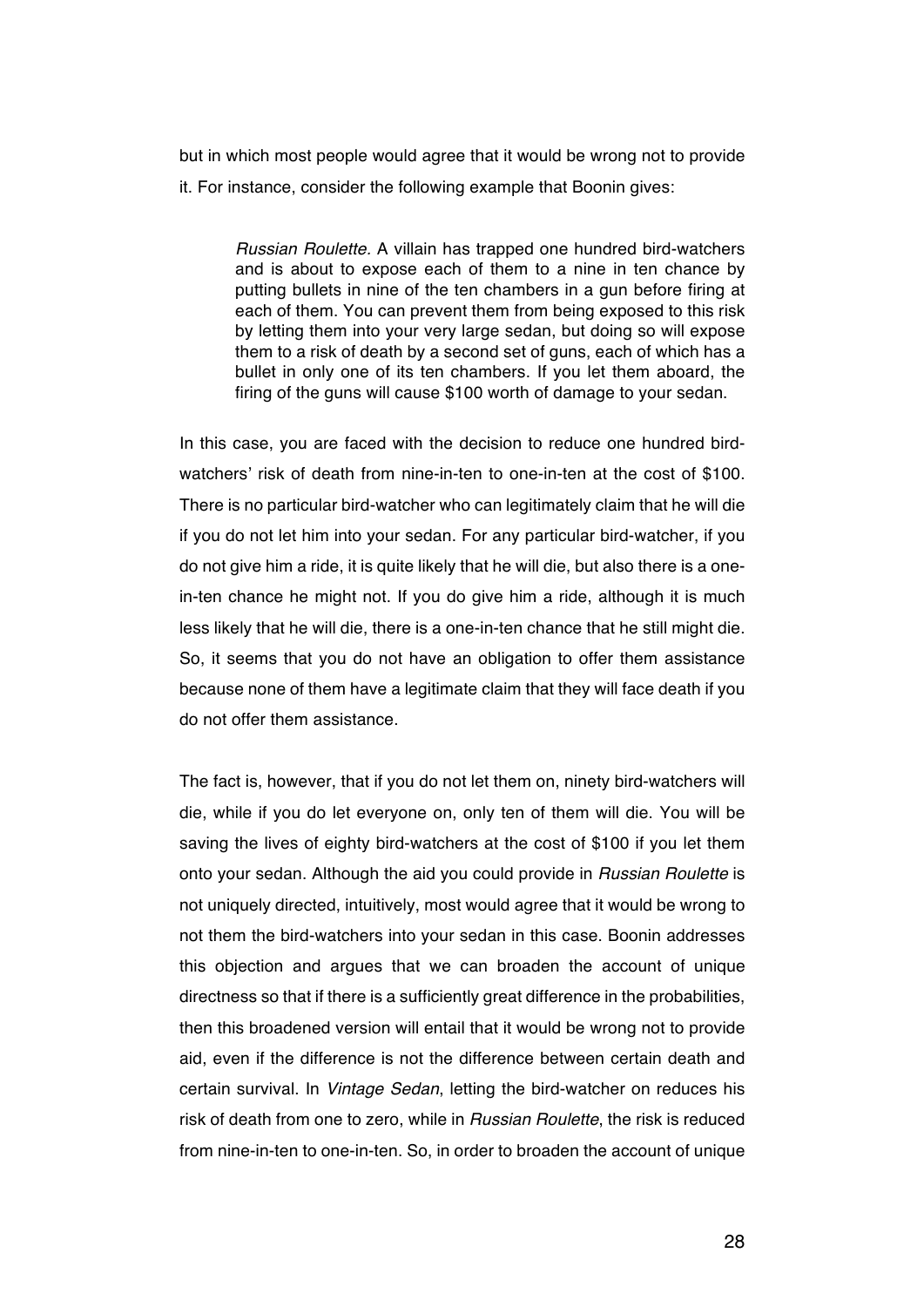but in which most people would agree that it would be wrong not to provide it. For instance, consider the following example that Boonin gives:

> *Russian Roulette.* A villain has trapped one hundred bird-watchers and is about to expose each of them to a nine in ten chance by putting bullets in nine of the ten chambers in a gun before firing at each of them. You can prevent them from being exposed to this risk by letting them into your very large sedan, but doing so will expose them to a risk of death by a second set of guns, each of which has a bullet in only one of its ten chambers. If you let them aboard, the firing of the guns will cause $100 worth of damage to your sedan.

In this case, you are faced with the decision to reduce one hundred bird-watchers' risk of death from nine-in-ten to one-in-ten at the cost of $100. There is no particular bird-watcher who can legitimately claim that he will die if you do not let him into your sedan. For any particular bird-watcher, if you do not give him a ride, it is quite likely that he will die, but also there is a one-in-ten chance he might not. If you do give him a ride, although it is much less likely that he will die, there is a one-in-ten chance that he still might die. So, it seems that you do not have an obligation to offer them assistance because none of them have a legitimate claim that they will face death if you do not offer them assistance.

The fact is, however, that if you do not let them on, ninety bird-watchers will die, while if you do let everyone on, only ten of them will die. You will be saving the lives of eighty bird-watchers at the cost of $100 if you let them onto your sedan. Although the aid you could provide in *Russian Roulette* is not uniquely directed, intuitively, most would agree that it would be wrong to not them the bird-watchers into your sedan in this case. Boonin addresses this objection and argues that we can broaden the account of unique directness so that if there is a sufficiently great difference in the probabilities, then this broadened version will entail that it would be wrong not to provide aid, even if the difference is not the difference between certain death and certain survival. In *Vintage Sedan*, letting the bird-watcher on reduces his risk of death from one to zero, while in *Russian Roulette*, the risk is reduced from nine-in-ten to one-in-ten. So, in order to broaden the account of unique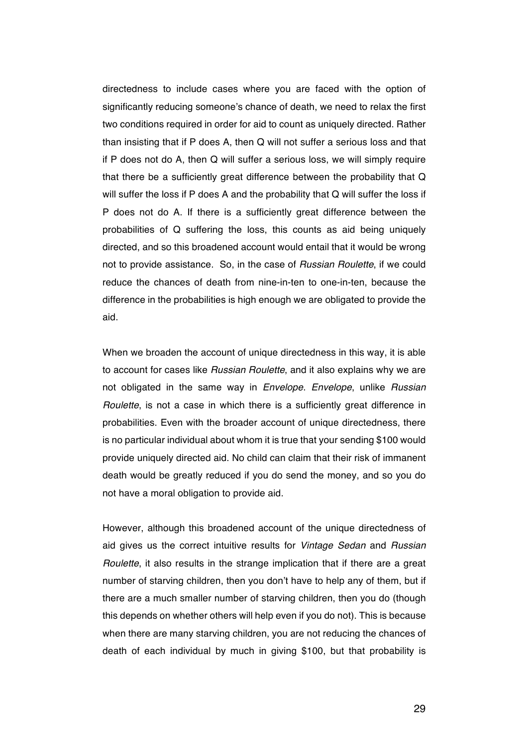directedness to include cases where you are faced with the option of significantly reducing someone's chance of death, we need to relax the first two conditions required in order for aid to count as uniquely directed. Rather than insisting that if P does A, then Q will not suffer a serious loss and that if P does not do A, then Q will suffer a serious loss, we will simply require that there be a sufficiently great difference between the probability that Q will suffer the loss if P does A and the probability that Q will suffer the loss if P does not do A. If there is a sufficiently great difference between the probabilities of Q suffering the loss, this counts as aid being uniquely directed, and so this broadened account would entail that it would be wrong not to provide assistance. So, in the case of *Russian Roulette*, if we could reduce the chances of death from nine-in-ten to one-in-ten, because the difference in the probabilities is high enough we are obligated to provide the aid.

When we broaden the account of unique directedness in this way, it is able to account for cases like *Russian Roulette*, and it also explains why we are not obligated in the same way in *Envelope*. *Envelope*, unlike *Russian Roulette*, is not a case in which there is a sufficiently great difference in probabilities. Even with the broader account of unique directedness, there is no particular individual about whom it is true that your sending $100 would provide uniquely directed aid. No child can claim that their risk of immanent death would be greatly reduced if you do send the money, and so you do not have a moral obligation to provide aid.

However, although this broadened account of the unique directedness of aid gives us the correct intuitive results for *Vintage Sedan* and *Russian Roulette*, it also results in the strange implication that if there are a great number of starving children, then you don't have to help any of them, but if there are a much smaller number of starving children, then you do (though this depends on whether others will help even if you do not). This is because when there are many starving children, you are not reducing the chances of death of each individual by much in giving $100, but that probability is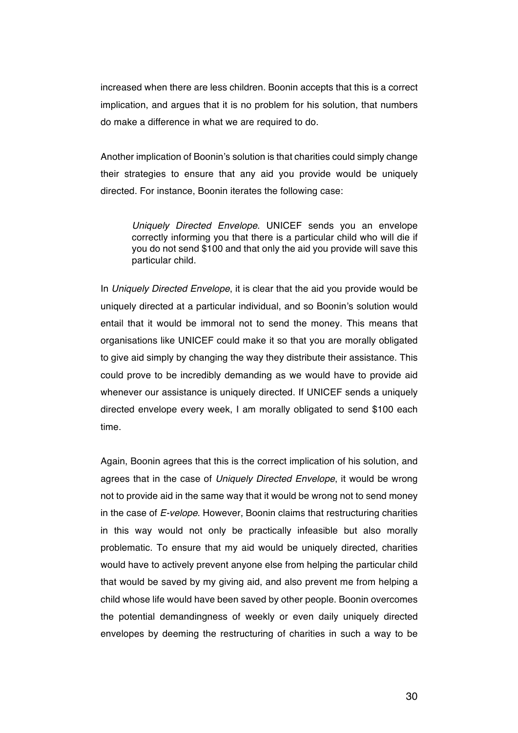increased when there are less children. Boonin accepts that this is a correct implication, and argues that it is no problem for his solution, that numbers do make a difference in what we are required to do.

Another implication of Boonin's solution is that charities could simply change their strategies to ensure that any aid you provide would be uniquely directed. For instance, Boonin iterates the following case:

> *Uniquely Directed Envelope*. UNICEF sends you an envelope correctly informing you that there is a particular child who will die if you do not send $100 and that only the aid you provide will save this particular child.

In *Uniquely Directed Envelope*, it is clear that the aid you provide would be uniquely directed at a particular individual, and so Boonin's solution would entail that it would be immoral not to send the money. This means that organisations like UNICEF could make it so that you are morally obligated to give aid simply by changing the way they distribute their assistance. This could prove to be incredibly demanding as we would have to provide aid whenever our assistance is uniquely directed. If UNICEF sends a uniquely directed envelope every week, I am morally obligated to send $100 each time.

Again, Boonin agrees that this is the correct implication of his solution, and agrees that in the case of *Uniquely Directed Envelope*, it would be wrong not to provide aid in the same way that it would be wrong not to send money in the case of *E-velope*. However, Boonin claims that restructuring charities in this way would not only be practically infeasible but also morally problematic. To ensure that my aid would be uniquely directed, charities would have to actively prevent anyone else from helping the particular child that would be saved by my giving aid, and also prevent me from helping a child whose life would have been saved by other people. Boonin overcomes the potential demandingness of weekly or even daily uniquely directed envelopes by deeming the restructuring of charities in such a way to be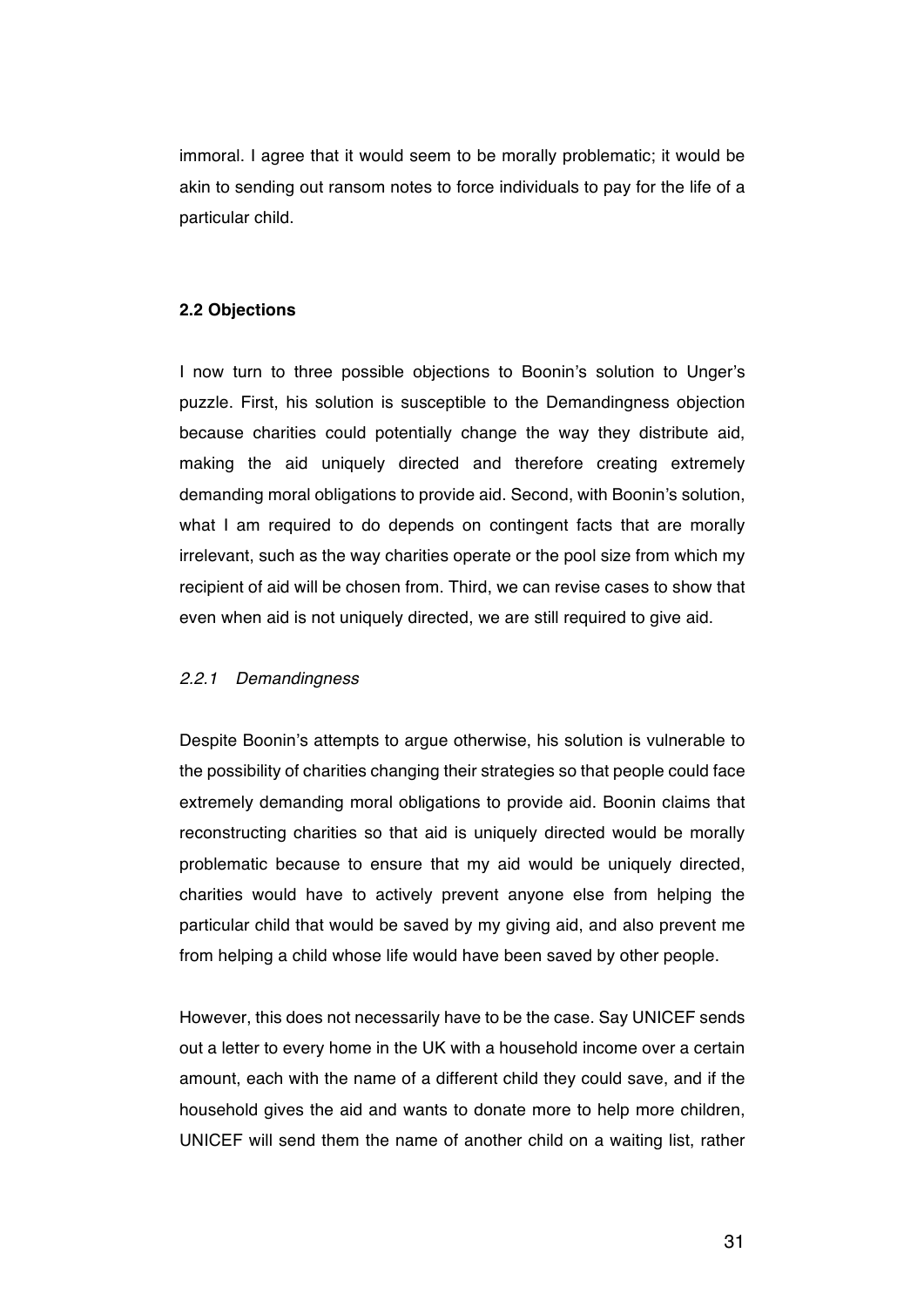immoral. I agree that it would seem to be morally problematic; it would be akin to sending out ransom notes to force individuals to pay for the life of a particular child.

### 2.2 Objections

I now turn to three possible objections to Boonin's solution to Unger's puzzle. First, his solution is susceptible to the Demandingness objection because charities could potentially change the way they distribute aid, making the aid uniquely directed and therefore creating extremely demanding moral obligations to provide aid. Second, with Boonin's solution, what I am required to do depends on contingent facts that are morally irrelevant, such as the way charities operate or the pool size from which my recipient of aid will be chosen from. Third, we can revise cases to show that even when aid is not uniquely directed, we are still required to give aid.

#### *2.2.1 Demandingness*

Despite Boonin's attempts to argue otherwise, his solution is vulnerable to the possibility of charities changing their strategies so that people could face extremely demanding moral obligations to provide aid. Boonin claims that reconstructing charities so that aid is uniquely directed would be morally problematic because to ensure that my aid would be uniquely directed, charities would have to actively prevent anyone else from helping the particular child that would be saved by my giving aid, and also prevent me from helping a child whose life would have been saved by other people.

However, this does not necessarily have to be the case. Say UNICEF sends out a letter to every home in the UK with a household income over a certain amount, each with the name of a different child they could save, and if the household gives the aid and wants to donate more to help more children, UNICEF will send them the name of another child on a waiting list, rather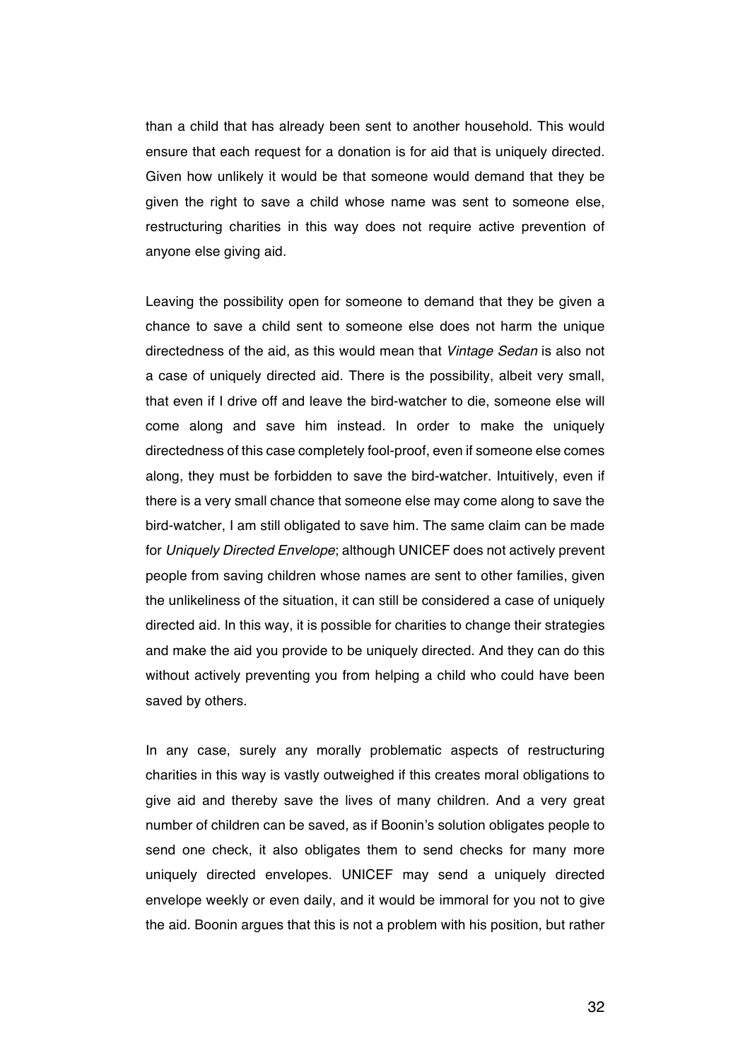than a child that has already been sent to another household. This would ensure that each request for a donation is for aid that is uniquely directed. Given how unlikely it would be that someone would demand that they be given the right to save a child whose name was sent to someone else, restructuring charities in this way does not require active prevention of anyone else giving aid.

Leaving the possibility open for someone to demand that they be given a chance to save a child sent to someone else does not harm the unique directedness of the aid, as this would mean that *Vintage Sedan* is also not a case of uniquely directed aid. There is the possibility, albeit very small, that even if I drive off and leave the bird-watcher to die, someone else will come along and save him instead. In order to make the uniquely directedness of this case completely fool-proof, even if someone else comes along, they must be forbidden to save the bird-watcher. Intuitively, even if there is a very small chance that someone else may come along to save the bird-watcher, I am still obligated to save him. The same claim can be made for *Uniquely Directed Envelope*; although UNICEF does not actively prevent people from saving children whose names are sent to other families, given the unlikeliness of the situation, it can still be considered a case of uniquely directed aid. In this way, it is possible for charities to change their strategies and make the aid you provide to be uniquely directed. And they can do this without actively preventing you from helping a child who could have been saved by others.

In any case, surely any morally problematic aspects of restructuring charities in this way is vastly outweighed if this creates moral obligations to give aid and thereby save the lives of many children. And a very great number of children can be saved, as if Boonin's solution obligates people to send one check, it also obligates them to send checks for many more uniquely directed envelopes. UNICEF may send a uniquely directed envelope weekly or even daily, and it would be immoral for you not to give the aid. Boonin argues that this is not a problem with his position, but rather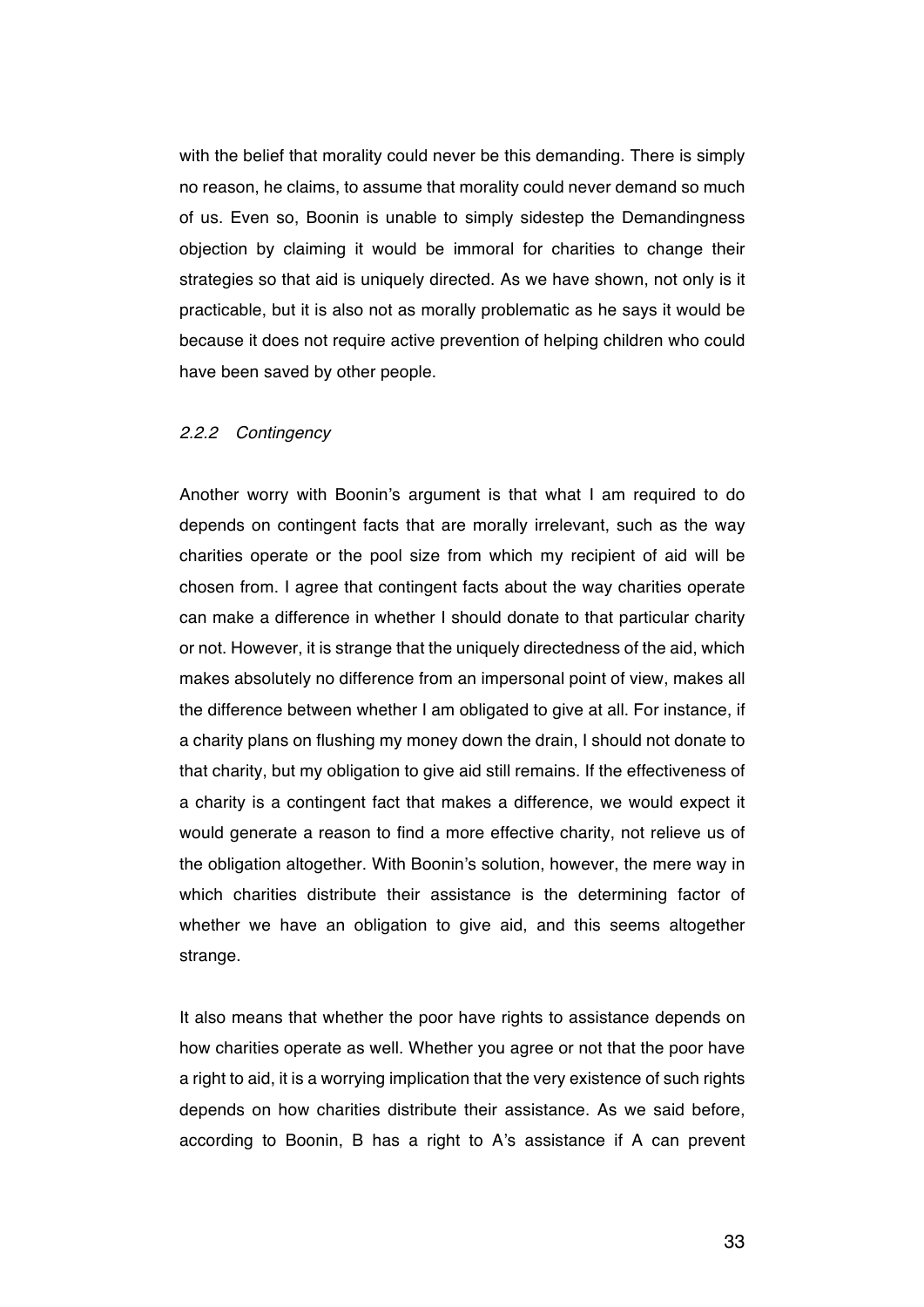with the belief that morality could never be this demanding. There is simply no reason, he claims, to assume that morality could never demand so much of us. Even so, Boonin is unable to simply sidestep the Demandingness objection by claiming it would be immoral for charities to change their strategies so that aid is uniquely directed. As we have shown, not only is it practicable, but it is also not as morally problematic as he says it would be because it does not require active prevention of helping children who could have been saved by other people.

### *2.2.2 Contingency*

Another worry with Boonin's argument is that what I am required to do depends on contingent facts that are morally irrelevant, such as the way charities operate or the pool size from which my recipient of aid will be chosen from. I agree that contingent facts about the way charities operate can make a difference in whether I should donate to that particular charity or not. However, it is strange that the uniquely directedness of the aid, which makes absolutely no difference from an impersonal point of view, makes all the difference between whether I am obligated to give at all. For instance, if a charity plans on flushing my money down the drain, I should not donate to that charity, but my obligation to give aid still remains. If the effectiveness of a charity is a contingent fact that makes a difference, we would expect it would generate a reason to find a more effective charity, not relieve us of the obligation altogether. With Boonin's solution, however, the mere way in which charities distribute their assistance is the determining factor of whether we have an obligation to give aid, and this seems altogether strange.

It also means that whether the poor have rights to assistance depends on how charities operate as well. Whether you agree or not that the poor have a right to aid, it is a worrying implication that the very existence of such rights depends on how charities distribute their assistance. As we said before, according to Boonin, B has a right to A's assistance if A can prevent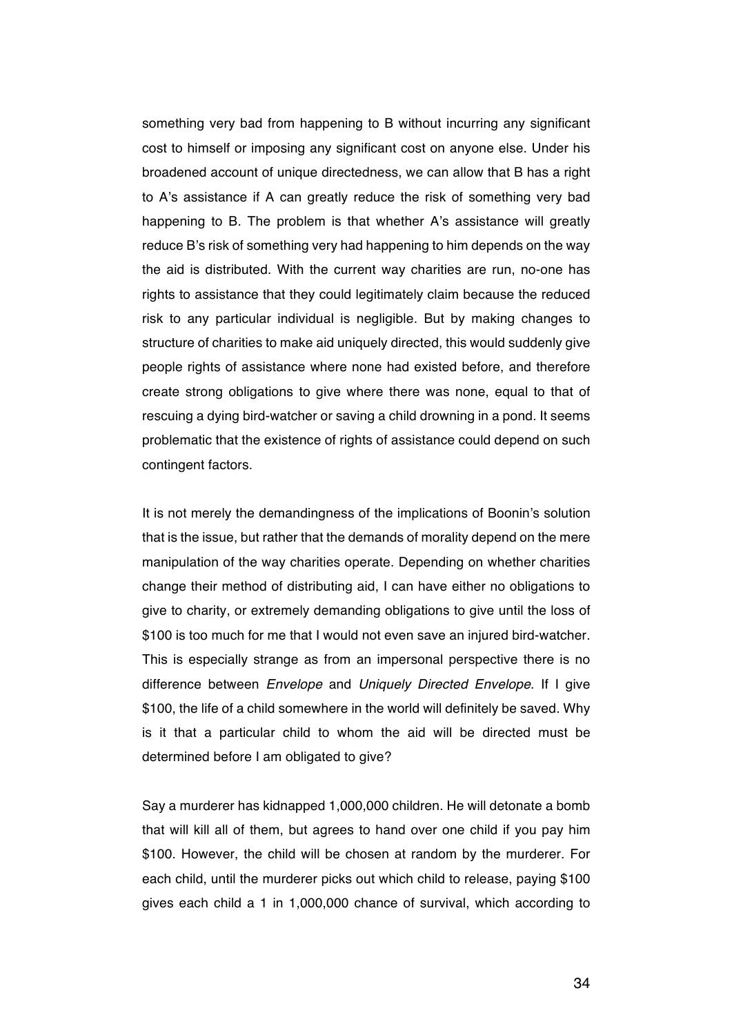something very bad from happening to B without incurring any significant cost to himself or imposing any significant cost on anyone else. Under his broadened account of unique directedness, we can allow that B has a right to A's assistance if A can greatly reduce the risk of something very bad happening to B. The problem is that whether A's assistance will greatly reduce B's risk of something very had happening to him depends on the way the aid is distributed. With the current way charities are run, no-one has rights to assistance that they could legitimately claim because the reduced risk to any particular individual is negligible. But by making changes to structure of charities to make aid uniquely directed, this would suddenly give people rights of assistance where none had existed before, and therefore create strong obligations to give where there was none, equal to that of rescuing a dying bird-watcher or saving a child drowning in a pond. It seems problematic that the existence of rights of assistance could depend on such contingent factors.

It is not merely the demandingness of the implications of Boonin's solution that is the issue, but rather that the demands of morality depend on the mere manipulation of the way charities operate. Depending on whether charities change their method of distributing aid, I can have either no obligations to give to charity, or extremely demanding obligations to give until the loss of $100 is too much for me that I would not even save an injured bird-watcher. This is especially strange as from an impersonal perspective there is no difference between *Envelope* and *Uniquely Directed Envelope*. If I give $100, the life of a child somewhere in the world will definitely be saved. Why is it that a particular child to whom the aid will be directed must be determined before I am obligated to give?

Say a murderer has kidnapped 1,000,000 children. He will detonate a bomb that will kill all of them, but agrees to hand over one child if you pay him $100. However, the child will be chosen at random by the murderer. For each child, until the murderer picks out which child to release, paying $100 gives each child a 1 in 1,000,000 chance of survival, which according to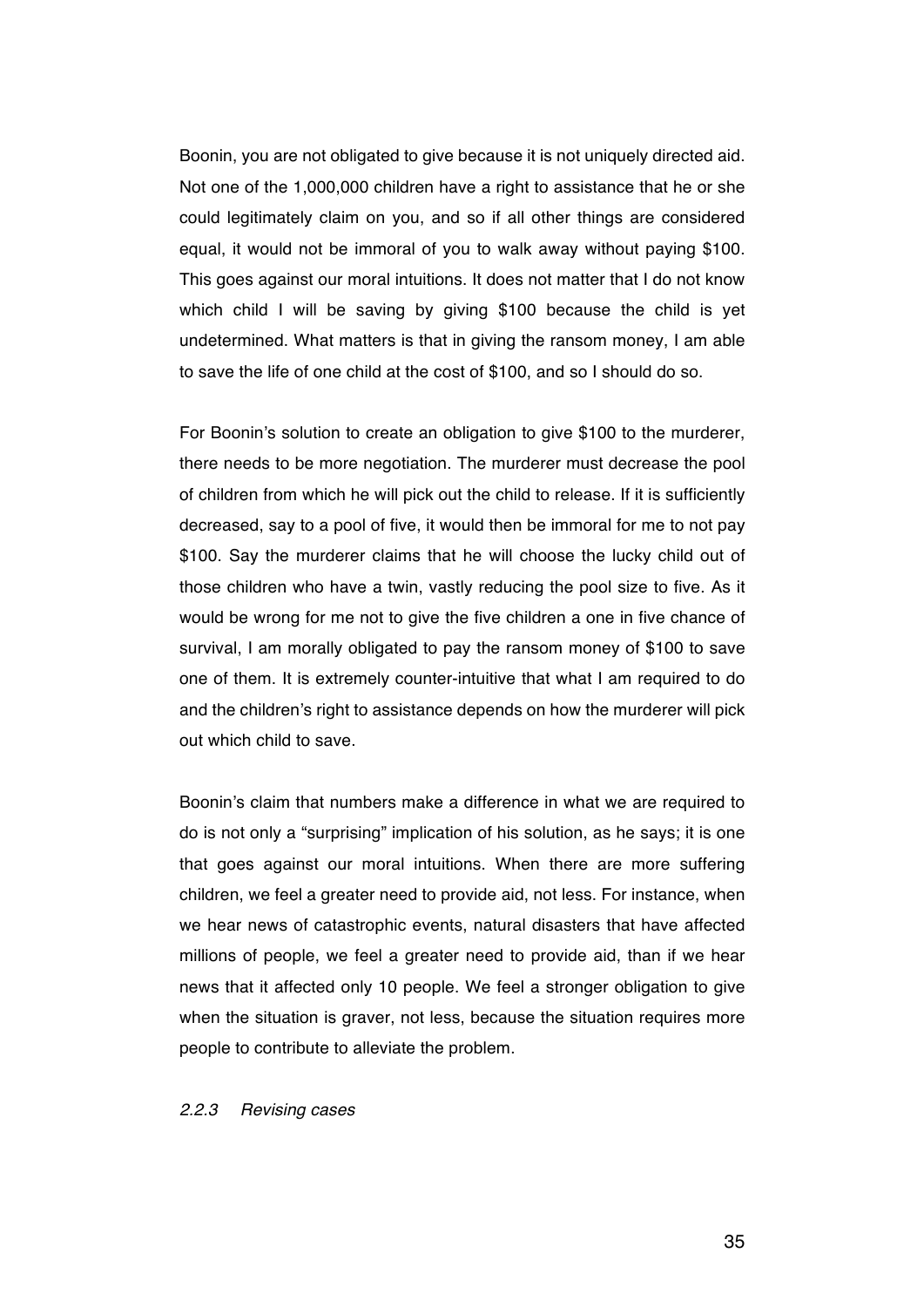Boonin, you are not obligated to give because it is not uniquely directed aid. Not one of the 1,000,000 children have a right to assistance that he or she could legitimately claim on you, and so if all other things are considered equal, it would not be immoral of you to walk away without paying $100. This goes against our moral intuitions. It does not matter that I do not know which child I will be saving by giving $100 because the child is yet undetermined. What matters is that in giving the ransom money, I am able to save the life of one child at the cost of $100, and so I should do so.

For Boonin's solution to create an obligation to give $100 to the murderer, there needs to be more negotiation. The murderer must decrease the pool of children from which he will pick out the child to release. If it is sufficiently decreased, say to a pool of five, it would then be immoral for me to not pay $100. Say the murderer claims that he will choose the lucky child out of those children who have a twin, vastly reducing the pool size to five. As it would be wrong for me not to give the five children a one in five chance of survival, I am morally obligated to pay the ransom money of $100 to save one of them. It is extremely counter-intuitive that what I am required to do and the children's right to assistance depends on how the murderer will pick out which child to save.

Boonin's claim that numbers make a difference in what we are required to do is not only a "surprising" implication of his solution, as he says; it is one that goes against our moral intuitions. When there are more suffering children, we feel a greater need to provide aid, not less. For instance, when we hear news of catastrophic events, natural disasters that have affected millions of people, we feel a greater need to provide aid, than if we hear news that it affected only 10 people. We feel a stronger obligation to give when the situation is graver, not less, because the situation requires more people to contribute to alleviate the problem.

#### *2.2.3 Revising cases*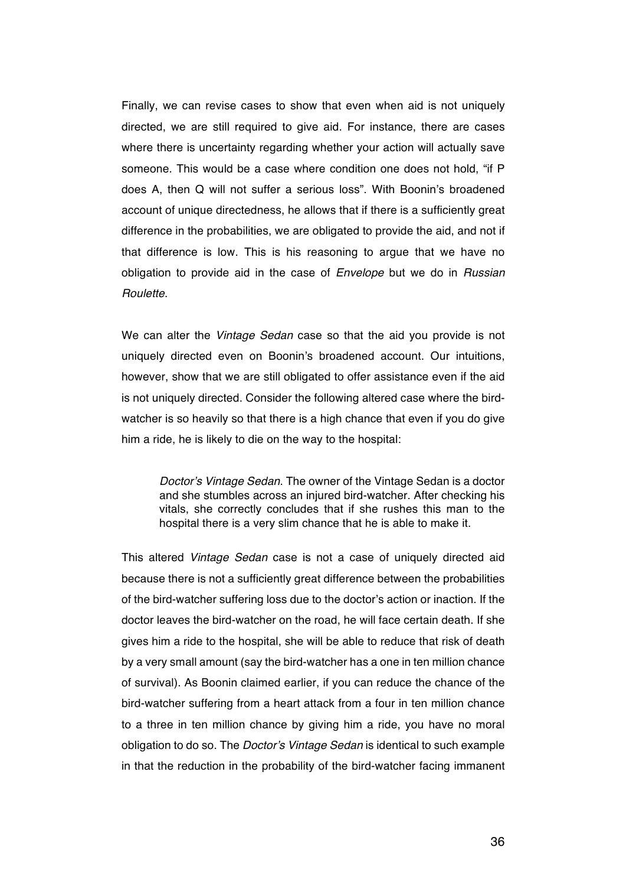Finally, we can revise cases to show that even when aid is not uniquely directed, we are still required to give aid. For instance, there are cases where there is uncertainty regarding whether your action will actually save someone. This would be a case where condition one does not hold, "if P does A, then Q will not suffer a serious loss". With Boonin's broadened account of unique directedness, he allows that if there is a sufficiently great difference in the probabilities, we are obligated to provide the aid, and not if that difference is low. This is his reasoning to argue that we have no obligation to provide aid in the case of *Envelope* but we do in *Russian Roulette*.

We can alter the *Vintage Sedan* case so that the aid you provide is not uniquely directed even on Boonin's broadened account. Our intuitions, however, show that we are still obligated to offer assistance even if the aid is not uniquely directed. Consider the following altered case where the bird-watcher is so heavily so that there is a high chance that even if you do give him a ride, he is likely to die on the way to the hospital:

> *Doctor's Vintage Sedan*. The owner of the Vintage Sedan is a doctor and she stumbles across an injured bird-watcher. After checking his vitals, she correctly concludes that if she rushes this man to the hospital there is a very slim chance that he is able to make it.

This altered *Vintage Sedan* case is not a case of uniquely directed aid because there is not a sufficiently great difference between the probabilities of the bird-watcher suffering loss due to the doctor's action or inaction. If the doctor leaves the bird-watcher on the road, he will face certain death. If she gives him a ride to the hospital, she will be able to reduce that risk of death by a very small amount (say the bird-watcher has a one in ten million chance of survival). As Boonin claimed earlier, if you can reduce the chance of the bird-watcher suffering from a heart attack from a four in ten million chance to a three in ten million chance by giving him a ride, you have no moral obligation to do so. The *Doctor's Vintage Sedan* is identical to such example in that the reduction in the probability of the bird-watcher facing immanent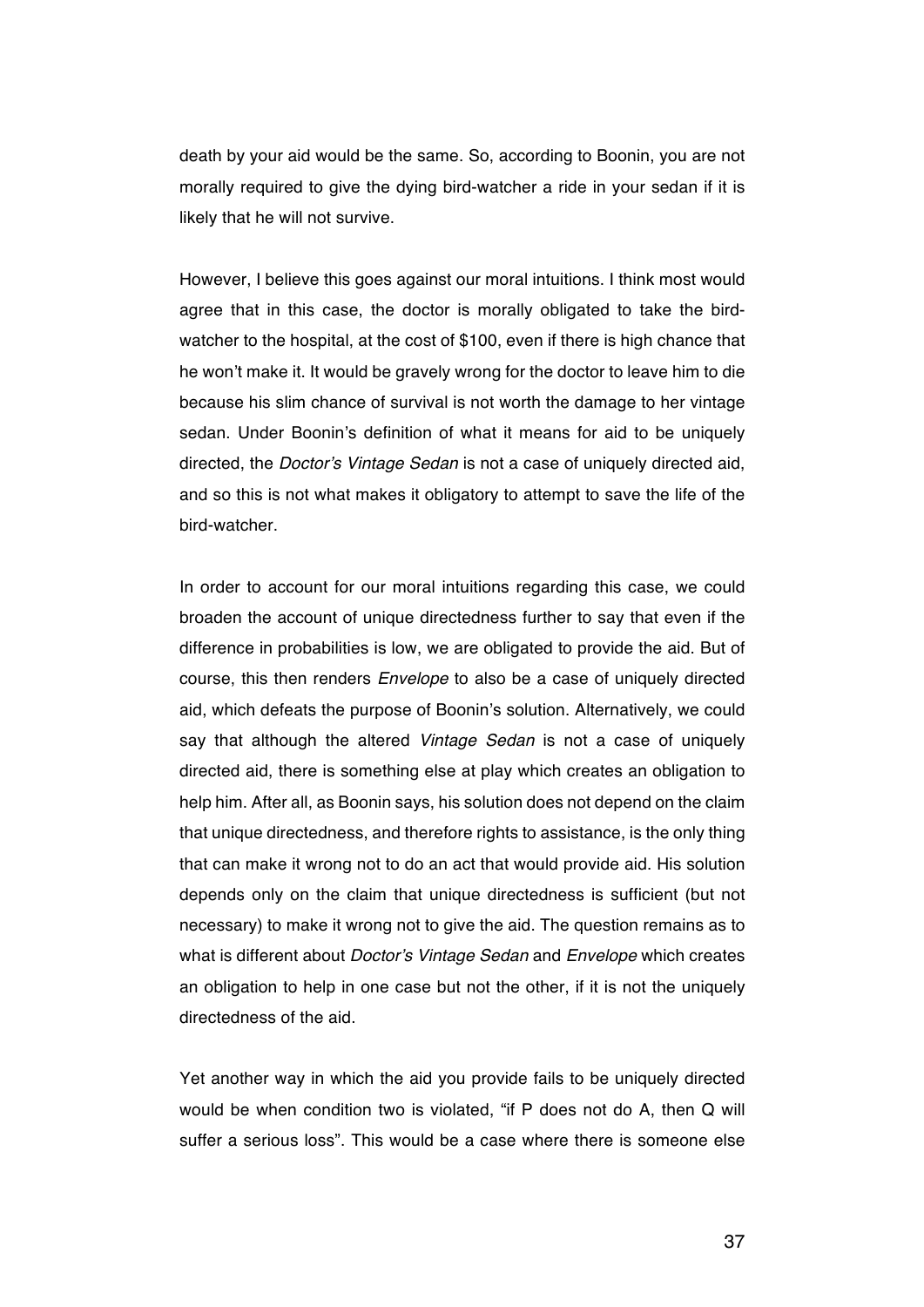death by your aid would be the same. So, according to Boonin, you are not morally required to give the dying bird-watcher a ride in your sedan if it is likely that he will not survive.

However, I believe this goes against our moral intuitions. I think most would agree that in this case, the doctor is morally obligated to take the bird-watcher to the hospital, at the cost of $100, even if there is high chance that he won't make it. It would be gravely wrong for the doctor to leave him to die because his slim chance of survival is not worth the damage to her vintage sedan. Under Boonin's definition of what it means for aid to be uniquely directed, the *Doctor's Vintage Sedan* is not a case of uniquely directed aid, and so this is not what makes it obligatory to attempt to save the life of the bird-watcher.

In order to account for our moral intuitions regarding this case, we could broaden the account of unique directedness further to say that even if the difference in probabilities is low, we are obligated to provide the aid. But of course, this then renders *Envelope* to also be a case of uniquely directed aid, which defeats the purpose of Boonin's solution. Alternatively, we could say that although the altered *Vintage Sedan* is not a case of uniquely directed aid, there is something else at play which creates an obligation to help him. After all, as Boonin says, his solution does not depend on the claim that unique directedness, and therefore rights to assistance, is the only thing that can make it wrong not to do an act that would provide aid. His solution depends only on the claim that unique directedness is sufficient (but not necessary) to make it wrong not to give the aid. The question remains as to what is different about *Doctor's Vintage Sedan* and *Envelope* which creates an obligation to help in one case but not the other, if it is not the uniquely directedness of the aid.

Yet another way in which the aid you provide fails to be uniquely directed would be when condition two is violated, "if P does not do A, then Q will suffer a serious loss". This would be a case where there is someone else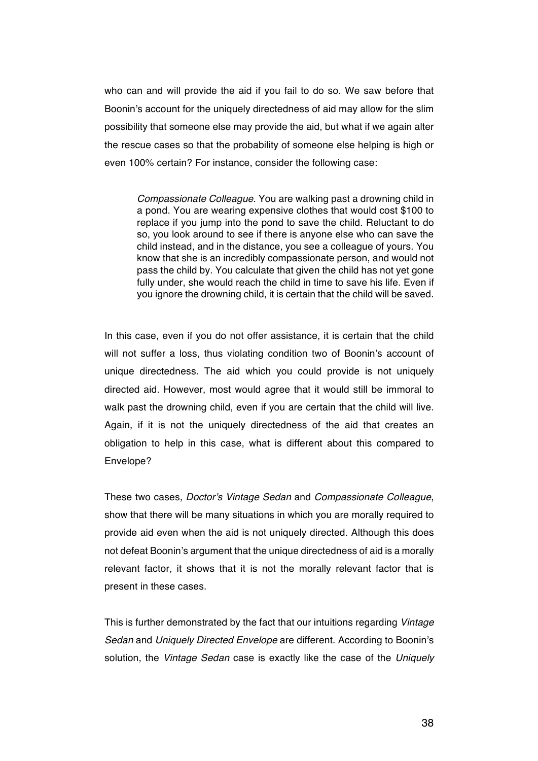who can and will provide the aid if you fail to do so. We saw before that Boonin's account for the uniquely directedness of aid may allow for the slim possibility that someone else may provide the aid, but what if we again alter the rescue cases so that the probability of someone else helping is high or even 100% certain? For instance, consider the following case:

> *Compassionate Colleague*. You are walking past a drowning child in a pond. You are wearing expensive clothes that would cost $100 to replace if you jump into the pond to save the child. Reluctant to do so, you look around to see if there is anyone else who can save the child instead, and in the distance, you see a colleague of yours. You know that she is an incredibly compassionate person, and would not pass the child by. You calculate that given the child has not yet gone fully under, she would reach the child in time to save his life. Even if you ignore the drowning child, it is certain that the child will be saved.

In this case, even if you do not offer assistance, it is certain that the child will not suffer a loss, thus violating condition two of Boonin's account of unique directedness. The aid which you could provide is not uniquely directed aid. However, most would agree that it would still be immoral to walk past the drowning child, even if you are certain that the child will live. Again, if it is not the uniquely directedness of the aid that creates an obligation to help in this case, what is different about this compared to Envelope?

These two cases, *Doctor's Vintage Sedan* and *Compassionate Colleague*, show that there will be many situations in which you are morally required to provide aid even when the aid is not uniquely directed. Although this does not defeat Boonin's argument that the unique directedness of aid is a morally relevant factor, it shows that it is not the morally relevant factor that is present in these cases.

This is further demonstrated by the fact that our intuitions regarding *Vintage Sedan* and *Uniquely Directed Envelope* are different. According to Boonin's solution, the *Vintage Sedan* case is exactly like the case of the *Uniquely*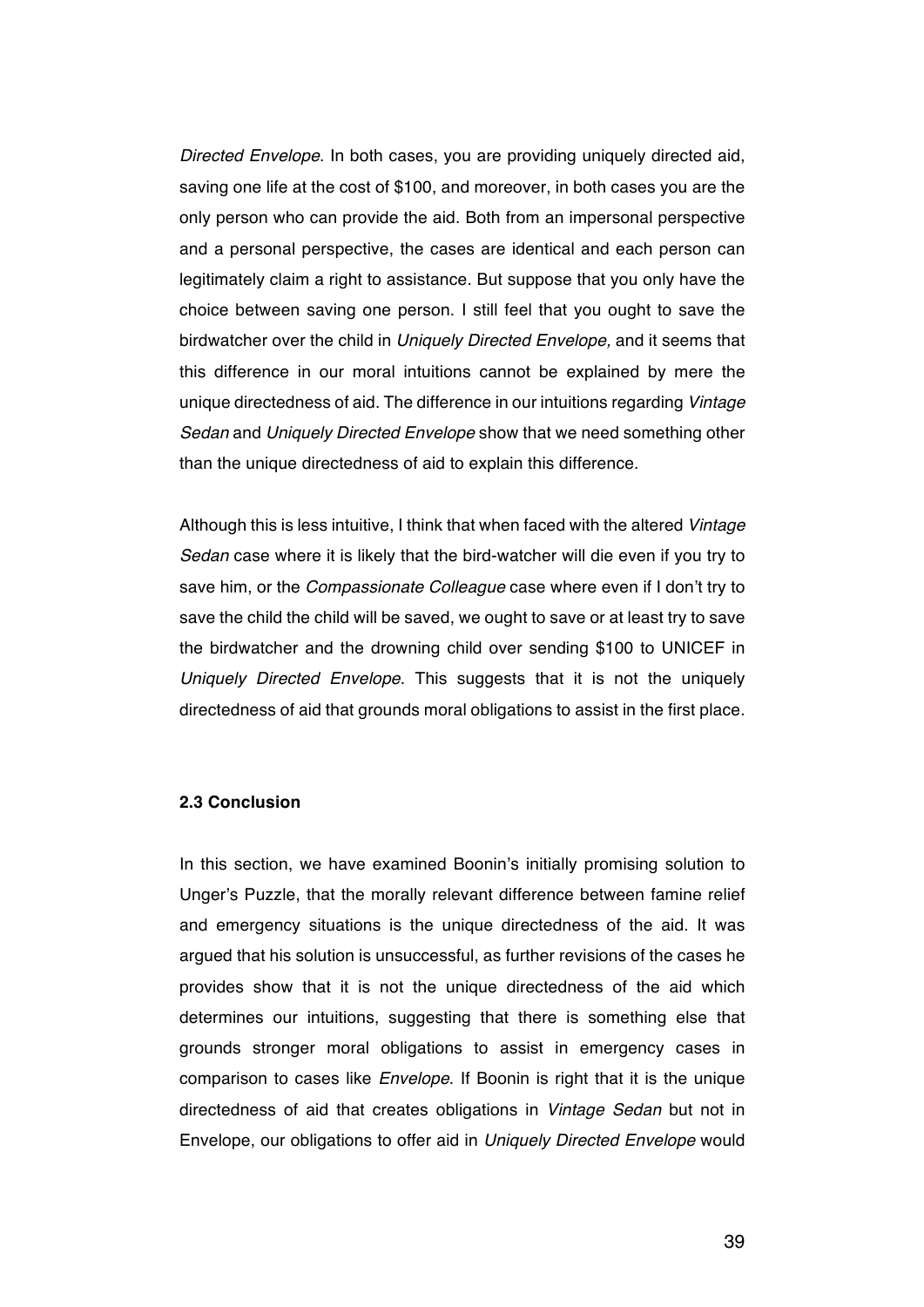*Directed Envelope*. In both cases, you are providing uniquely directed aid, saving one life at the cost of $100, and moreover, in both cases you are the only person who can provide the aid. Both from an impersonal perspective and a personal perspective, the cases are identical and each person can legitimately claim a right to assistance. But suppose that you only have the choice between saving one person. I still feel that you ought to save the birdwatcher over the child in *Uniquely Directed Envelope,* and it seems that this difference in our moral intuitions cannot be explained by mere the unique directedness of aid. The difference in our intuitions regarding *Vintage Sedan* and *Uniquely Directed Envelope* show that we need something other than the unique directedness of aid to explain this difference.

Although this is less intuitive, I think that when faced with the altered *Vintage Sedan* case where it is likely that the bird-watcher will die even if you try to save him, or the *Compassionate Colleague* case where even if I don't try to save the child the child will be saved, we ought to save or at least try to save the birdwatcher and the drowning child over sending $100 to UNICEF in *Uniquely Directed Envelope*. This suggests that it is not the uniquely directedness of aid that grounds moral obligations to assist in the first place.

### 2.3 Conclusion

In this section, we have examined Boonin's initially promising solution to Unger's Puzzle, that the morally relevant difference between famine relief and emergency situations is the unique directedness of the aid. It was argued that his solution is unsuccessful, as further revisions of the cases he provides show that it is not the unique directedness of the aid which determines our intuitions, suggesting that there is something else that grounds stronger moral obligations to assist in emergency cases in comparison to cases like *Envelope*. If Boonin is right that it is the unique directedness of aid that creates obligations in *Vintage Sedan* but not in Envelope, our obligations to offer aid in *Uniquely Directed Envelope* would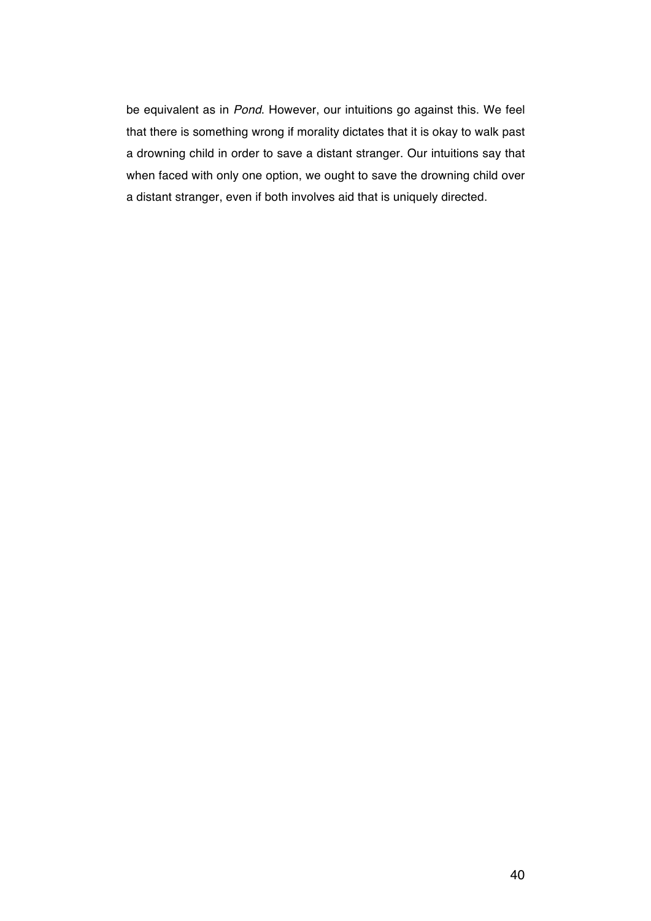be equivalent as in *Pond*. However, our intuitions go against this. We feel that there is something wrong if morality dictates that it is okay to walk past a drowning child in order to save a distant stranger. Our intuitions say that when faced with only one option, we ought to save the drowning child over a distant stranger, even if both involves aid that is uniquely directed.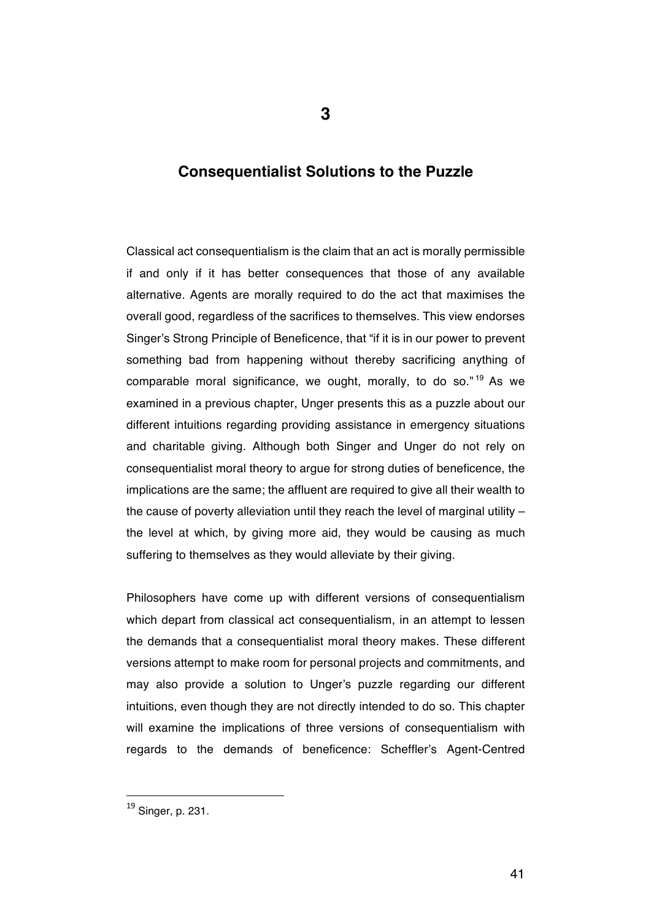# 3

## Consequentialist Solutions to the Puzzle

Classical act consequentialism is the claim that an act is morally permissible if and only if it has better consequences that those of any available alternative. Agents are morally required to do the act that maximises the overall good, regardless of the sacrifices to themselves. This view endorses Singer's Strong Principle of Beneficence, that "if it is in our power to prevent something bad from happening without thereby sacrificing anything of comparable moral significance, we ought, morally, to do so."[19] As we examined in a previous chapter, Unger presents this as a puzzle about our different intuitions regarding providing assistance in emergency situations and charitable giving. Although both Singer and Unger do not rely on consequentialist moral theory to argue for strong duties of beneficence, the implications are the same; the affluent are required to give all their wealth to the cause of poverty alleviation until they reach the level of marginal utility – the level at which, by giving more aid, they would be causing as much suffering to themselves as they would alleviate by their giving.

Philosophers have come up with different versions of consequentialism which depart from classical act consequentialism, in an attempt to lessen the demands that a consequentialist moral theory makes. These different versions attempt to make room for personal projects and commitments, and may also provide a solution to Unger's puzzle regarding our different intuitions, even though they are not directly intended to do so. This chapter will examine the implications of three versions of consequentialism with regards to the demands of beneficence: Scheffler's Agent-Centred

[19] Singer, p. 231.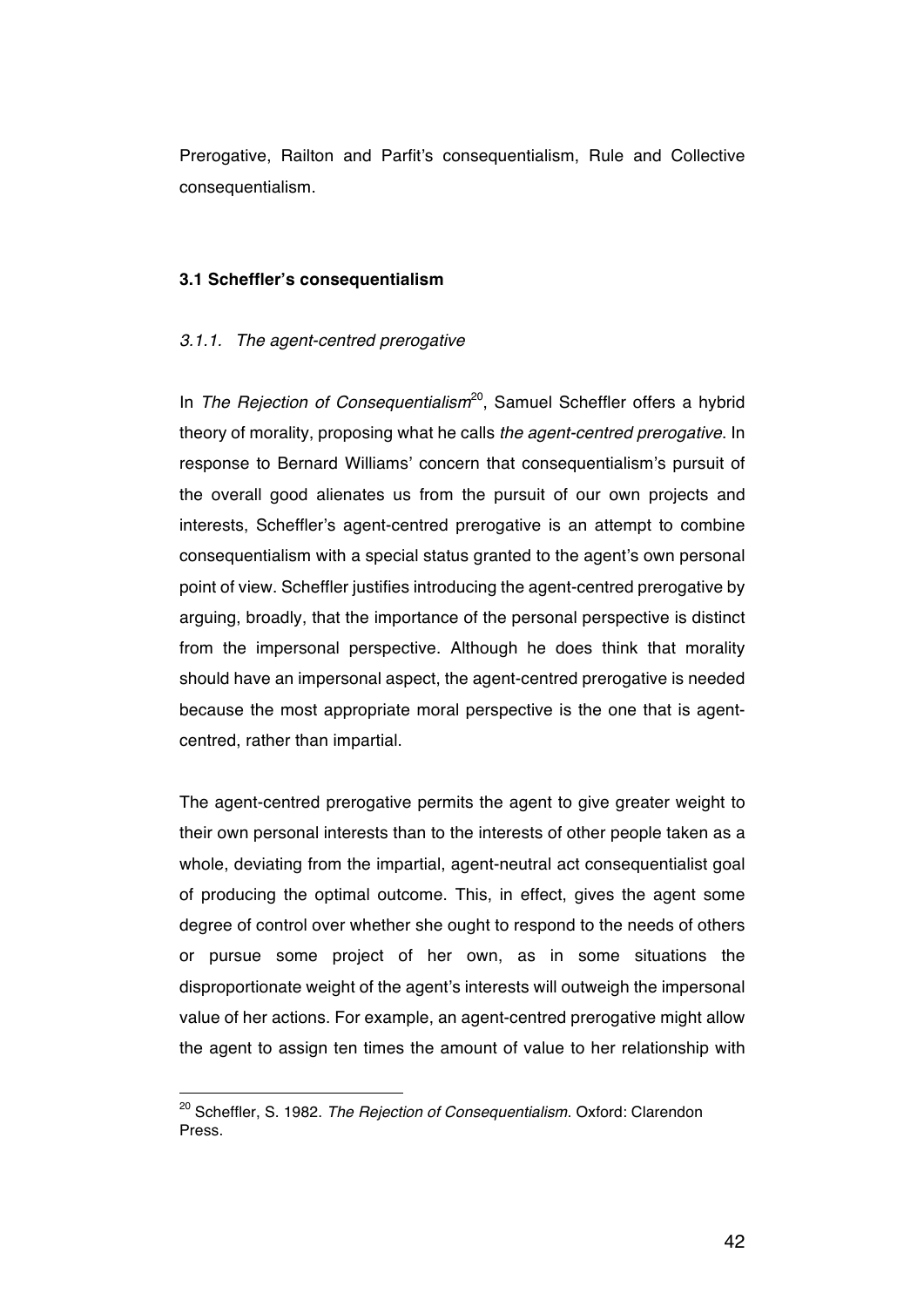Prerogative, Railton and Parfit's consequentialism, Rule and Collective consequentialism.

### 3.1 Scheffler's consequentialism

#### *3.1.1. The agent-centred prerogative*

In *The Rejection of Consequentialism*[20], Samuel Scheffler offers a hybrid theory of morality, proposing what he calls *the agent-centred prerogative*. In response to Bernard Williams' concern that consequentialism's pursuit of the overall good alienates us from the pursuit of our own projects and interests, Scheffler's agent-centred prerogative is an attempt to combine consequentialism with a special status granted to the agent's own personal point of view. Scheffler justifies introducing the agent-centred prerogative by arguing, broadly, that the importance of the personal perspective is distinct from the impersonal perspective. Although he does think that morality should have an impersonal aspect, the agent-centred prerogative is needed because the most appropriate moral perspective is the one that is agent-centred, rather than impartial.

The agent-centred prerogative permits the agent to give greater weight to their own personal interests than to the interests of other people taken as a whole, deviating from the impartial, agent-neutral act consequentialist goal of producing the optimal outcome. This, in effect, gives the agent some degree of control over whether she ought to respond to the needs of others or pursue some project of her own, as in some situations the disproportionate weight of the agent's interests will outweigh the impersonal value of her actions. For example, an agent-centred prerogative might allow the agent to assign ten times the amount of value to her relationship with

[20] Scheffler, S. 1982. *The Rejection of Consequentialism*. Oxford: Clarendon Press.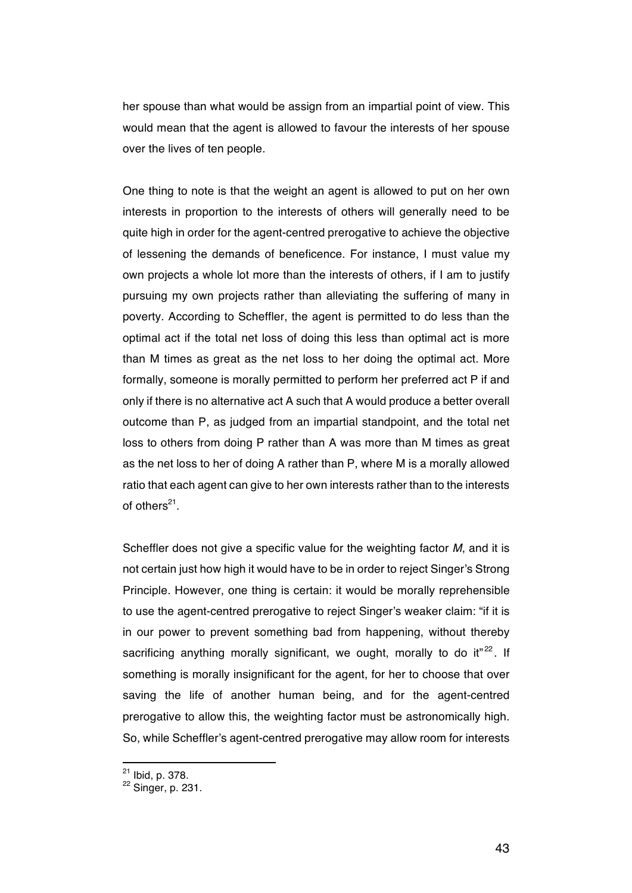her spouse than what would be assign from an impartial point of view. This would mean that the agent is allowed to favour the interests of her spouse over the lives of ten people.

One thing to note is that the weight an agent is allowed to put on her own interests in proportion to the interests of others will generally need to be quite high in order for the agent-centred prerogative to achieve the objective of lessening the demands of beneficence. For instance, I must value my own projects a whole lot more than the interests of others, if I am to justify pursuing my own projects rather than alleviating the suffering of many in poverty. According to Scheffler, the agent is permitted to do less than the optimal act if the total net loss of doing this less than optimal act is more than M times as great as the net loss to her doing the optimal act. More formally, someone is morally permitted to perform her preferred act P if and only if there is no alternative act A such that A would produce a better overall outcome than P, as judged from an impartial standpoint, and the total net loss to others from doing P rather than A was more than M times as great as the net loss to her of doing A rather than P, where M is a morally allowed ratio that each agent can give to her own interests rather than to the interests of others[21].

Scheffler does not give a specific value for the weighting factor *M*, and it is not certain just how high it would have to be in order to reject Singer's Strong Principle. However, one thing is certain: it would be morally reprehensible to use the agent-centred prerogative to reject Singer's weaker claim: "if it is in our power to prevent something bad from happening, without thereby sacrificing anything morally significant, we ought, morally to do it"[22]. If something is morally insignificant for the agent, for her to choose that over saving the life of another human being, and for the agent-centred prerogative to allow this, the weighting factor must be astronomically high. So, while Scheffler's agent-centred prerogative may allow room for interests

[21] Ibid, p. 378.
[22] Singer, p. 231.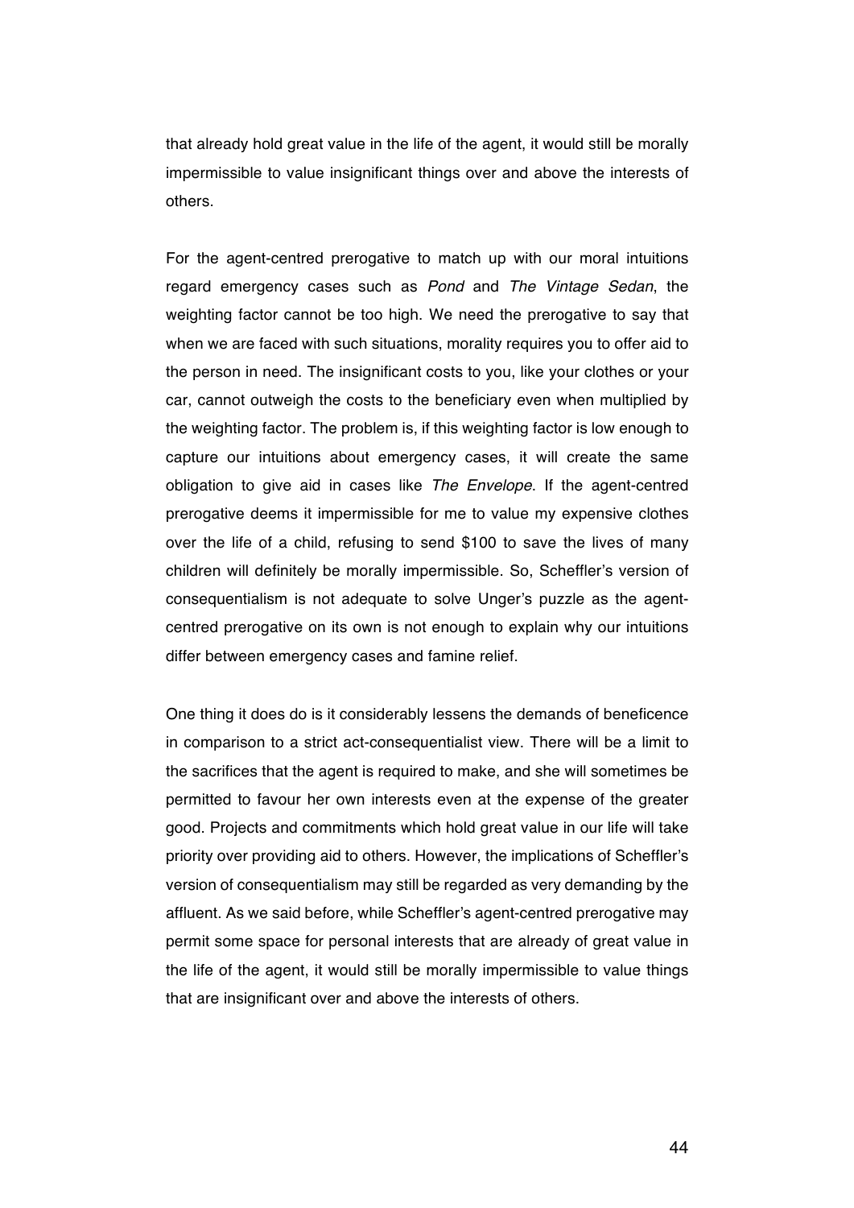that already hold great value in the life of the agent, it would still be morally impermissible to value insignificant things over and above the interests of others.

For the agent-centred prerogative to match up with our moral intuitions regard emergency cases such as *Pond* and *The Vintage Sedan*, the weighting factor cannot be too high. We need the prerogative to say that when we are faced with such situations, morality requires you to offer aid to the person in need. The insignificant costs to you, like your clothes or your car, cannot outweigh the costs to the beneficiary even when multiplied by the weighting factor. The problem is, if this weighting factor is low enough to capture our intuitions about emergency cases, it will create the same obligation to give aid in cases like *The Envelope*. If the agent-centred prerogative deems it impermissible for me to value my expensive clothes over the life of a child, refusing to send $100 to save the lives of many children will definitely be morally impermissible. So, Scheffler's version of consequentialism is not adequate to solve Unger's puzzle as the agent-centred prerogative on its own is not enough to explain why our intuitions differ between emergency cases and famine relief.

One thing it does do is it considerably lessens the demands of beneficence in comparison to a strict act-consequentialist view. There will be a limit to the sacrifices that the agent is required to make, and she will sometimes be permitted to favour her own interests even at the expense of the greater good. Projects and commitments which hold great value in our life will take priority over providing aid to others. However, the implications of Scheffler's version of consequentialism may still be regarded as very demanding by the affluent. As we said before, while Scheffler's agent-centred prerogative may permit some space for personal interests that are already of great value in the life of the agent, it would still be morally impermissible to value things that are insignificant over and above the interests of others.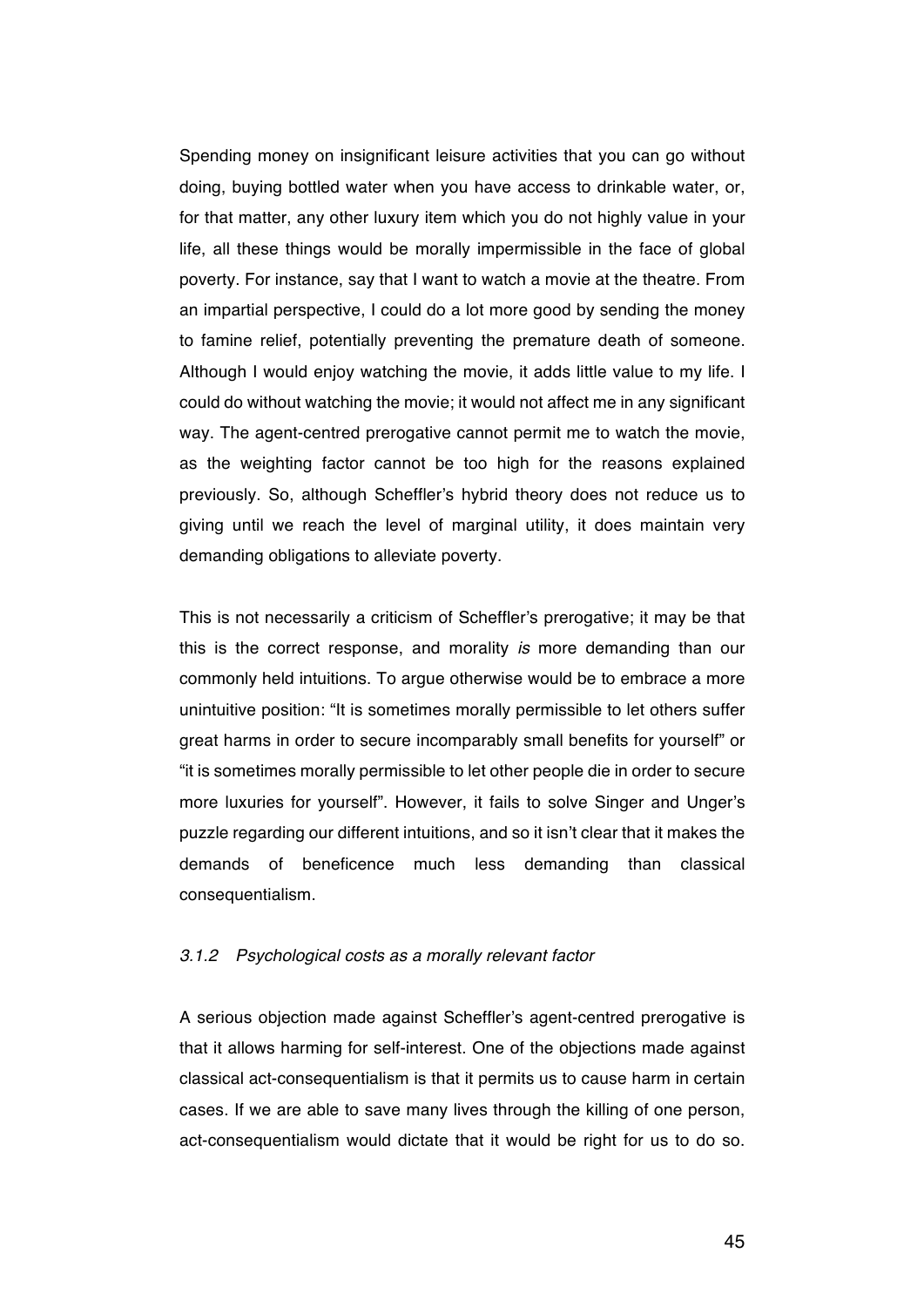Spending money on insignificant leisure activities that you can go without doing, buying bottled water when you have access to drinkable water, or, for that matter, any other luxury item which you do not highly value in your life, all these things would be morally impermissible in the face of global poverty. For instance, say that I want to watch a movie at the theatre. From an impartial perspective, I could do a lot more good by sending the money to famine relief, potentially preventing the premature death of someone. Although I would enjoy watching the movie, it adds little value to my life. I could do without watching the movie; it would not affect me in any significant way. The agent-centred prerogative cannot permit me to watch the movie, as the weighting factor cannot be too high for the reasons explained previously. So, although Scheffler's hybrid theory does not reduce us to giving until we reach the level of marginal utility, it does maintain very demanding obligations to alleviate poverty.

This is not necessarily a criticism of Scheffler's prerogative; it may be that this is the correct response, and morality *is* more demanding than our commonly held intuitions. To argue otherwise would be to embrace a more unintuitive position: "It is sometimes morally permissible to let others suffer great harms in order to secure incomparably small benefits for yourself" or "it is sometimes morally permissible to let other people die in order to secure more luxuries for yourself". However, it fails to solve Singer and Unger's puzzle regarding our different intuitions, and so it isn't clear that it makes the demands of beneficence much less demanding than classical consequentialism.

### *3.1.2 Psychological costs as a morally relevant factor*

A serious objection made against Scheffler's agent-centred prerogative is that it allows harming for self-interest. One of the objections made against classical act-consequentialism is that it permits us to cause harm in certain cases. If we are able to save many lives through the killing of one person, act-consequentialism would dictate that it would be right for us to do so.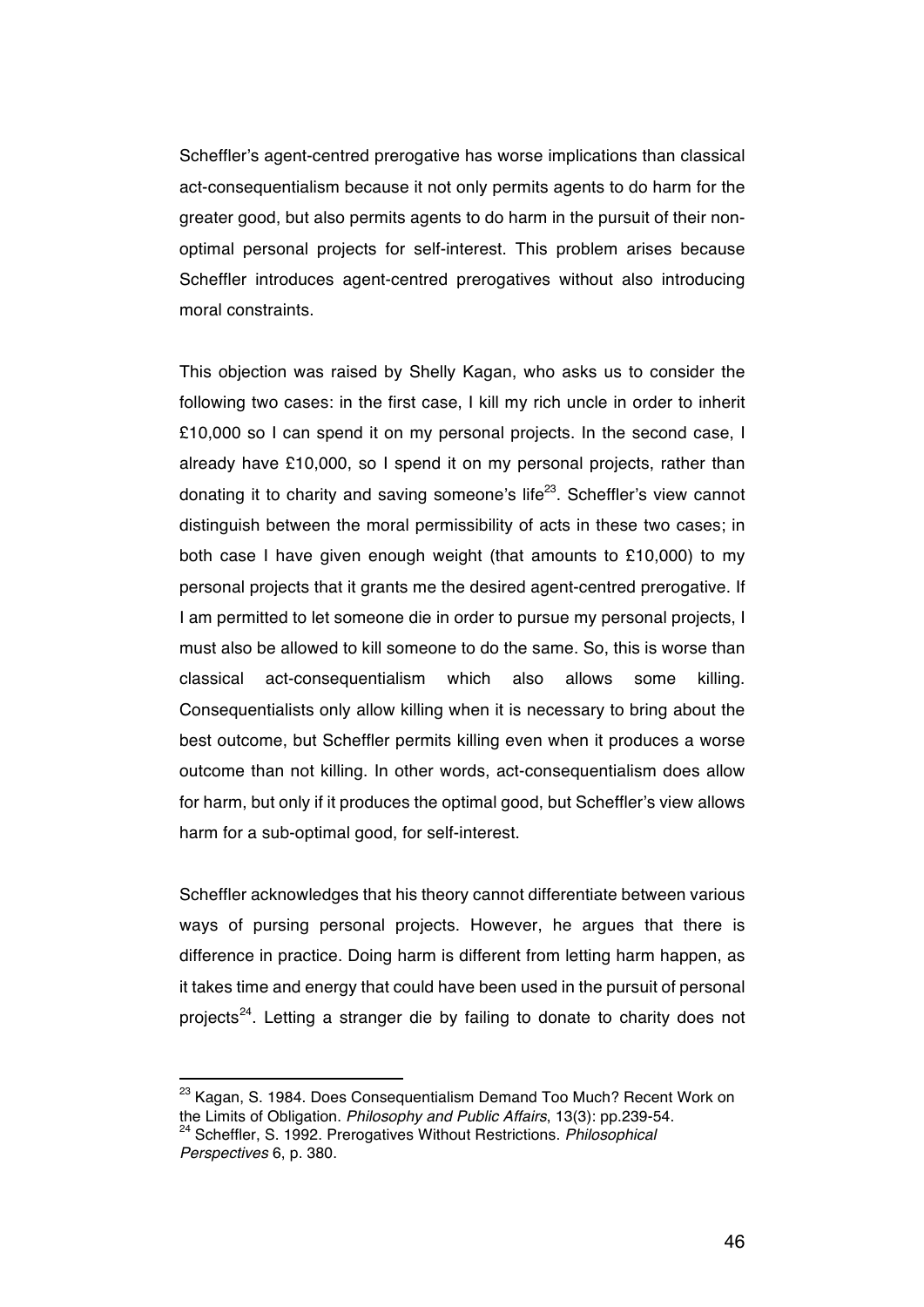Scheffler's agent-centred prerogative has worse implications than classical act-consequentialism because it not only permits agents to do harm for the greater good, but also permits agents to do harm in the pursuit of their non-optimal personal projects for self-interest. This problem arises because Scheffler introduces agent-centred prerogatives without also introducing moral constraints.

This objection was raised by Shelly Kagan, who asks us to consider the following two cases: in the first case, I kill my rich uncle in order to inherit £10,000 so I can spend it on my personal projects. In the second case, I already have £10,000, so I spend it on my personal projects, rather than donating it to charity and saving someone's life[23]. Scheffler's view cannot distinguish between the moral permissibility of acts in these two cases; in both case I have given enough weight (that amounts to £10,000) to my personal projects that it grants me the desired agent-centred prerogative. If I am permitted to let someone die in order to pursue my personal projects, I must also be allowed to kill someone to do the same. So, this is worse than classical act-consequentialism which also allows some killing. Consequentialists only allow killing when it is necessary to bring about the best outcome, but Scheffler permits killing even when it produces a worse outcome than not killing. In other words, act-consequentialism does allow for harm, but only if it produces the optimal good, but Scheffler's view allows harm for a sub-optimal good, for self-interest.

Scheffler acknowledges that his theory cannot differentiate between various ways of pursing personal projects. However, he argues that there is difference in practice. Doing harm is different from letting harm happen, as it takes time and energy that could have been used in the pursuit of personal projects[24]. Letting a stranger die by failing to donate to charity does not

---

[23] Kagan, S. 1984. Does Consequentialism Demand Too Much? Recent Work on the Limits of Obligation. *Philosophy and Public Affairs*, 13(3): pp.239-54.

[24] Scheffler, S. 1992. Prerogatives Without Restrictions. *Philosophical Perspectives* 6, p. 380.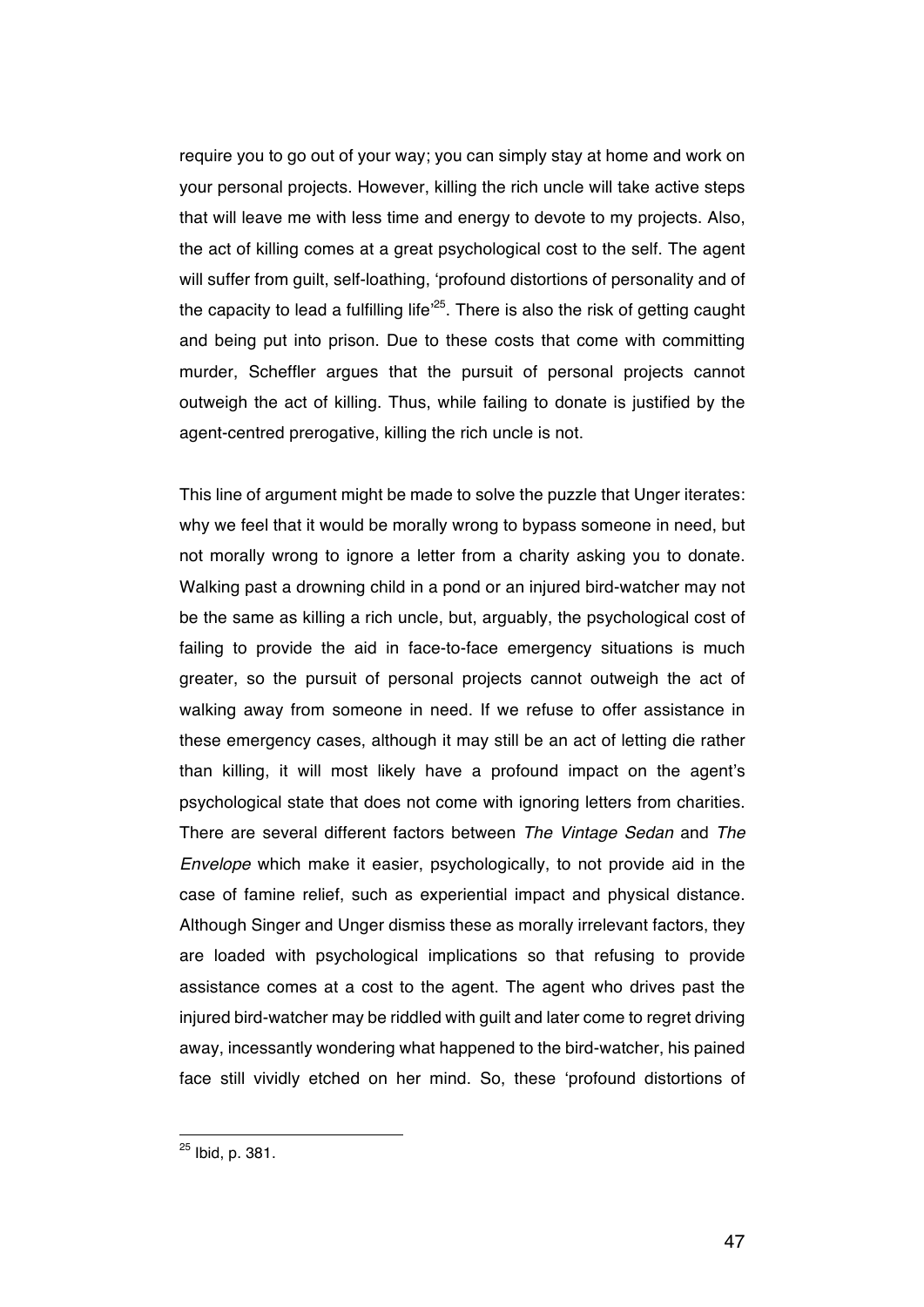require you to go out of your way; you can simply stay at home and work on your personal projects. However, killing the rich uncle will take active steps that will leave me with less time and energy to devote to my projects. Also, the act of killing comes at a great psychological cost to the self. The agent will suffer from guilt, self-loathing, 'profound distortions of personality and of the capacity to lead a fulfilling life'[25]. There is also the risk of getting caught and being put into prison. Due to these costs that come with committing murder, Scheffler argues that the pursuit of personal projects cannot outweigh the act of killing. Thus, while failing to donate is justified by the agent-centred prerogative, killing the rich uncle is not.

This line of argument might be made to solve the puzzle that Unger iterates: why we feel that it would be morally wrong to bypass someone in need, but not morally wrong to ignore a letter from a charity asking you to donate. Walking past a drowning child in a pond or an injured bird-watcher may not be the same as killing a rich uncle, but, arguably, the psychological cost of failing to provide the aid in face-to-face emergency situations is much greater, so the pursuit of personal projects cannot outweigh the act of walking away from someone in need. If we refuse to offer assistance in these emergency cases, although it may still be an act of letting die rather than killing, it will most likely have a profound impact on the agent's psychological state that does not come with ignoring letters from charities. There are several different factors between *The Vintage Sedan* and *The Envelope* which make it easier, psychologically, to not provide aid in the case of famine relief, such as experiential impact and physical distance. Although Singer and Unger dismiss these as morally irrelevant factors, they are loaded with psychological implications so that refusing to provide assistance comes at a cost to the agent. The agent who drives past the injured bird-watcher may be riddled with guilt and later come to regret driving away, incessantly wondering what happened to the bird-watcher, his pained face still vividly etched on her mind. So, these 'profound distortions of

[25] Ibid, p. 381.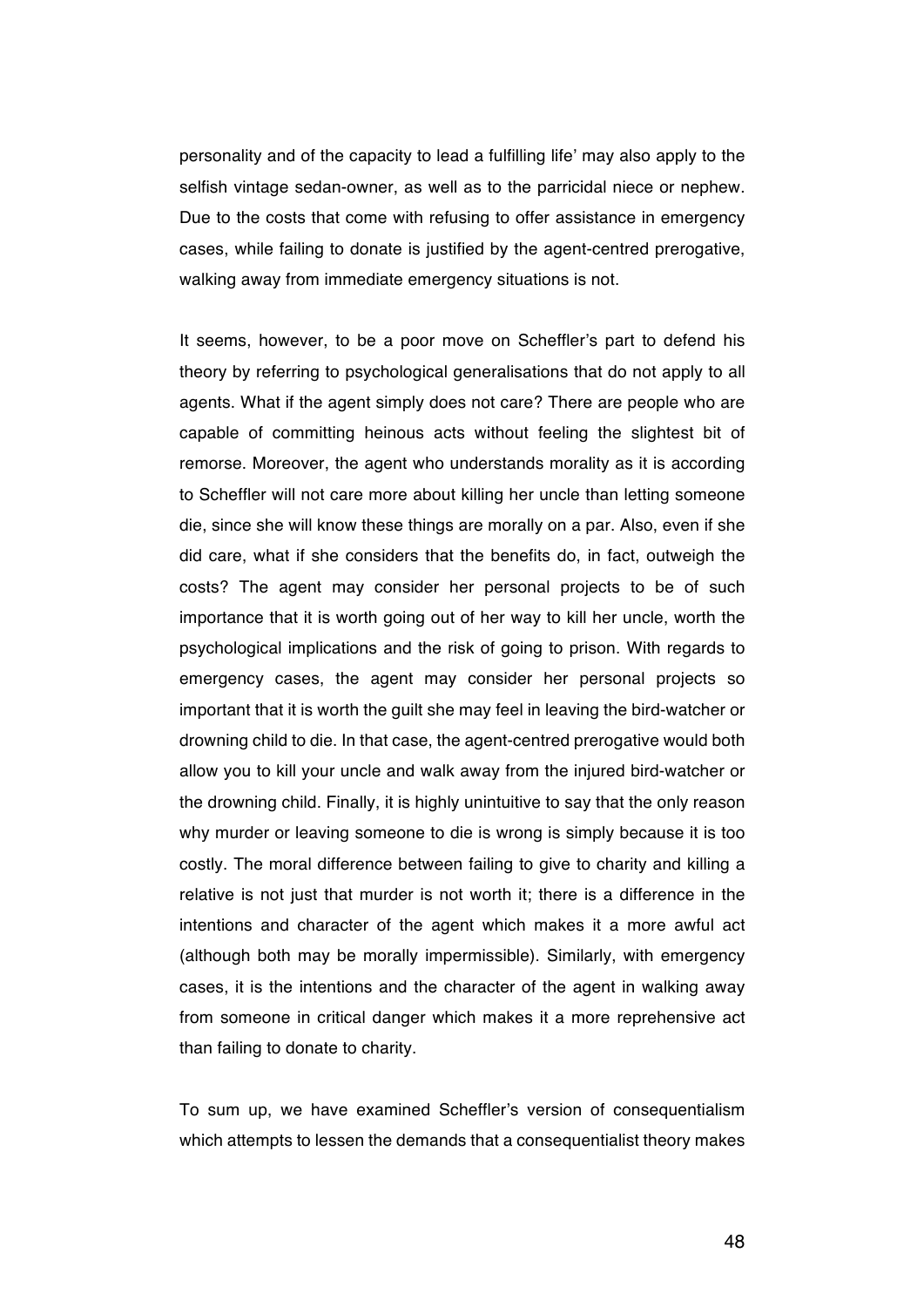personality and of the capacity to lead a fulfilling life' may also apply to the selfish vintage sedan-owner, as well as to the parricidal niece or nephew. Due to the costs that come with refusing to offer assistance in emergency cases, while failing to donate is justified by the agent-centred prerogative, walking away from immediate emergency situations is not.

It seems, however, to be a poor move on Scheffler's part to defend his theory by referring to psychological generalisations that do not apply to all agents. What if the agent simply does not care? There are people who are capable of committing heinous acts without feeling the slightest bit of remorse. Moreover, the agent who understands morality as it is according to Scheffler will not care more about killing her uncle than letting someone die, since she will know these things are morally on a par. Also, even if she did care, what if she considers that the benefits do, in fact, outweigh the costs? The agent may consider her personal projects to be of such importance that it is worth going out of her way to kill her uncle, worth the psychological implications and the risk of going to prison. With regards to emergency cases, the agent may consider her personal projects so important that it is worth the guilt she may feel in leaving the bird-watcher or drowning child to die. In that case, the agent-centred prerogative would both allow you to kill your uncle and walk away from the injured bird-watcher or the drowning child. Finally, it is highly unintuitive to say that the only reason why murder or leaving someone to die is wrong is simply because it is too costly. The moral difference between failing to give to charity and killing a relative is not just that murder is not worth it; there is a difference in the intentions and character of the agent which makes it a more awful act (although both may be morally impermissible). Similarly, with emergency cases, it is the intentions and the character of the agent in walking away from someone in critical danger which makes it a more reprehensive act than failing to donate to charity.

To sum up, we have examined Scheffler's version of consequentialism which attempts to lessen the demands that a consequentialist theory makes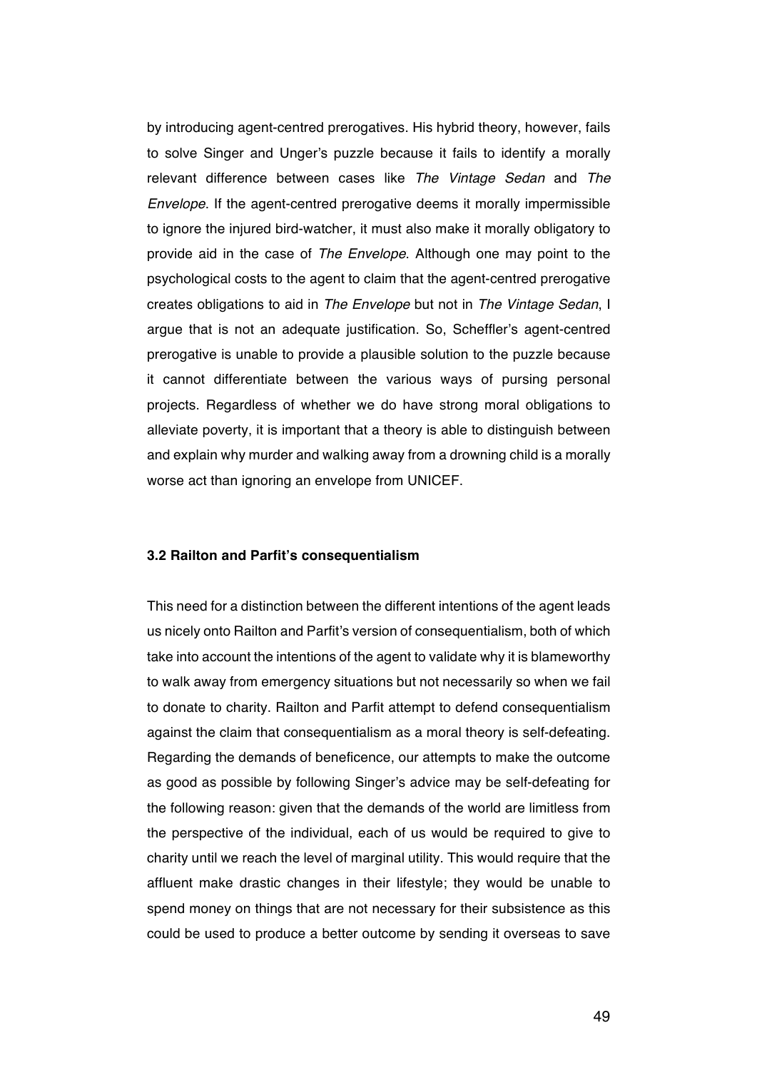by introducing agent-centred prerogatives. His hybrid theory, however, fails to solve Singer and Unger's puzzle because it fails to identify a morally relevant difference between cases like *The Vintage Sedan* and *The Envelope*. If the agent-centred prerogative deems it morally impermissible to ignore the injured bird-watcher, it must also make it morally obligatory to provide aid in the case of *The Envelope*. Although one may point to the psychological costs to the agent to claim that the agent-centred prerogative creates obligations to aid in *The Envelope* but not in *The Vintage Sedan*, I argue that is not an adequate justification. So, Scheffler's agent-centred prerogative is unable to provide a plausible solution to the puzzle because it cannot differentiate between the various ways of pursing personal projects. Regardless of whether we do have strong moral obligations to alleviate poverty, it is important that a theory is able to distinguish between and explain why murder and walking away from a drowning child is a morally worse act than ignoring an envelope from UNICEF.

### 3.2 Railton and Parfit's consequentialism

This need for a distinction between the different intentions of the agent leads us nicely onto Railton and Parfit's version of consequentialism, both of which take into account the intentions of the agent to validate why it is blameworthy to walk away from emergency situations but not necessarily so when we fail to donate to charity. Railton and Parfit attempt to defend consequentialism against the claim that consequentialism as a moral theory is self-defeating. Regarding the demands of beneficence, our attempts to make the outcome as good as possible by following Singer's advice may be self-defeating for the following reason: given that the demands of the world are limitless from the perspective of the individual, each of us would be required to give to charity until we reach the level of marginal utility. This would require that the affluent make drastic changes in their lifestyle; they would be unable to spend money on things that are not necessary for their subsistence as this could be used to produce a better outcome by sending it overseas to save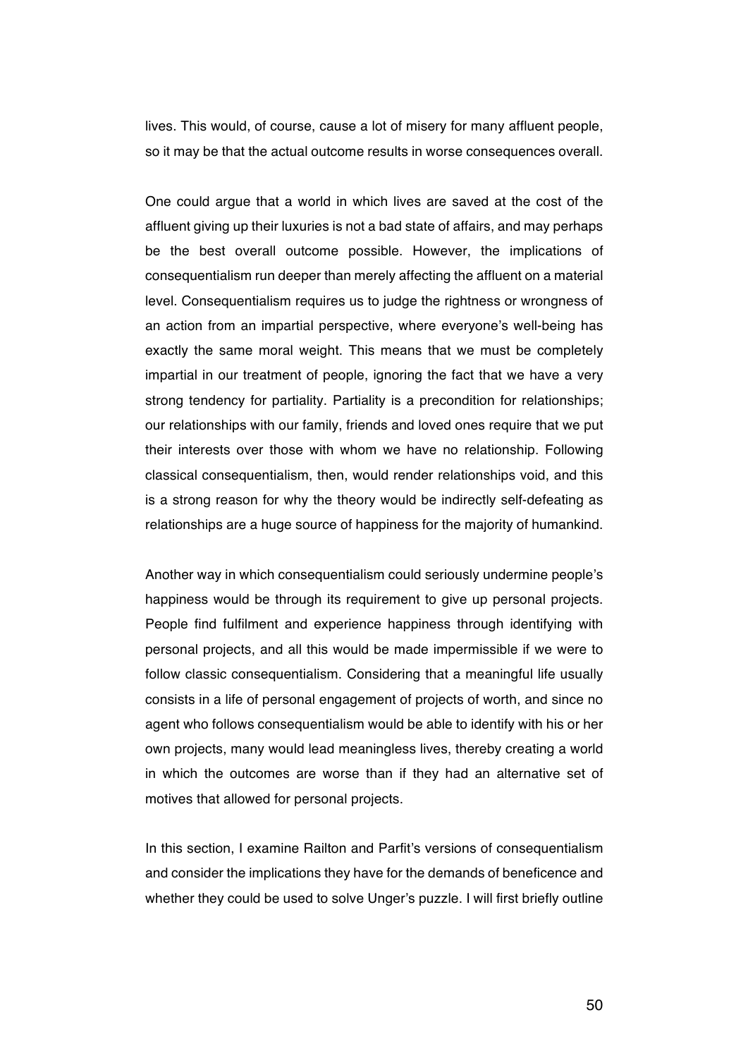lives. This would, of course, cause a lot of misery for many affluent people, so it may be that the actual outcome results in worse consequences overall.

One could argue that a world in which lives are saved at the cost of the affluent giving up their luxuries is not a bad state of affairs, and may perhaps be the best overall outcome possible. However, the implications of consequentialism run deeper than merely affecting the affluent on a material level. Consequentialism requires us to judge the rightness or wrongness of an action from an impartial perspective, where everyone's well-being has exactly the same moral weight. This means that we must be completely impartial in our treatment of people, ignoring the fact that we have a very strong tendency for partiality. Partiality is a precondition for relationships; our relationships with our family, friends and loved ones require that we put their interests over those with whom we have no relationship. Following classical consequentialism, then, would render relationships void, and this is a strong reason for why the theory would be indirectly self-defeating as relationships are a huge source of happiness for the majority of humankind.

Another way in which consequentialism could seriously undermine people's happiness would be through its requirement to give up personal projects. People find fulfilment and experience happiness through identifying with personal projects, and all this would be made impermissible if we were to follow classic consequentialism. Considering that a meaningful life usually consists in a life of personal engagement of projects of worth, and since no agent who follows consequentialism would be able to identify with his or her own projects, many would lead meaningless lives, thereby creating a world in which the outcomes are worse than if they had an alternative set of motives that allowed for personal projects.

In this section, I examine Railton and Parfit's versions of consequentialism and consider the implications they have for the demands of beneficence and whether they could be used to solve Unger's puzzle. I will first briefly outline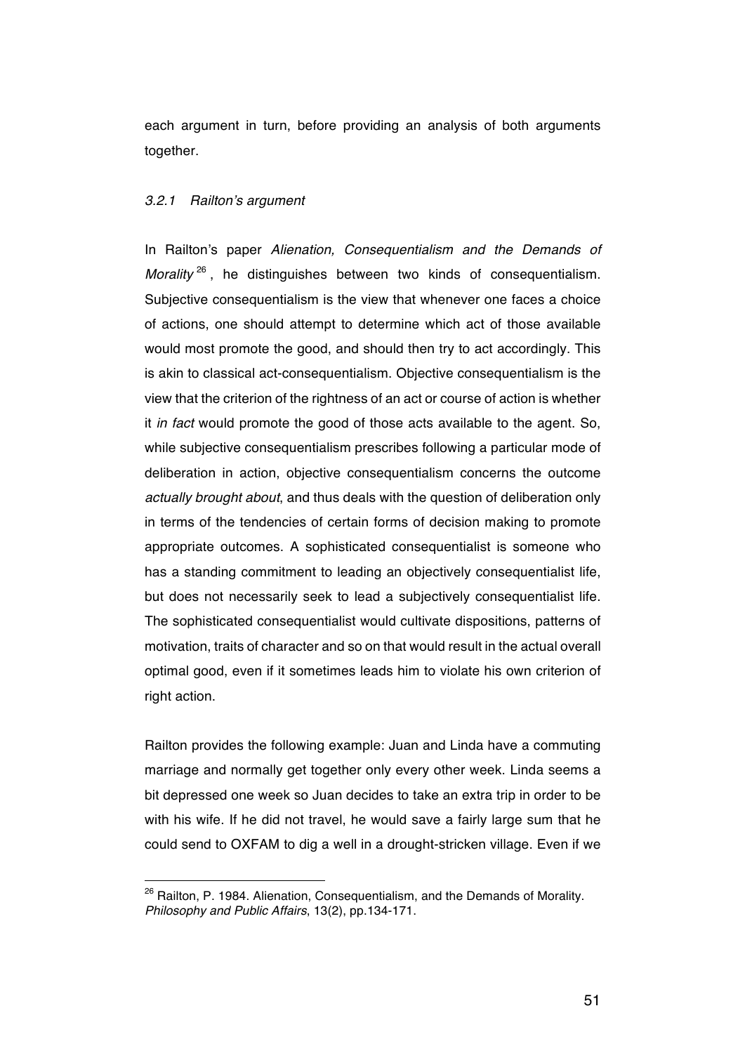each argument in turn, before providing an analysis of both arguments together.

### *3.2.1 Railton's argument*

In Railton's paper *Alienation, Consequentialism and the Demands of Morality* [26], he distinguishes between two kinds of consequentialism. Subjective consequentialism is the view that whenever one faces a choice of actions, one should attempt to determine which act of those available would most promote the good, and should then try to act accordingly. This is akin to classical act-consequentialism. Objective consequentialism is the view that the criterion of the rightness of an act or course of action is whether it *in fact* would promote the good of those acts available to the agent. So, while subjective consequentialism prescribes following a particular mode of deliberation in action, objective consequentialism concerns the outcome *actually brought about*, and thus deals with the question of deliberation only in terms of the tendencies of certain forms of decision making to promote appropriate outcomes. A sophisticated consequentialist is someone who has a standing commitment to leading an objectively consequentialist life, but does not necessarily seek to lead a subjectively consequentialist life. The sophisticated consequentialist would cultivate dispositions, patterns of motivation, traits of character and so on that would result in the actual overall optimal good, even if it sometimes leads him to violate his own criterion of right action.

Railton provides the following example: Juan and Linda have a commuting marriage and normally get together only every other week. Linda seems a bit depressed one week so Juan decides to take an extra trip in order to be with his wife. If he did not travel, he would save a fairly large sum that he could send to OXFAM to dig a well in a drought-stricken village. Even if we

[26] Railton, P. 1984. Alienation, Consequentialism, and the Demands of Morality. *Philosophy and Public Affairs*, 13(2), pp.134-171.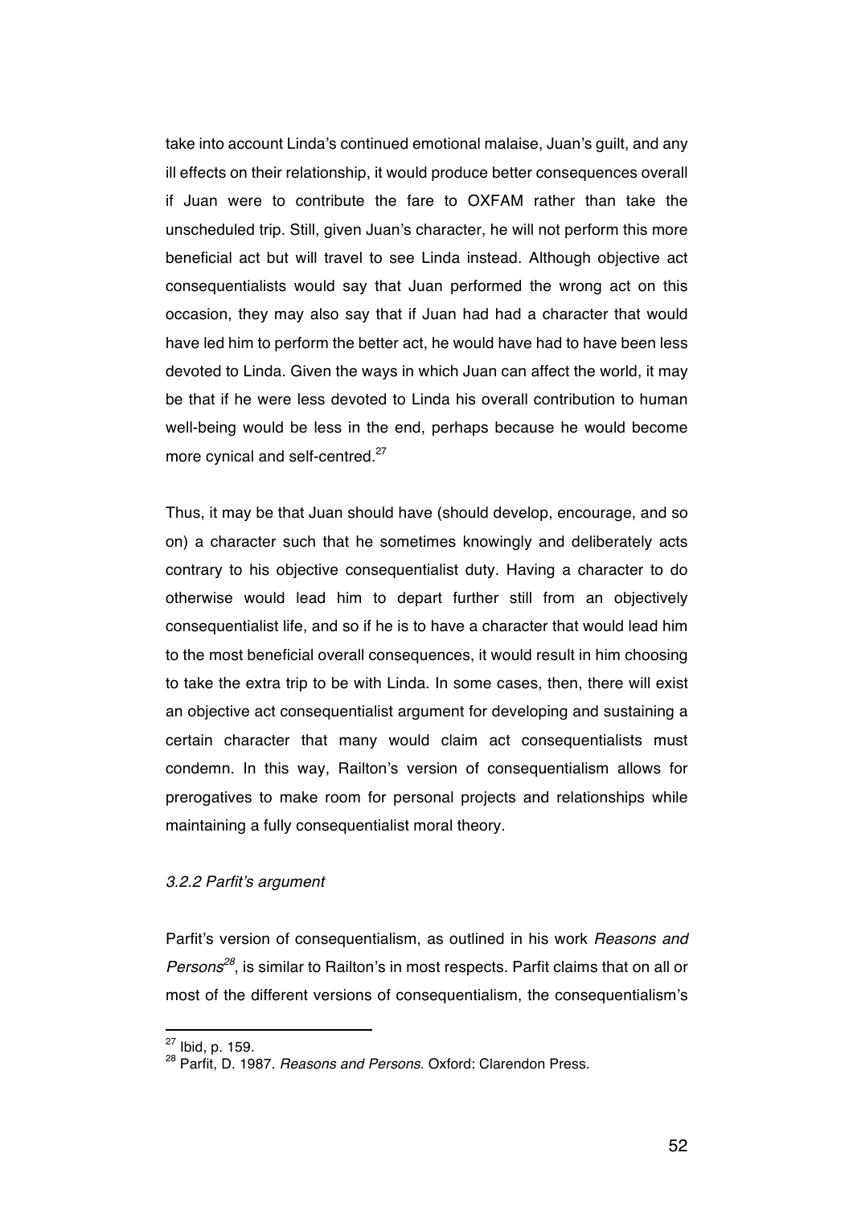take into account Linda's continued emotional malaise, Juan's guilt, and any ill effects on their relationship, it would produce better consequences overall if Juan were to contribute the fare to OXFAM rather than take the unscheduled trip. Still, given Juan's character, he will not perform this more beneficial act but will travel to see Linda instead. Although objective act consequentialists would say that Juan performed the wrong act on this occasion, they may also say that if Juan had had a character that would have led him to perform the better act, he would have had to have been less devoted to Linda. Given the ways in which Juan can affect the world, it may be that if he were less devoted to Linda his overall contribution to human well-being would be less in the end, perhaps because he would become more cynical and self-centred.[27]

Thus, it may be that Juan should have (should develop, encourage, and so on) a character such that he sometimes knowingly and deliberately acts contrary to his objective consequentialist duty. Having a character to do otherwise would lead him to depart further still from an objectively consequentialist life, and so if he is to have a character that would lead him to the most beneficial overall consequences, it would result in him choosing to take the extra trip to be with Linda. In some cases, then, there will exist an objective act consequentialist argument for developing and sustaining a certain character that many would claim act consequentialists must condemn. In this way, Railton's version of consequentialism allows for prerogatives to make room for personal projects and relationships while maintaining a fully consequentialist moral theory.

*3.2.2 Parfit's argument*

Parfit's version of consequentialism, as outlined in his work *Reasons and Persons*[28], is similar to Railton's in most respects. Parfit claims that on all or most of the different versions of consequentialism, the consequentialism's

[27] Ibid, p. 159.

[28] Parfit, D. 1987. *Reasons and Persons*. Oxford: Clarendon Press.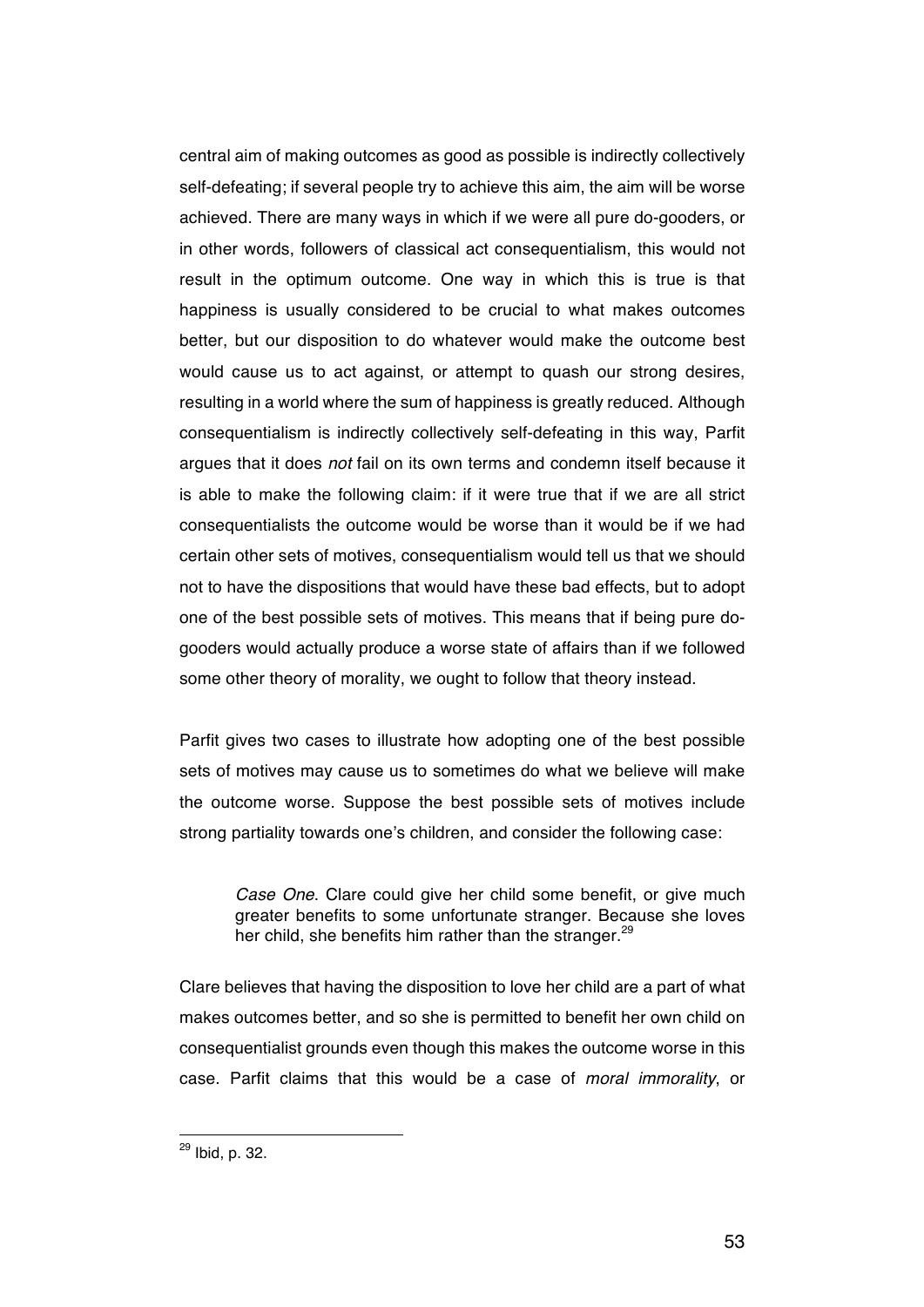central aim of making outcomes as good as possible is indirectly collectively self-defeating; if several people try to achieve this aim, the aim will be worse achieved. There are many ways in which if we were all pure do-gooders, or in other words, followers of classical act consequentialism, this would not result in the optimum outcome. One way in which this is true is that happiness is usually considered to be crucial to what makes outcomes better, but our disposition to do whatever would make the outcome best would cause us to act against, or attempt to quash our strong desires, resulting in a world where the sum of happiness is greatly reduced. Although consequentialism is indirectly collectively self-defeating in this way, Parfit argues that it does *not* fail on its own terms and condemn itself because it is able to make the following claim: if it were true that if we are all strict consequentialists the outcome would be worse than it would be if we had certain other sets of motives, consequentialism would tell us that we should not to have the dispositions that would have these bad effects, but to adopt one of the best possible sets of motives. This means that if being pure do-gooders would actually produce a worse state of affairs than if we followed some other theory of morality, we ought to follow that theory instead.

Parfit gives two cases to illustrate how adopting one of the best possible sets of motives may cause us to sometimes do what we believe will make the outcome worse. Suppose the best possible sets of motives include strong partiality towards one's children, and consider the following case:

> *Case One*. Clare could give her child some benefit, or give much greater benefits to some unfortunate stranger. Because she loves her child, she benefits him rather than the stranger.[29]

Clare believes that having the disposition to love her child are a part of what makes outcomes better, and so she is permitted to benefit her own child on consequentialist grounds even though this makes the outcome worse in this case. Parfit claims that this would be a case of *moral immorality*, or

[29] Ibid, p. 32.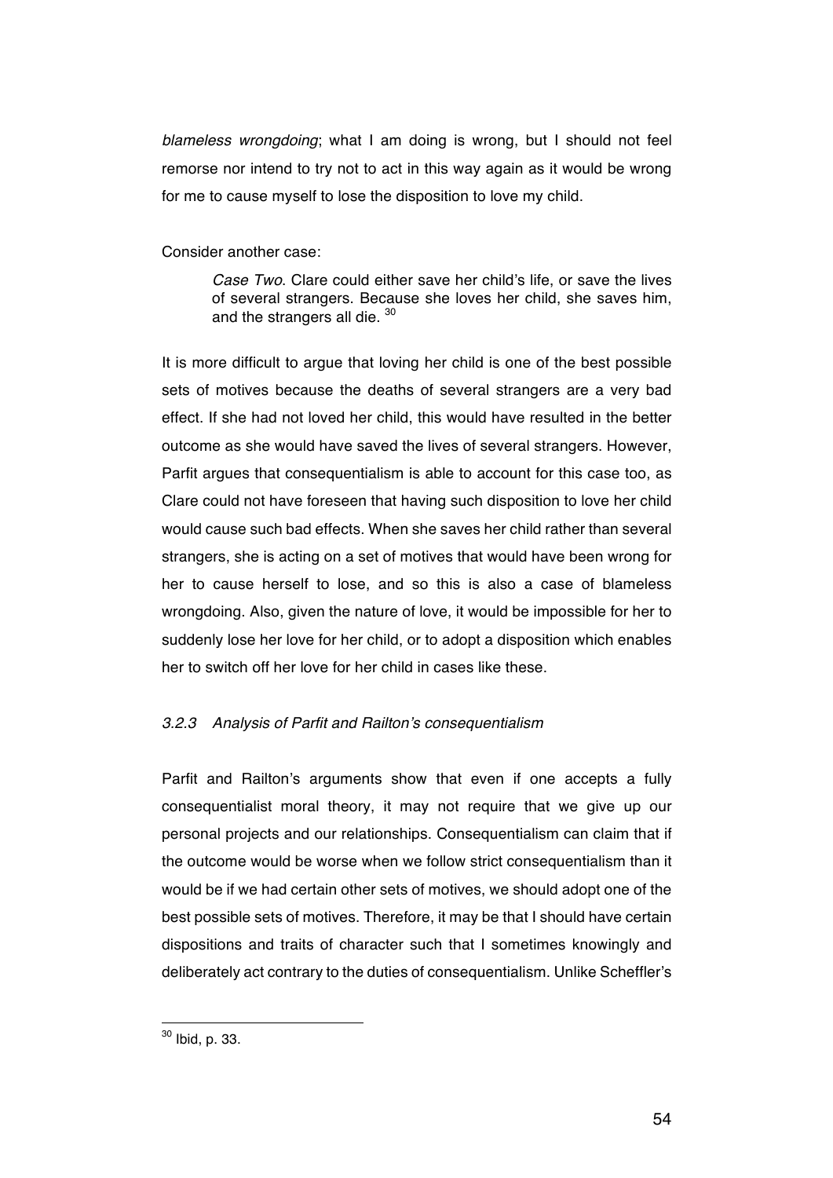*blameless wrongdoing*; what I am doing is wrong, but I should not feel remorse nor intend to try not to act in this way again as it would be wrong for me to cause myself to lose the disposition to love my child.

Consider another case:

> *Case Two*. Clare could either save her child's life, or save the lives of several strangers. Because she loves her child, she saves him, and the strangers all die. [30]

It is more difficult to argue that loving her child is one of the best possible sets of motives because the deaths of several strangers are a very bad effect. If she had not loved her child, this would have resulted in the better outcome as she would have saved the lives of several strangers. However, Parfit argues that consequentialism is able to account for this case too, as Clare could not have foreseen that having such disposition to love her child would cause such bad effects. When she saves her child rather than several strangers, she is acting on a set of motives that would have been wrong for her to cause herself to lose, and so this is also a case of blameless wrongdoing. Also, given the nature of love, it would be impossible for her to suddenly lose her love for her child, or to adopt a disposition which enables her to switch off her love for her child in cases like these.

### *3.2.3 Analysis of Parfit and Railton's consequentialism*

Parfit and Railton's arguments show that even if one accepts a fully consequentialist moral theory, it may not require that we give up our personal projects and our relationships. Consequentialism can claim that if the outcome would be worse when we follow strict consequentialism than it would be if we had certain other sets of motives, we should adopt one of the best possible sets of motives. Therefore, it may be that I should have certain dispositions and traits of character such that I sometimes knowingly and deliberately act contrary to the duties of consequentialism. Unlike Scheffler's

---

[30] Ibid, p. 33.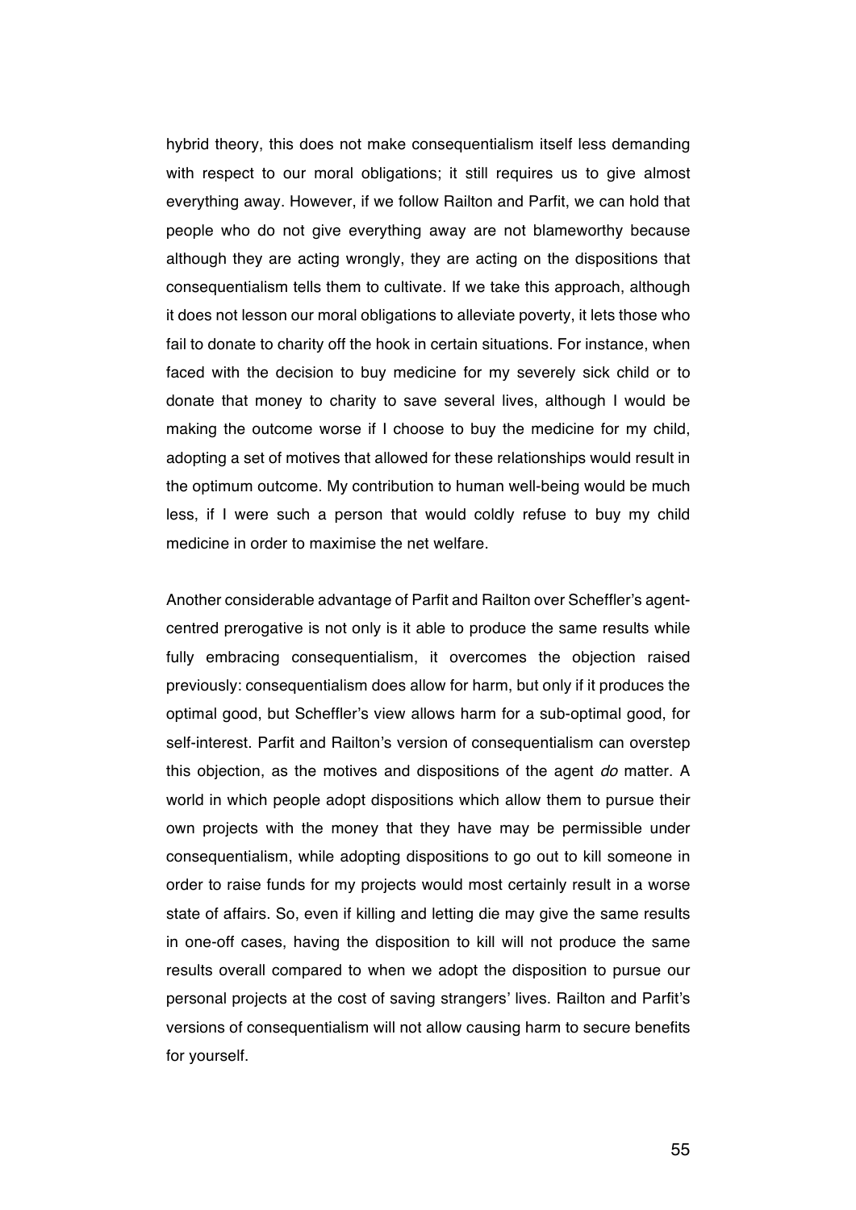hybrid theory, this does not make consequentialism itself less demanding with respect to our moral obligations; it still requires us to give almost everything away. However, if we follow Railton and Parfit, we can hold that people who do not give everything away are not blameworthy because although they are acting wrongly, they are acting on the dispositions that consequentialism tells them to cultivate. If we take this approach, although it does not lesson our moral obligations to alleviate poverty, it lets those who fail to donate to charity off the hook in certain situations. For instance, when faced with the decision to buy medicine for my severely sick child or to donate that money to charity to save several lives, although I would be making the outcome worse if I choose to buy the medicine for my child, adopting a set of motives that allowed for these relationships would result in the optimum outcome. My contribution to human well-being would be much less, if I were such a person that would coldly refuse to buy my child medicine in order to maximise the net welfare.

Another considerable advantage of Parfit and Railton over Scheffler's agent-centred prerogative is not only is it able to produce the same results while fully embracing consequentialism, it overcomes the objection raised previously: consequentialism does allow for harm, but only if it produces the optimal good, but Scheffler's view allows harm for a sub-optimal good, for self-interest. Parfit and Railton's version of consequentialism can overstep this objection, as the motives and dispositions of the agent *do* matter. A world in which people adopt dispositions which allow them to pursue their own projects with the money that they have may be permissible under consequentialism, while adopting dispositions to go out to kill someone in order to raise funds for my projects would most certainly result in a worse state of affairs. So, even if killing and letting die may give the same results in one-off cases, having the disposition to kill will not produce the same results overall compared to when we adopt the disposition to pursue our personal projects at the cost of saving strangers' lives. Railton and Parfit's versions of consequentialism will not allow causing harm to secure benefits for yourself.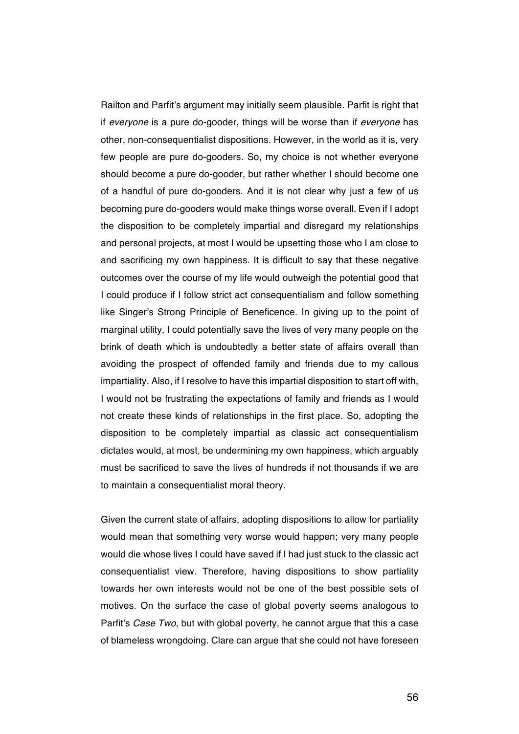Railton and Parfit's argument may initially seem plausible. Parfit is right that if *everyone* is a pure do-gooder, things will be worse than if *everyone* has other, non-consequentialist dispositions. However, in the world as it is, very few people are pure do-gooders. So, my choice is not whether everyone should become a pure do-gooder, but rather whether I should become one of a handful of pure do-gooders. And it is not clear why just a few of us becoming pure do-gooders would make things worse overall. Even if I adopt the disposition to be completely impartial and disregard my relationships and personal projects, at most I would be upsetting those who I am close to and sacrificing my own happiness. It is difficult to say that these negative outcomes over the course of my life would outweigh the potential good that I could produce if I follow strict act consequentialism and follow something like Singer's Strong Principle of Beneficence. In giving up to the point of marginal utility, I could potentially save the lives of very many people on the brink of death which is undoubtedly a better state of affairs overall than avoiding the prospect of offended family and friends due to my callous impartiality. Also, if I resolve to have this impartial disposition to start off with, I would not be frustrating the expectations of family and friends as I would not create these kinds of relationships in the first place. So, adopting the disposition to be completely impartial as classic act consequentialism dictates would, at most, be undermining my own happiness, which arguably must be sacrificed to save the lives of hundreds if not thousands if we are to maintain a consequentialist moral theory.

Given the current state of affairs, adopting dispositions to allow for partiality would mean that something very worse would happen; very many people would die whose lives I could have saved if I had just stuck to the classic act consequentialist view. Therefore, having dispositions to show partiality towards her own interests would not be one of the best possible sets of motives. On the surface the case of global poverty seems analogous to Parfit's *Case Two*, but with global poverty, he cannot argue that this a case of blameless wrongdoing. Clare can argue that she could not have foreseen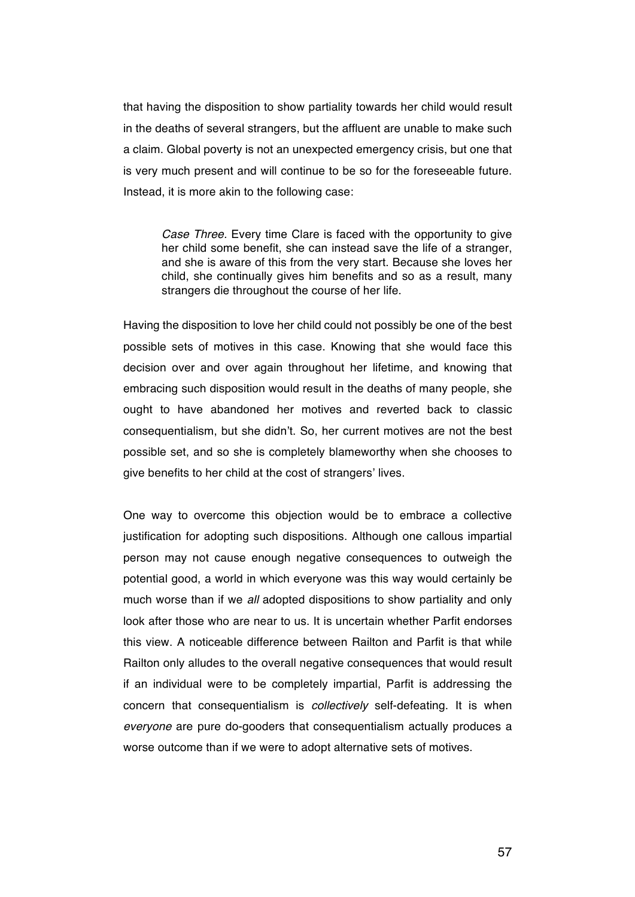that having the disposition to show partiality towards her child would result in the deaths of several strangers, but the affluent are unable to make such a claim. Global poverty is not an unexpected emergency crisis, but one that is very much present and will continue to be so for the foreseeable future. Instead, it is more akin to the following case:

> *Case Three.* Every time Clare is faced with the opportunity to give her child some benefit, she can instead save the life of a stranger, and she is aware of this from the very start. Because she loves her child, she continually gives him benefits and so as a result, many strangers die throughout the course of her life.

Having the disposition to love her child could not possibly be one of the best possible sets of motives in this case. Knowing that she would face this decision over and over again throughout her lifetime, and knowing that embracing such disposition would result in the deaths of many people, she ought to have abandoned her motives and reverted back to classic consequentialism, but she didn't. So, her current motives are not the best possible set, and so she is completely blameworthy when she chooses to give benefits to her child at the cost of strangers' lives.

One way to overcome this objection would be to embrace a collective justification for adopting such dispositions. Although one callous impartial person may not cause enough negative consequences to outweigh the potential good, a world in which everyone was this way would certainly be much worse than if we *all* adopted dispositions to show partiality and only look after those who are near to us. It is uncertain whether Parfit endorses this view. A noticeable difference between Railton and Parfit is that while Railton only alludes to the overall negative consequences that would result if an individual were to be completely impartial, Parfit is addressing the concern that consequentialism is *collectively* self-defeating. It is when *everyone* are pure do-gooders that consequentialism actually produces a worse outcome than if we were to adopt alternative sets of motives.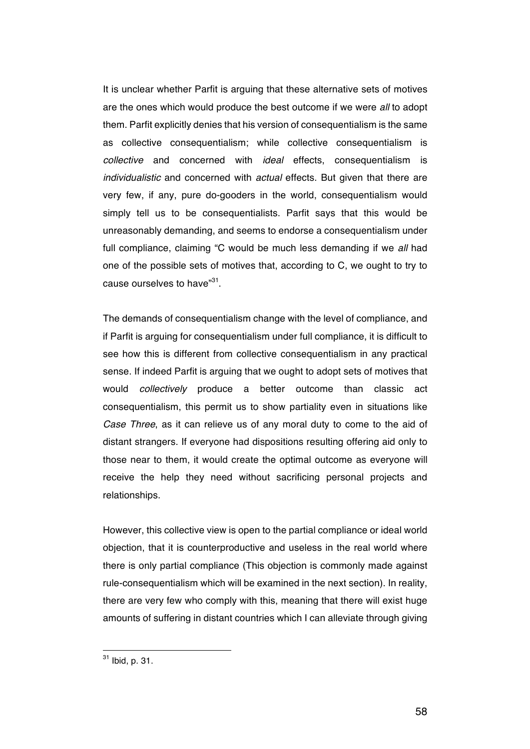It is unclear whether Parfit is arguing that these alternative sets of motives are the ones which would produce the best outcome if we were *all* to adopt them. Parfit explicitly denies that his version of consequentialism is the same as collective consequentialism; while collective consequentialism is *collective* and concerned with *ideal* effects, consequentialism is *individualistic* and concerned with *actual* effects. But given that there are very few, if any, pure do-gooders in the world, consequentialism would simply tell us to be consequentialists. Parfit says that this would be unreasonably demanding, and seems to endorse a consequentialism under full compliance, claiming "C would be much less demanding if we *all* had one of the possible sets of motives that, according to C, we ought to try to cause ourselves to have"[31].

The demands of consequentialism change with the level of compliance, and if Parfit is arguing for consequentialism under full compliance, it is difficult to see how this is different from collective consequentialism in any practical sense. If indeed Parfit is arguing that we ought to adopt sets of motives that would *collectively* produce a better outcome than classic act consequentialism, this permit us to show partiality even in situations like *Case Three*, as it can relieve us of any moral duty to come to the aid of distant strangers. If everyone had dispositions resulting offering aid only to those near to them, it would create the optimal outcome as everyone will receive the help they need without sacrificing personal projects and relationships.

However, this collective view is open to the partial compliance or ideal world objection, that it is counterproductive and useless in the real world where there is only partial compliance (This objection is commonly made against rule-consequentialism which will be examined in the next section). In reality, there are very few who comply with this, meaning that there will exist huge amounts of suffering in distant countries which I can alleviate through giving

---

[31] Ibid, p. 31.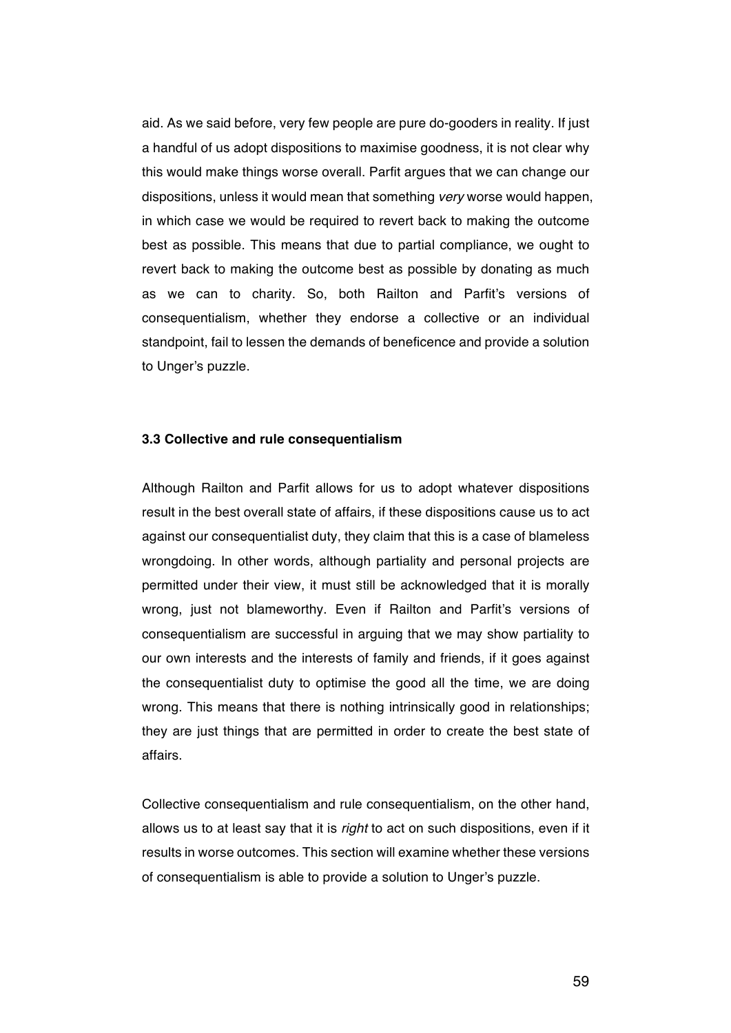aid. As we said before, very few people are pure do-gooders in reality. If just a handful of us adopt dispositions to maximise goodness, it is not clear why this would make things worse overall. Parfit argues that we can change our dispositions, unless it would mean that something *very* worse would happen, in which case we would be required to revert back to making the outcome best as possible. This means that due to partial compliance, we ought to revert back to making the outcome best as possible by donating as much as we can to charity. So, both Railton and Parfit's versions of consequentialism, whether they endorse a collective or an individual standpoint, fail to lessen the demands of beneficence and provide a solution to Unger's puzzle.

### 3.3 Collective and rule consequentialism

Although Railton and Parfit allows for us to adopt whatever dispositions result in the best overall state of affairs, if these dispositions cause us to act against our consequentialist duty, they claim that this is a case of blameless wrongdoing. In other words, although partiality and personal projects are permitted under their view, it must still be acknowledged that it is morally wrong, just not blameworthy. Even if Railton and Parfit's versions of consequentialism are successful in arguing that we may show partiality to our own interests and the interests of family and friends, if it goes against the consequentialist duty to optimise the good all the time, we are doing wrong. This means that there is nothing intrinsically good in relationships; they are just things that are permitted in order to create the best state of affairs.

Collective consequentialism and rule consequentialism, on the other hand, allows us to at least say that it is *right* to act on such dispositions, even if it results in worse outcomes. This section will examine whether these versions of consequentialism is able to provide a solution to Unger's puzzle.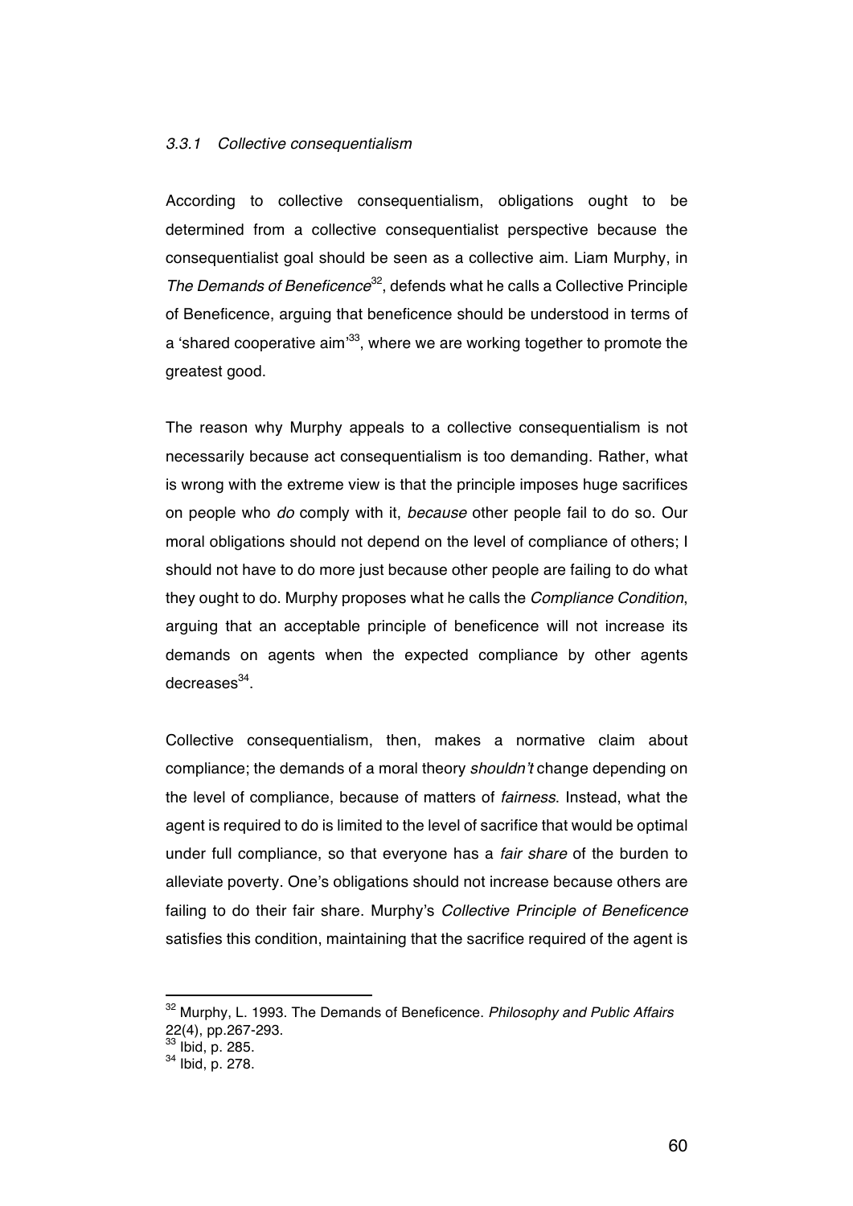### *3.3.1 Collective consequentialism*

According to collective consequentialism, obligations ought to be determined from a collective consequentialist perspective because the consequentialist goal should be seen as a collective aim. Liam Murphy, in *The Demands of Beneficence*[32], defends what he calls a Collective Principle of Beneficence, arguing that beneficence should be understood in terms of a 'shared cooperative aim'[33], where we are working together to promote the greatest good.

The reason why Murphy appeals to a collective consequentialism is not necessarily because act consequentialism is too demanding. Rather, what is wrong with the extreme view is that the principle imposes huge sacrifices on people who *do* comply with it, *because* other people fail to do so. Our moral obligations should not depend on the level of compliance of others; I should not have to do more just because other people are failing to do what they ought to do. Murphy proposes what he calls the *Compliance Condition*, arguing that an acceptable principle of beneficence will not increase its demands on agents when the expected compliance by other agents decreases[34].

Collective consequentialism, then, makes a normative claim about compliance; the demands of a moral theory *shouldn't* change depending on the level of compliance, because of matters of *fairness*. Instead, what the agent is required to do is limited to the level of sacrifice that would be optimal under full compliance, so that everyone has a *fair share* of the burden to alleviate poverty. One's obligations should not increase because others are failing to do their fair share. Murphy's *Collective Principle of Beneficence* satisfies this condition, maintaining that the sacrifice required of the agent is

---

[32] Murphy, L. 1993. The Demands of Beneficence. *Philosophy and Public Affairs* 22(4), pp.267-293.

[33] Ibid, p. 285.

[34] Ibid, p. 278.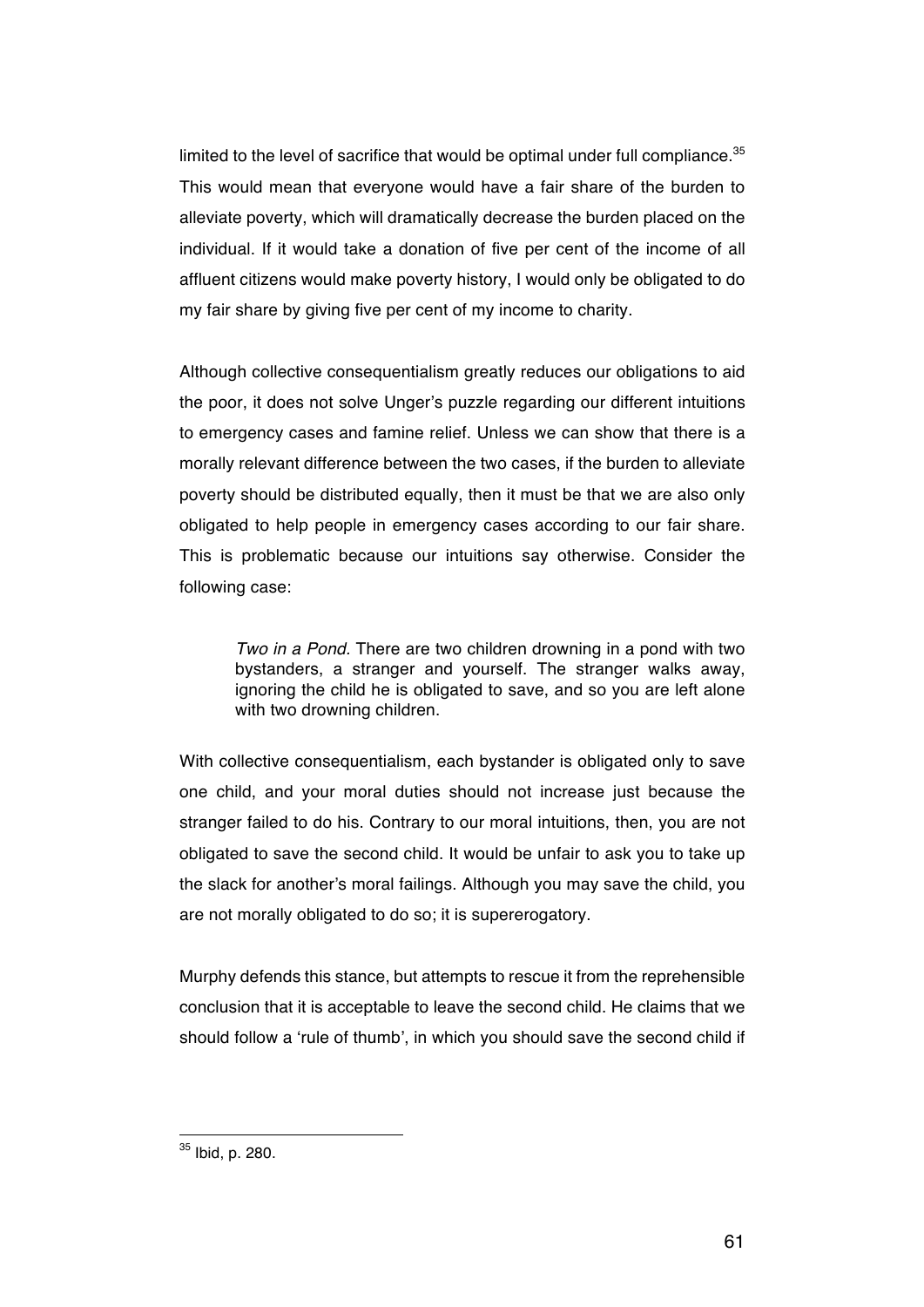limited to the level of sacrifice that would be optimal under full compliance.[35] This would mean that everyone would have a fair share of the burden to alleviate poverty, which will dramatically decrease the burden placed on the individual. If it would take a donation of five per cent of the income of all affluent citizens would make poverty history, I would only be obligated to do my fair share by giving five per cent of my income to charity.

Although collective consequentialism greatly reduces our obligations to aid the poor, it does not solve Unger's puzzle regarding our different intuitions to emergency cases and famine relief. Unless we can show that there is a morally relevant difference between the two cases, if the burden to alleviate poverty should be distributed equally, then it must be that we are also only obligated to help people in emergency cases according to our fair share. This is problematic because our intuitions say otherwise. Consider the following case:

> *Two in a Pond.* There are two children drowning in a pond with two bystanders, a stranger and yourself. The stranger walks away, ignoring the child he is obligated to save, and so you are left alone with two drowning children.

With collective consequentialism, each bystander is obligated only to save one child, and your moral duties should not increase just because the stranger failed to do his. Contrary to our moral intuitions, then, you are not obligated to save the second child. It would be unfair to ask you to take up the slack for another's moral failings. Although you may save the child, you are not morally obligated to do so; it is supererogatory.

Murphy defends this stance, but attempts to rescue it from the reprehensible conclusion that it is acceptable to leave the second child. He claims that we should follow a 'rule of thumb', in which you should save the second child if

---

[35] Ibid, p. 280.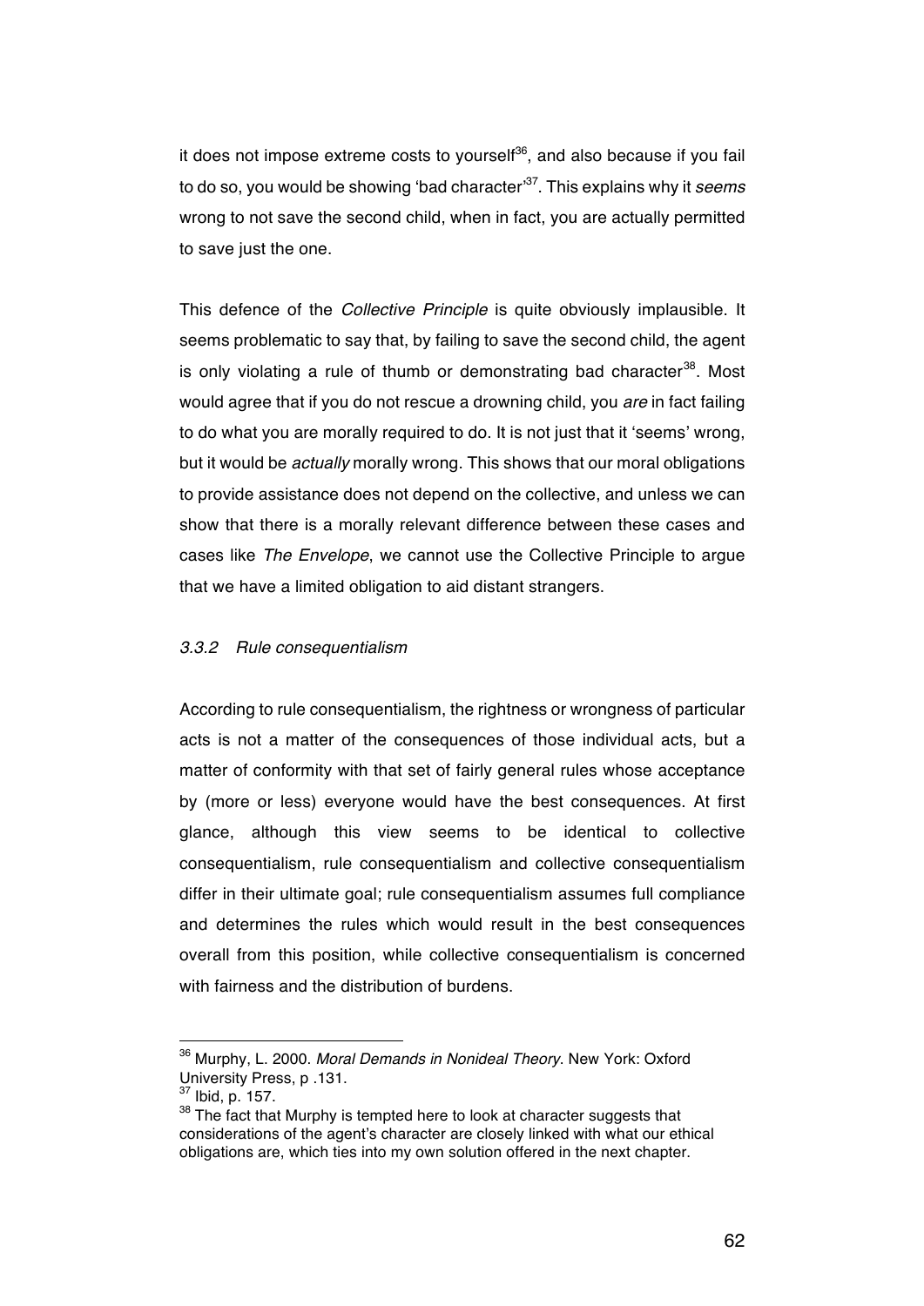it does not impose extreme costs to yourself[36], and also because if you fail to do so, you would be showing 'bad character'[37]. This explains why it *seems* wrong to not save the second child, when in fact, you are actually permitted to save just the one.

This defence of the *Collective Principle* is quite obviously implausible. It seems problematic to say that, by failing to save the second child, the agent is only violating a rule of thumb or demonstrating bad character[38]. Most would agree that if you do not rescue a drowning child, you *are* in fact failing to do what you are morally required to do. It is not just that it 'seems' wrong, but it would be *actually* morally wrong. This shows that our moral obligations to provide assistance does not depend on the collective, and unless we can show that there is a morally relevant difference between these cases and cases like *The Envelope*, we cannot use the Collective Principle to argue that we have a limited obligation to aid distant strangers.

### *3.3.2 Rule consequentialism*

According to rule consequentialism, the rightness or wrongness of particular acts is not a matter of the consequences of those individual acts, but a matter of conformity with that set of fairly general rules whose acceptance by (more or less) everyone would have the best consequences. At first glance, although this view seems to be identical to collective consequentialism, rule consequentialism and collective consequentialism differ in their ultimate goal; rule consequentialism assumes full compliance and determines the rules which would result in the best consequences overall from this position, while collective consequentialism is concerned with fairness and the distribution of burdens.

---

[36] Murphy, L. 2000. *Moral Demands in Nonideal Theory*. New York: Oxford University Press, p .131.

[37] Ibid, p. 157.

[38] The fact that Murphy is tempted here to look at character suggests that considerations of the agent's character are closely linked with what our ethical obligations are, which ties into my own solution offered in the next chapter.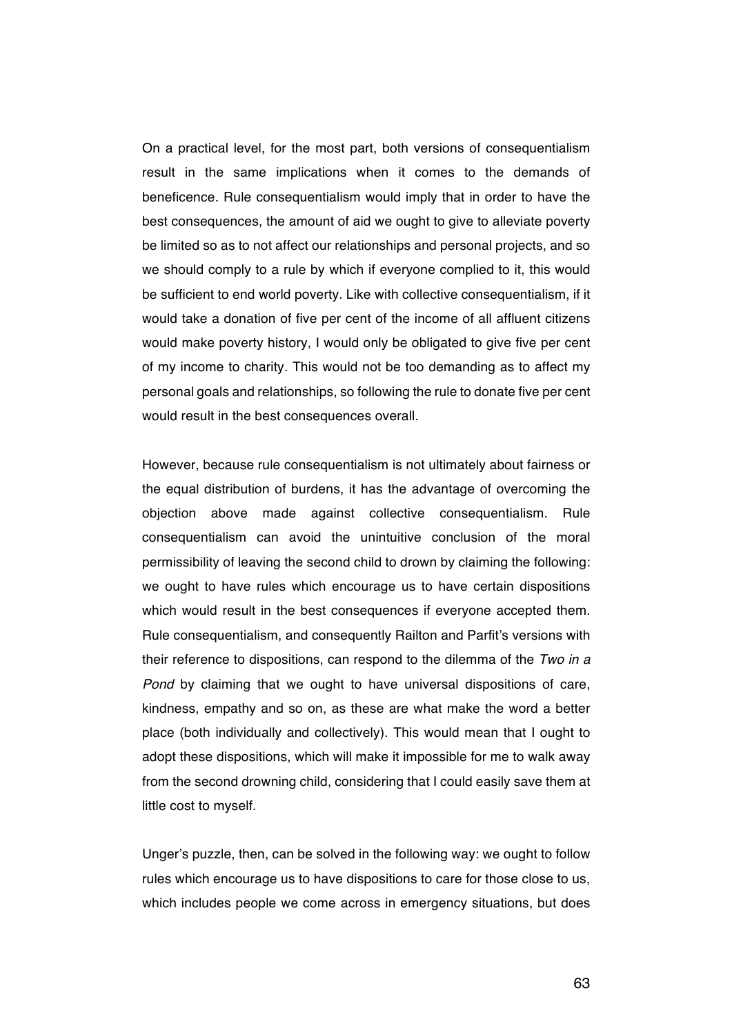On a practical level, for the most part, both versions of consequentialism result in the same implications when it comes to the demands of beneficence. Rule consequentialism would imply that in order to have the best consequences, the amount of aid we ought to give to alleviate poverty be limited so as to not affect our relationships and personal projects, and so we should comply to a rule by which if everyone complied to it, this would be sufficient to end world poverty. Like with collective consequentialism, if it would take a donation of five per cent of the income of all affluent citizens would make poverty history, I would only be obligated to give five per cent of my income to charity. This would not be too demanding as to affect my personal goals and relationships, so following the rule to donate five per cent would result in the best consequences overall.

However, because rule consequentialism is not ultimately about fairness or the equal distribution of burdens, it has the advantage of overcoming the objection above made against collective consequentialism. Rule consequentialism can avoid the unintuitive conclusion of the moral permissibility of leaving the second child to drown by claiming the following: we ought to have rules which encourage us to have certain dispositions which would result in the best consequences if everyone accepted them. Rule consequentialism, and consequently Railton and Parfit's versions with their reference to dispositions, can respond to the dilemma of the *Two in a Pond* by claiming that we ought to have universal dispositions of care, kindness, empathy and so on, as these are what make the word a better place (both individually and collectively). This would mean that I ought to adopt these dispositions, which will make it impossible for me to walk away from the second drowning child, considering that I could easily save them at little cost to myself.

Unger's puzzle, then, can be solved in the following way: we ought to follow rules which encourage us to have dispositions to care for those close to us, which includes people we come across in emergency situations, but does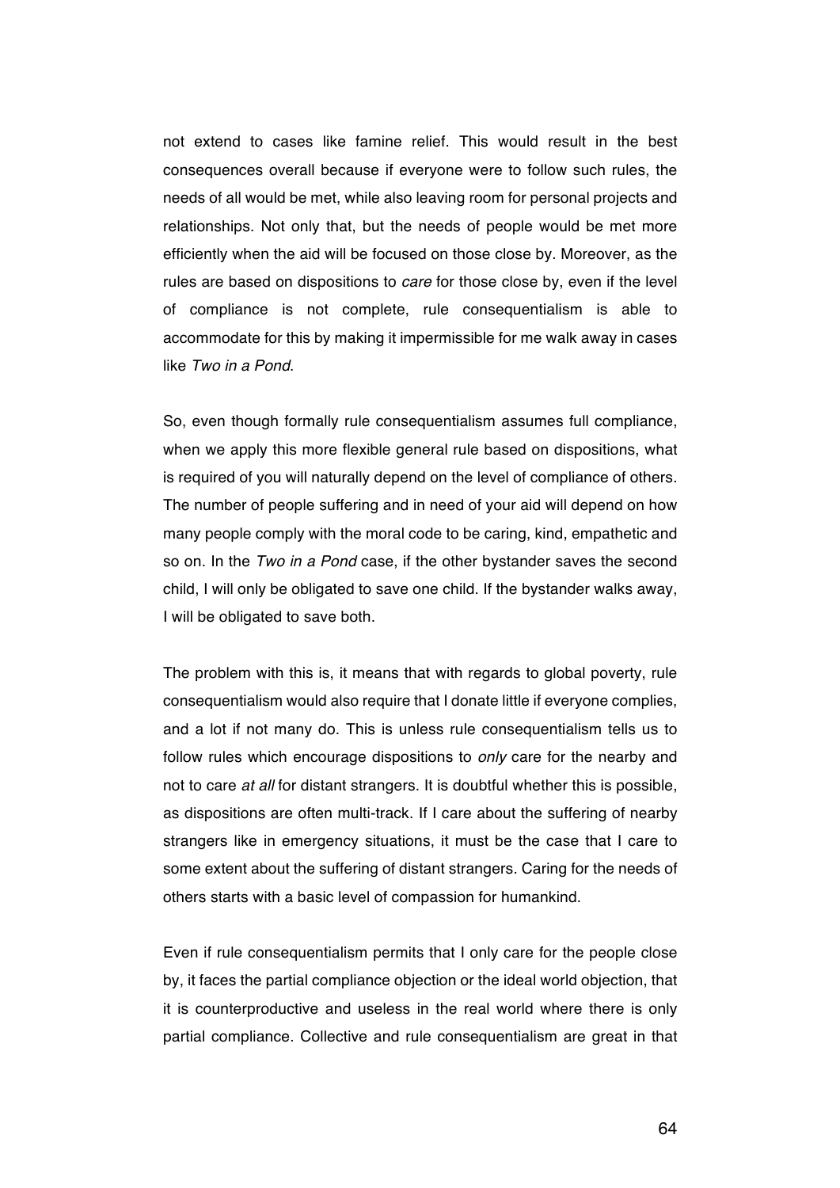not extend to cases like famine relief. This would result in the best consequences overall because if everyone were to follow such rules, the needs of all would be met, while also leaving room for personal projects and relationships. Not only that, but the needs of people would be met more efficiently when the aid will be focused on those close by. Moreover, as the rules are based on dispositions to *care* for those close by, even if the level of compliance is not complete, rule consequentialism is able to accommodate for this by making it impermissible for me walk away in cases like *Two in a Pond*.

So, even though formally rule consequentialism assumes full compliance, when we apply this more flexible general rule based on dispositions, what is required of you will naturally depend on the level of compliance of others. The number of people suffering and in need of your aid will depend on how many people comply with the moral code to be caring, kind, empathetic and so on. In the *Two in a Pond* case, if the other bystander saves the second child, I will only be obligated to save one child. If the bystander walks away, I will be obligated to save both.

The problem with this is, it means that with regards to global poverty, rule consequentialism would also require that I donate little if everyone complies, and a lot if not many do. This is unless rule consequentialism tells us to follow rules which encourage dispositions to *only* care for the nearby and not to care *at all* for distant strangers. It is doubtful whether this is possible, as dispositions are often multi-track. If I care about the suffering of nearby strangers like in emergency situations, it must be the case that I care to some extent about the suffering of distant strangers. Caring for the needs of others starts with a basic level of compassion for humankind.

Even if rule consequentialism permits that I only care for the people close by, it faces the partial compliance objection or the ideal world objection, that it is counterproductive and useless in the real world where there is only partial compliance. Collective and rule consequentialism are great in that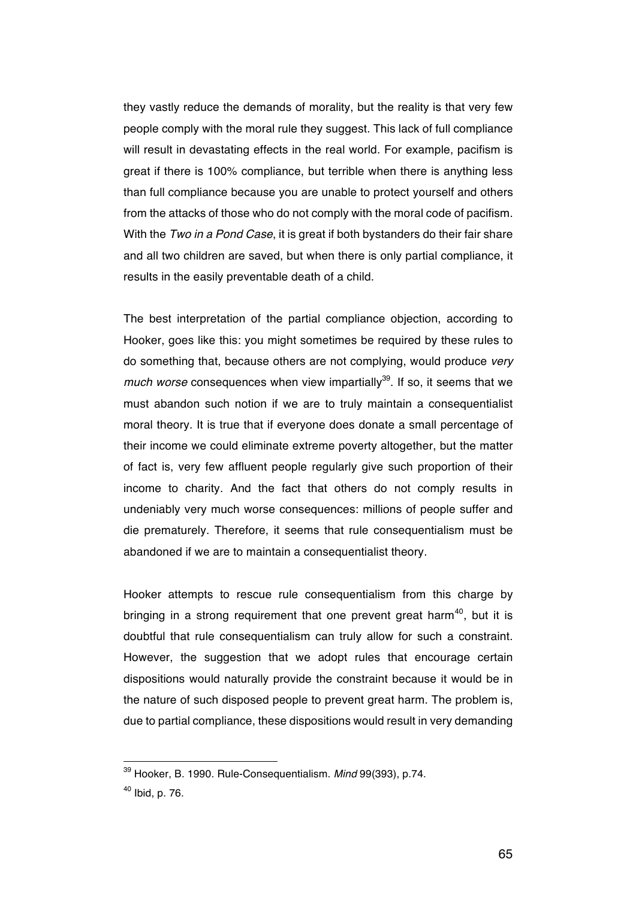they vastly reduce the demands of morality, but the reality is that very few people comply with the moral rule they suggest. This lack of full compliance will result in devastating effects in the real world. For example, pacifism is great if there is 100% compliance, but terrible when there is anything less than full compliance because you are unable to protect yourself and others from the attacks of those who do not comply with the moral code of pacifism. With the *Two in a Pond Case*, it is great if both bystanders do their fair share and all two children are saved, but when there is only partial compliance, it results in the easily preventable death of a child.

The best interpretation of the partial compliance objection, according to Hooker, goes like this: you might sometimes be required by these rules to do something that, because others are not complying, would produce *very much worse* consequences when view impartially[39]. If so, it seems that we must abandon such notion if we are to truly maintain a consequentialist moral theory. It is true that if everyone does donate a small percentage of their income we could eliminate extreme poverty altogether, but the matter of fact is, very few affluent people regularly give such proportion of their income to charity. And the fact that others do not comply results in undeniably very much worse consequences: millions of people suffer and die prematurely. Therefore, it seems that rule consequentialism must be abandoned if we are to maintain a consequentialist theory.

Hooker attempts to rescue rule consequentialism from this charge by bringing in a strong requirement that one prevent great harm[40], but it is doubtful that rule consequentialism can truly allow for such a constraint. However, the suggestion that we adopt rules that encourage certain dispositions would naturally provide the constraint because it would be in the nature of such disposed people to prevent great harm. The problem is, due to partial compliance, these dispositions would result in very demanding

[39] Hooker, B. 1990. Rule-Consequentialism. *Mind* 99(393), p.74.

[40] Ibid, p. 76.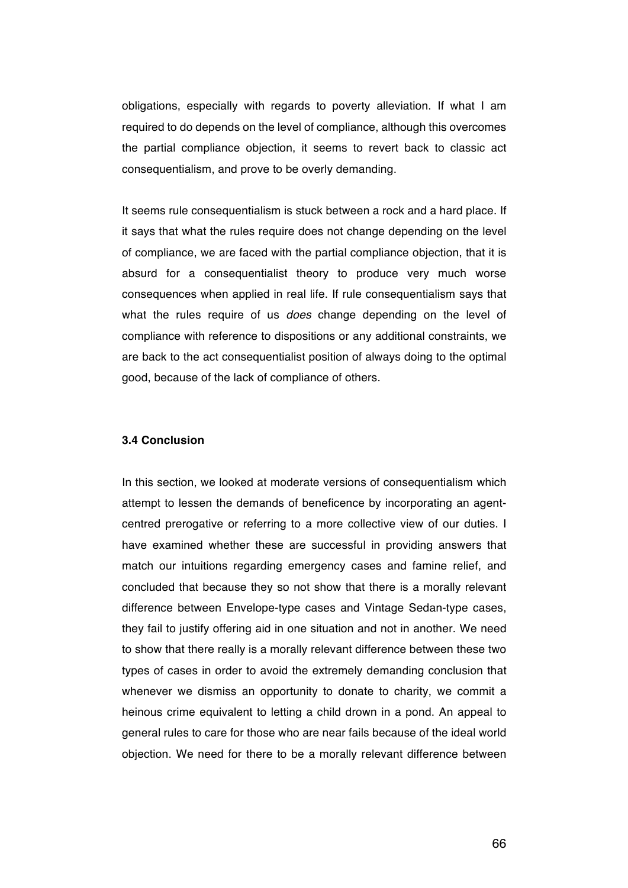obligations, especially with regards to poverty alleviation. If what I am required to do depends on the level of compliance, although this overcomes the partial compliance objection, it seems to revert back to classic act consequentialism, and prove to be overly demanding.

It seems rule consequentialism is stuck between a rock and a hard place. If it says that what the rules require does not change depending on the level of compliance, we are faced with the partial compliance objection, that it is absurd for a consequentialist theory to produce very much worse consequences when applied in real life. If rule consequentialism says that what the rules require of us *does* change depending on the level of compliance with reference to dispositions or any additional constraints, we are back to the act consequentialist position of always doing to the optimal good, because of the lack of compliance of others.

### 3.4 Conclusion

In this section, we looked at moderate versions of consequentialism which attempt to lessen the demands of beneficence by incorporating an agent-centred prerogative or referring to a more collective view of our duties. I have examined whether these are successful in providing answers that match our intuitions regarding emergency cases and famine relief, and concluded that because they so not show that there is a morally relevant difference between Envelope-type cases and Vintage Sedan-type cases, they fail to justify offering aid in one situation and not in another. We need to show that there really is a morally relevant difference between these two types of cases in order to avoid the extremely demanding conclusion that whenever we dismiss an opportunity to donate to charity, we commit a heinous crime equivalent to letting a child drown in a pond. An appeal to general rules to care for those who are near fails because of the ideal world objection. We need for there to be a morally relevant difference between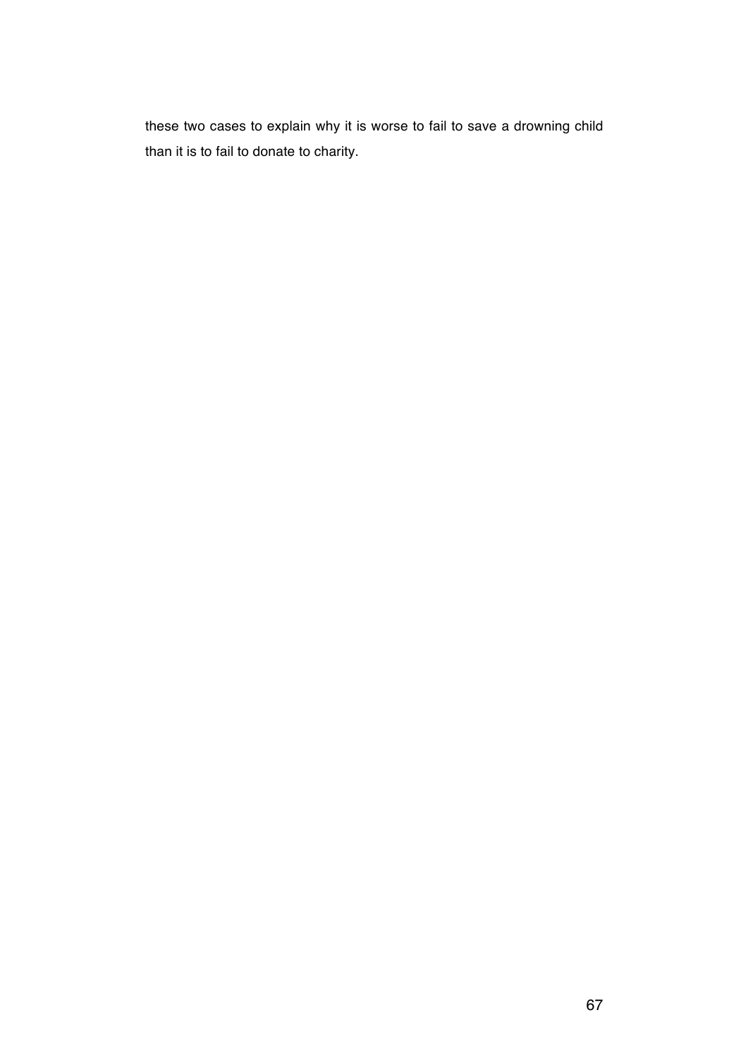these two cases to explain why it is worse to fail to save a drowning child than it is to fail to donate to charity.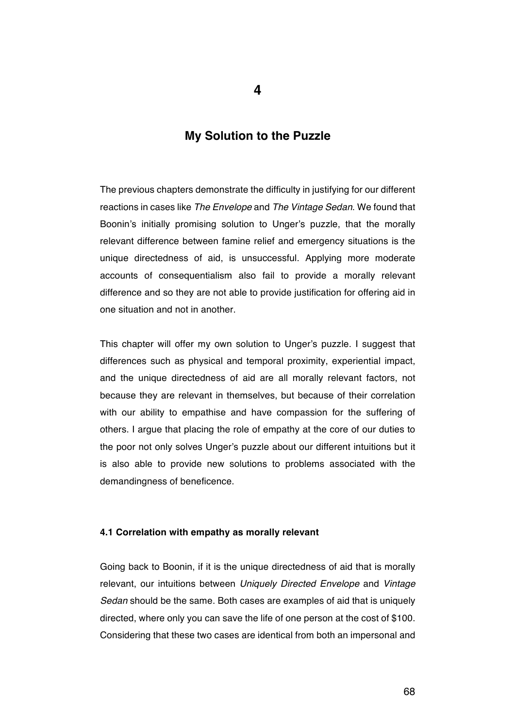# 4

# My Solution to the Puzzle

The previous chapters demonstrate the difficulty in justifying for our different reactions in cases like *The Envelope* and *The Vintage Sedan*. We found that Boonin's initially promising solution to Unger's puzzle, that the morally relevant difference between famine relief and emergency situations is the unique directedness of aid, is unsuccessful. Applying more moderate accounts of consequentialism also fail to provide a morally relevant difference and so they are not able to provide justification for offering aid in one situation and not in another.

This chapter will offer my own solution to Unger's puzzle. I suggest that differences such as physical and temporal proximity, experiential impact, and the unique directedness of aid are all morally relevant factors, not because they are relevant in themselves, but because of their correlation with our ability to empathise and have compassion for the suffering of others. I argue that placing the role of empathy at the core of our duties to the poor not only solves Unger's puzzle about our different intuitions but it is also able to provide new solutions to problems associated with the demandingness of beneficence.

### 4.1 Correlation with empathy as morally relevant

Going back to Boonin, if it is the unique directedness of aid that is morally relevant, our intuitions between *Uniquely Directed Envelope* and *Vintage Sedan* should be the same. Both cases are examples of aid that is uniquely directed, where only you can save the life of one person at the cost of $100. Considering that these two cases are identical from both an impersonal and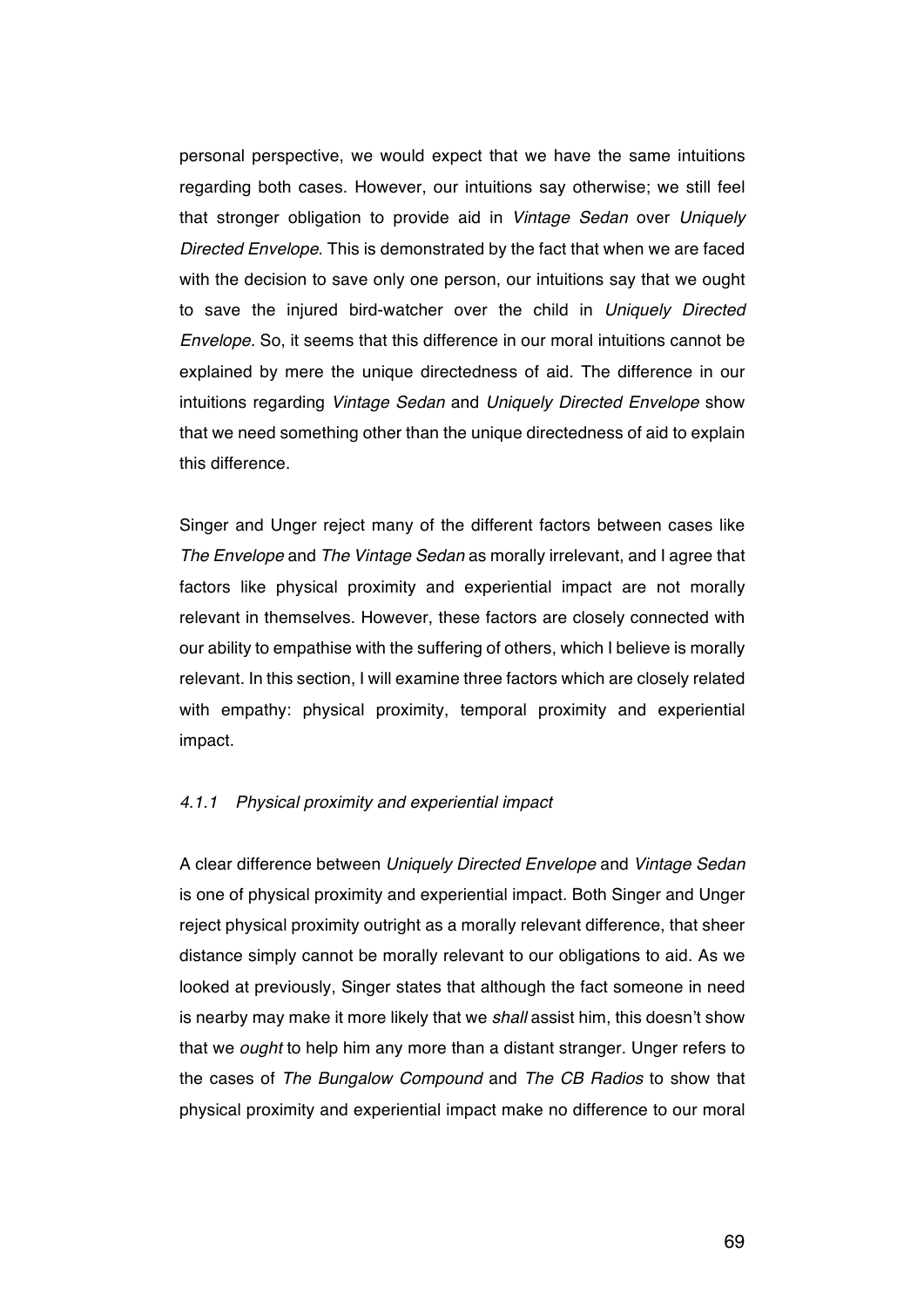personal perspective, we would expect that we have the same intuitions regarding both cases. However, our intuitions say otherwise; we still feel that stronger obligation to provide aid in *Vintage Sedan* over *Uniquely Directed Envelope*. This is demonstrated by the fact that when we are faced with the decision to save only one person, our intuitions say that we ought to save the injured bird-watcher over the child in *Uniquely Directed Envelope*. So, it seems that this difference in our moral intuitions cannot be explained by mere the unique directedness of aid. The difference in our intuitions regarding *Vintage Sedan* and *Uniquely Directed Envelope* show that we need something other than the unique directedness of aid to explain this difference.

Singer and Unger reject many of the different factors between cases like *The Envelope* and *The Vintage Sedan* as morally irrelevant, and I agree that factors like physical proximity and experiential impact are not morally relevant in themselves. However, these factors are closely connected with our ability to empathise with the suffering of others, which I believe is morally relevant. In this section, I will examine three factors which are closely related with empathy: physical proximity, temporal proximity and experiential impact.

### *4.1.1 Physical proximity and experiential impact*

A clear difference between *Uniquely Directed Envelope* and *Vintage Sedan* is one of physical proximity and experiential impact. Both Singer and Unger reject physical proximity outright as a morally relevant difference, that sheer distance simply cannot be morally relevant to our obligations to aid. As we looked at previously, Singer states that although the fact someone in need is nearby may make it more likely that we *shall* assist him, this doesn't show that we *ought* to help him any more than a distant stranger. Unger refers to the cases of *The Bungalow Compound* and *The CB Radios* to show that physical proximity and experiential impact make no difference to our moral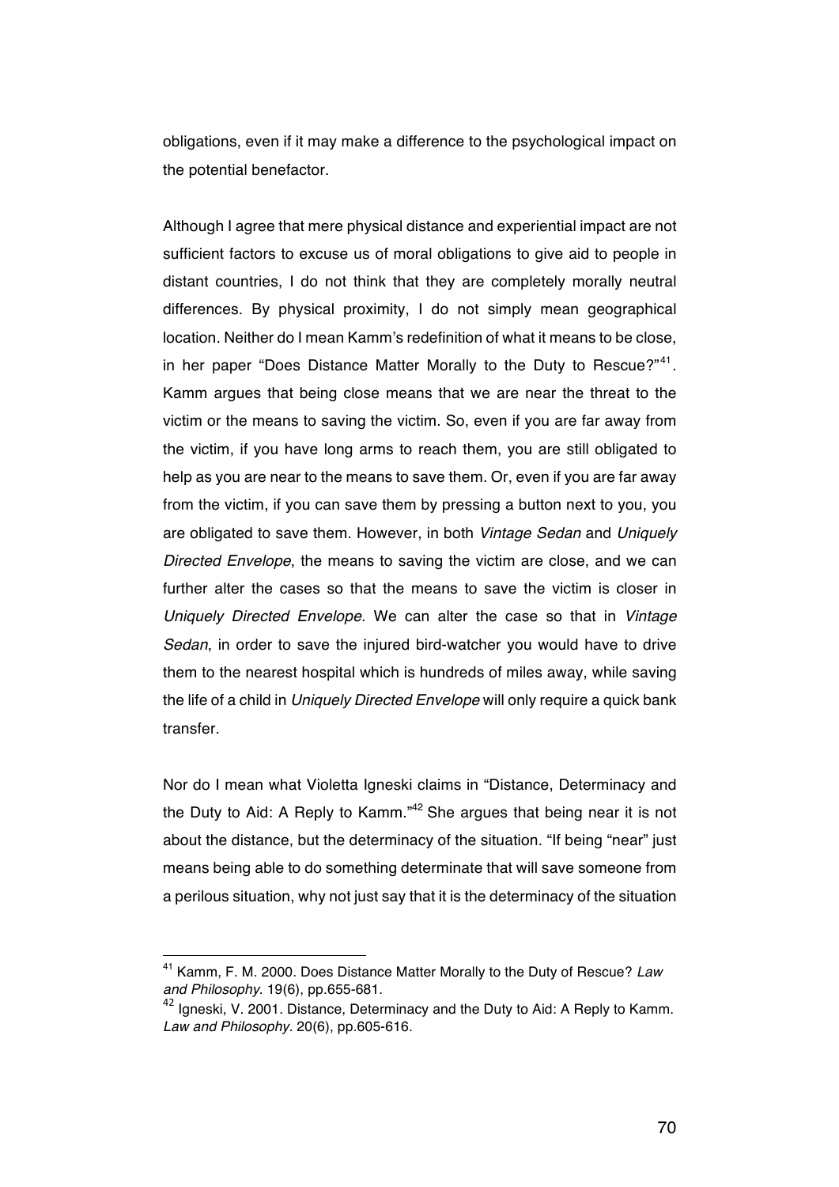obligations, even if it may make a difference to the psychological impact on the potential benefactor.

Although I agree that mere physical distance and experiential impact are not sufficient factors to excuse us of moral obligations to give aid to people in distant countries, I do not think that they are completely morally neutral differences. By physical proximity, I do not simply mean geographical location. Neither do I mean Kamm's redefinition of what it means to be close, in her paper "Does Distance Matter Morally to the Duty to Rescue?"[41]. Kamm argues that being close means that we are near the threat to the victim or the means to saving the victim. So, even if you are far away from the victim, if you have long arms to reach them, you are still obligated to help as you are near to the means to save them. Or, even if you are far away from the victim, if you can save them by pressing a button next to you, you are obligated to save them. However, in both *Vintage Sedan* and *Uniquely Directed Envelope*, the means to saving the victim are close, and we can further alter the cases so that the means to save the victim is closer in *Uniquely Directed Envelope.* We can alter the case so that in *Vintage Sedan*, in order to save the injured bird-watcher you would have to drive them to the nearest hospital which is hundreds of miles away, while saving the life of a child in *Uniquely Directed Envelope* will only require a quick bank transfer.

Nor do I mean what Violetta Igneski claims in "Distance, Determinacy and the Duty to Aid: A Reply to Kamm."[42] She argues that being near it is not about the distance, but the determinacy of the situation. "If being "near" just means being able to do something determinate that will save someone from a perilous situation, why not just say that it is the determinacy of the situation

---

[41] Kamm, F. M. 2000. Does Distance Matter Morally to the Duty of Rescue? *Law and Philosophy*. 19(6), pp.655-681.

[42] Igneski, V. 2001. Distance, Determinacy and the Duty to Aid: A Reply to Kamm. *Law and Philosophy*. 20(6), pp.605-616.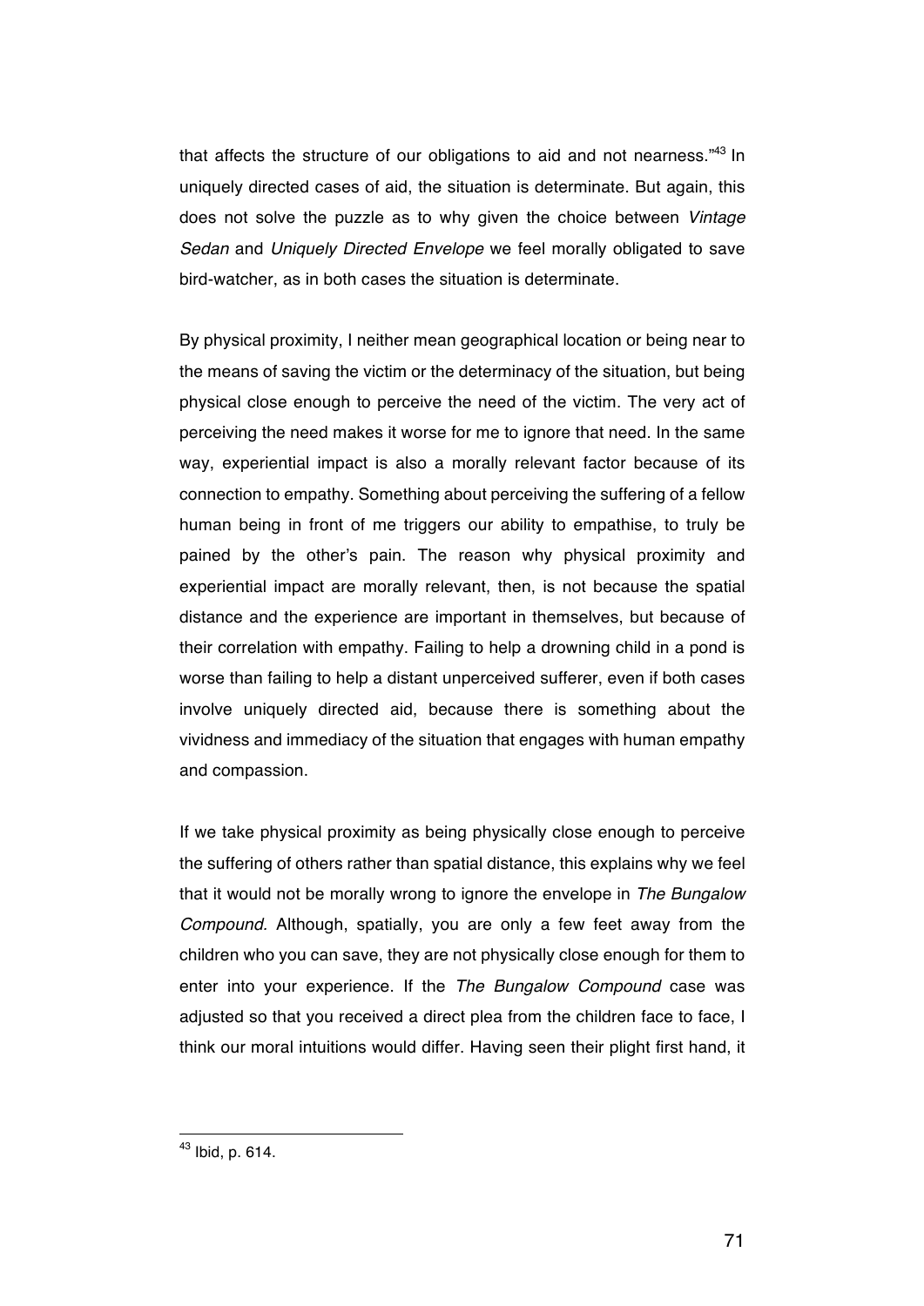that affects the structure of our obligations to aid and not nearness."[43] In uniquely directed cases of aid, the situation is determinate. But again, this does not solve the puzzle as to why given the choice between *Vintage Sedan* and *Uniquely Directed Envelope* we feel morally obligated to save bird-watcher, as in both cases the situation is determinate.

By physical proximity, I neither mean geographical location or being near to the means of saving the victim or the determinacy of the situation, but being physical close enough to perceive the need of the victim. The very act of perceiving the need makes it worse for me to ignore that need. In the same way, experiential impact is also a morally relevant factor because of its connection to empathy. Something about perceiving the suffering of a fellow human being in front of me triggers our ability to empathise, to truly be pained by the other's pain. The reason why physical proximity and experiential impact are morally relevant, then, is not because the spatial distance and the experience are important in themselves, but because of their correlation with empathy. Failing to help a drowning child in a pond is worse than failing to help a distant unperceived sufferer, even if both cases involve uniquely directed aid, because there is something about the vividness and immediacy of the situation that engages with human empathy and compassion.

If we take physical proximity as being physically close enough to perceive the suffering of others rather than spatial distance, this explains why we feel that it would not be morally wrong to ignore the envelope in *The Bungalow Compound.* Although, spatially, you are only a few feet away from the children who you can save, they are not physically close enough for them to enter into your experience. If the *The Bungalow Compound* case was adjusted so that you received a direct plea from the children face to face, I think our moral intuitions would differ. Having seen their plight first hand, it

[43] Ibid, p. 614.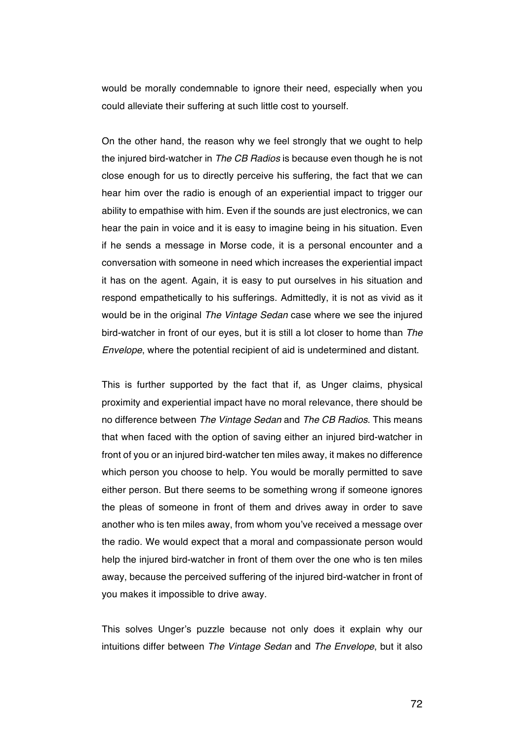would be morally condemnable to ignore their need, especially when you could alleviate their suffering at such little cost to yourself.

On the other hand, the reason why we feel strongly that we ought to help the injured bird-watcher in *The CB Radios* is because even though he is not close enough for us to directly perceive his suffering, the fact that we can hear him over the radio is enough of an experiential impact to trigger our ability to empathise with him. Even if the sounds are just electronics, we can hear the pain in voice and it is easy to imagine being in his situation. Even if he sends a message in Morse code, it is a personal encounter and a conversation with someone in need which increases the experiential impact it has on the agent. Again, it is easy to put ourselves in his situation and respond empathetically to his sufferings. Admittedly, it is not as vivid as it would be in the original *The Vintage Sedan* case where we see the injured bird-watcher in front of our eyes, but it is still a lot closer to home than *The Envelope*, where the potential recipient of aid is undetermined and distant.

This is further supported by the fact that if, as Unger claims, physical proximity and experiential impact have no moral relevance, there should be no difference between *The Vintage Sedan* and *The CB Radios*. This means that when faced with the option of saving either an injured bird-watcher in front of you or an injured bird-watcher ten miles away, it makes no difference which person you choose to help. You would be morally permitted to save either person. But there seems to be something wrong if someone ignores the pleas of someone in front of them and drives away in order to save another who is ten miles away, from whom you've received a message over the radio. We would expect that a moral and compassionate person would help the injured bird-watcher in front of them over the one who is ten miles away, because the perceived suffering of the injured bird-watcher in front of you makes it impossible to drive away.

This solves Unger's puzzle because not only does it explain why our intuitions differ between *The Vintage Sedan* and *The Envelope*, but it also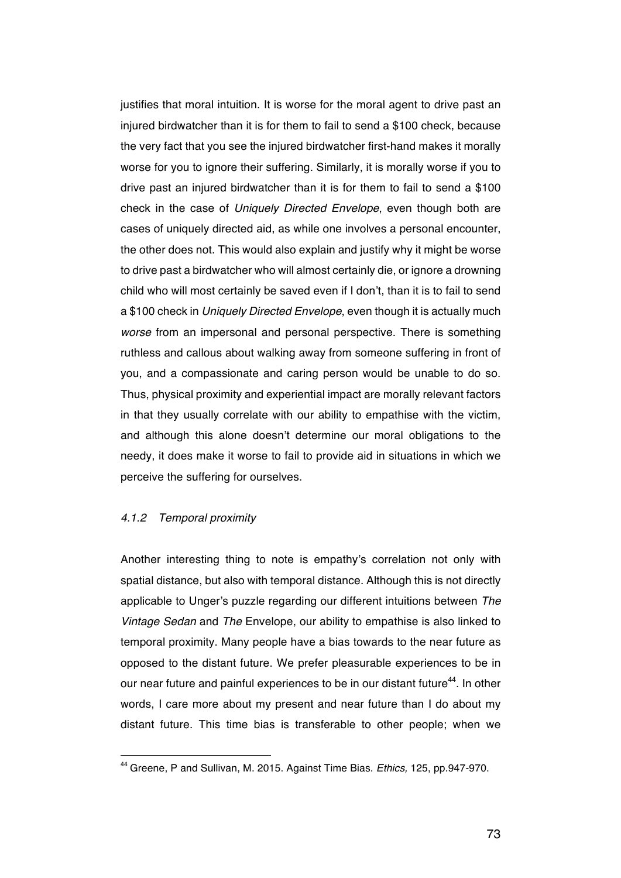justifies that moral intuition. It is worse for the moral agent to drive past an injured birdwatcher than it is for them to fail to send a $100 check, because the very fact that you see the injured birdwatcher first-hand makes it morally worse for you to ignore their suffering. Similarly, it is morally worse if you to drive past an injured birdwatcher than it is for them to fail to send a $100 check in the case of *Uniquely Directed Envelope*, even though both are cases of uniquely directed aid, as while one involves a personal encounter, the other does not. This would also explain and justify why it might be worse to drive past a birdwatcher who will almost certainly die, or ignore a drowning child who will most certainly be saved even if I don't, than it is to fail to send a $100 check in *Uniquely Directed Envelope*, even though it is actually much *worse* from an impersonal and personal perspective. There is something ruthless and callous about walking away from someone suffering in front of you, and a compassionate and caring person would be unable to do so. Thus, physical proximity and experiential impact are morally relevant factors in that they usually correlate with our ability to empathise with the victim, and although this alone doesn't determine our moral obligations to the needy, it does make it worse to fail to provide aid in situations in which we perceive the suffering for ourselves.

#### *4.1.2 Temporal proximity*

Another interesting thing to note is empathy's correlation not only with spatial distance, but also with temporal distance. Although this is not directly applicable to Unger's puzzle regarding our different intuitions between *The Vintage Sedan* and *The* Envelope, our ability to empathise is also linked to temporal proximity. Many people have a bias towards to the near future as opposed to the distant future. We prefer pleasurable experiences to be in our near future and painful experiences to be in our distant future[44]. In other words, I care more about my present and near future than I do about my distant future. This time bias is transferable to other people; when we

[44] Greene, P and Sullivan, M. 2015. Against Time Bias. *Ethics,* 125, pp.947-970.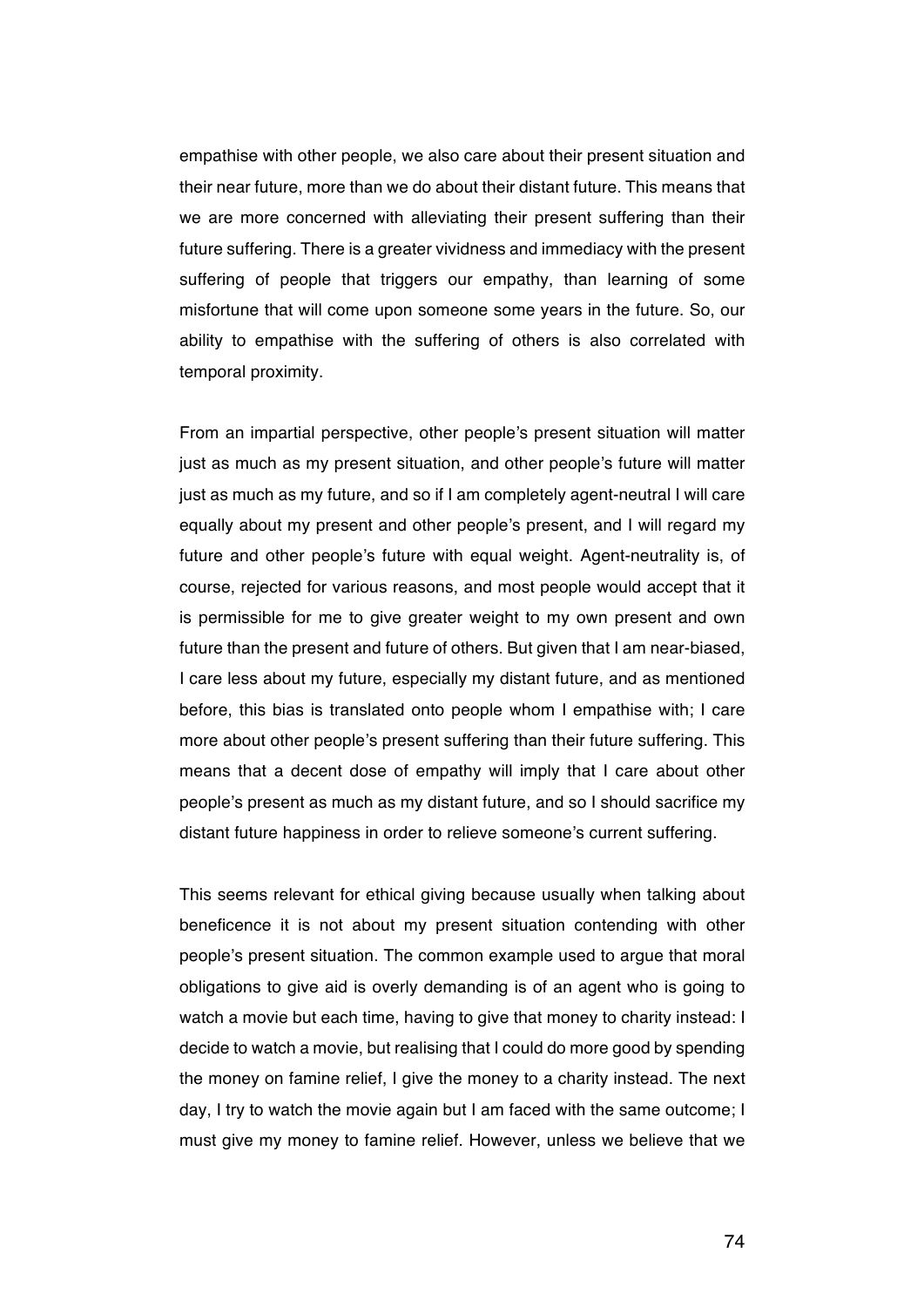empathise with other people, we also care about their present situation and their near future, more than we do about their distant future. This means that we are more concerned with alleviating their present suffering than their future suffering. There is a greater vividness and immediacy with the present suffering of people that triggers our empathy, than learning of some misfortune that will come upon someone some years in the future. So, our ability to empathise with the suffering of others is also correlated with temporal proximity.

From an impartial perspective, other people's present situation will matter just as much as my present situation, and other people's future will matter just as much as my future, and so if I am completely agent-neutral I will care equally about my present and other people's present, and I will regard my future and other people's future with equal weight. Agent-neutrality is, of course, rejected for various reasons, and most people would accept that it is permissible for me to give greater weight to my own present and own future than the present and future of others. But given that I am near-biased, I care less about my future, especially my distant future, and as mentioned before, this bias is translated onto people whom I empathise with; I care more about other people's present suffering than their future suffering. This means that a decent dose of empathy will imply that I care about other people's present as much as my distant future, and so I should sacrifice my distant future happiness in order to relieve someone's current suffering.

This seems relevant for ethical giving because usually when talking about beneficence it is not about my present situation contending with other people's present situation. The common example used to argue that moral obligations to give aid is overly demanding is of an agent who is going to watch a movie but each time, having to give that money to charity instead: I decide to watch a movie, but realising that I could do more good by spending the money on famine relief, I give the money to a charity instead. The next day, I try to watch the movie again but I am faced with the same outcome; I must give my money to famine relief. However, unless we believe that we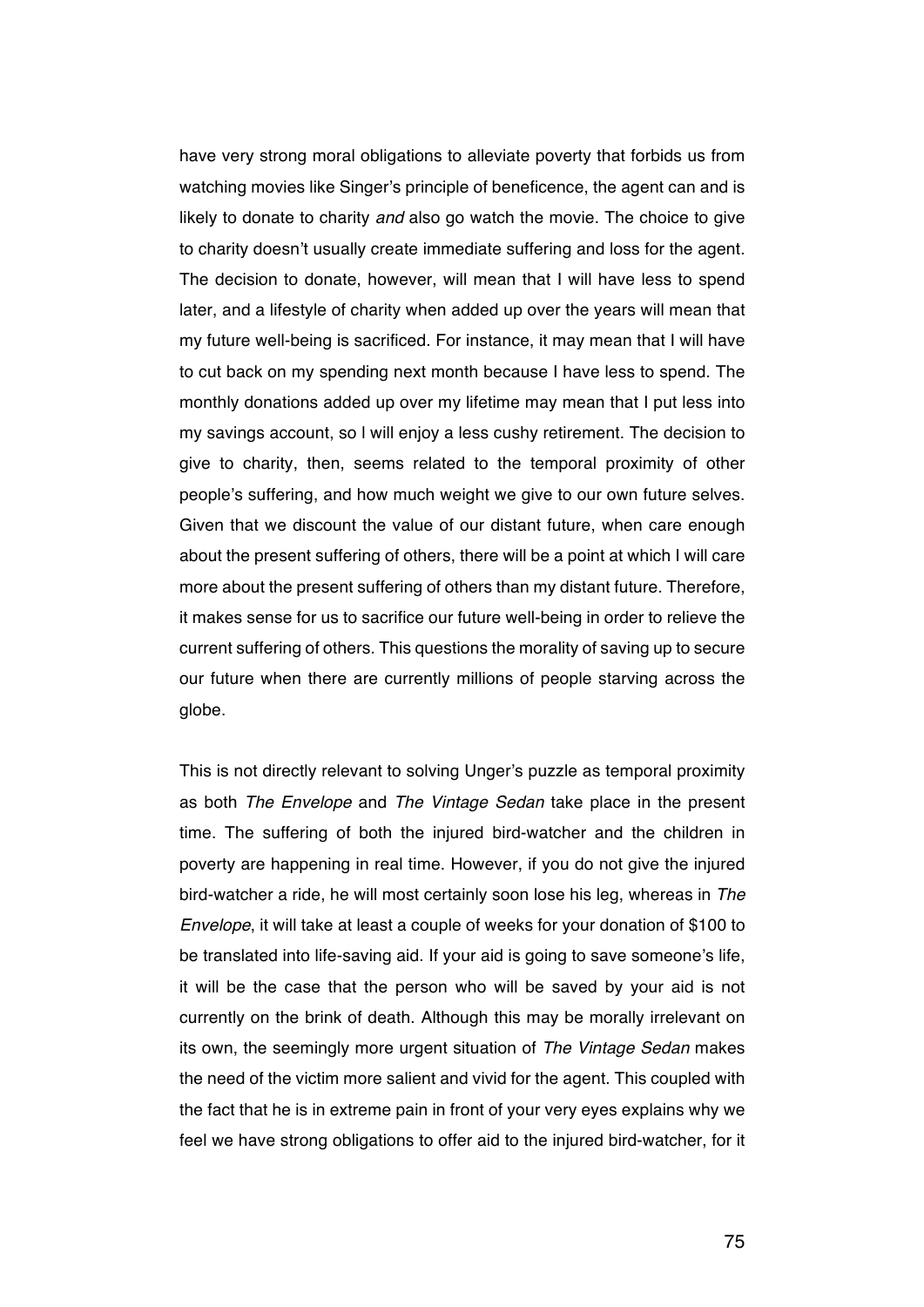have very strong moral obligations to alleviate poverty that forbids us from watching movies like Singer's principle of beneficence, the agent can and is likely to donate to charity *and* also go watch the movie. The choice to give to charity doesn't usually create immediate suffering and loss for the agent. The decision to donate, however, will mean that I will have less to spend later, and a lifestyle of charity when added up over the years will mean that my future well-being is sacrificed. For instance, it may mean that I will have to cut back on my spending next month because I have less to spend. The monthly donations added up over my lifetime may mean that I put less into my savings account, so I will enjoy a less cushy retirement. The decision to give to charity, then, seems related to the temporal proximity of other people's suffering, and how much weight we give to our own future selves. Given that we discount the value of our distant future, when care enough about the present suffering of others, there will be a point at which I will care more about the present suffering of others than my distant future. Therefore, it makes sense for us to sacrifice our future well-being in order to relieve the current suffering of others. This questions the morality of saving up to secure our future when there are currently millions of people starving across the globe.

This is not directly relevant to solving Unger's puzzle as temporal proximity as both *The Envelope* and *The Vintage Sedan* take place in the present time. The suffering of both the injured bird-watcher and the children in poverty are happening in real time. However, if you do not give the injured bird-watcher a ride, he will most certainly soon lose his leg, whereas in *The Envelope*, it will take at least a couple of weeks for your donation of $100 to be translated into life-saving aid. If your aid is going to save someone's life, it will be the case that the person who will be saved by your aid is not currently on the brink of death. Although this may be morally irrelevant on its own, the seemingly more urgent situation of *The Vintage Sedan* makes the need of the victim more salient and vivid for the agent. This coupled with the fact that he is in extreme pain in front of your very eyes explains why we feel we have strong obligations to offer aid to the injured bird-watcher, for it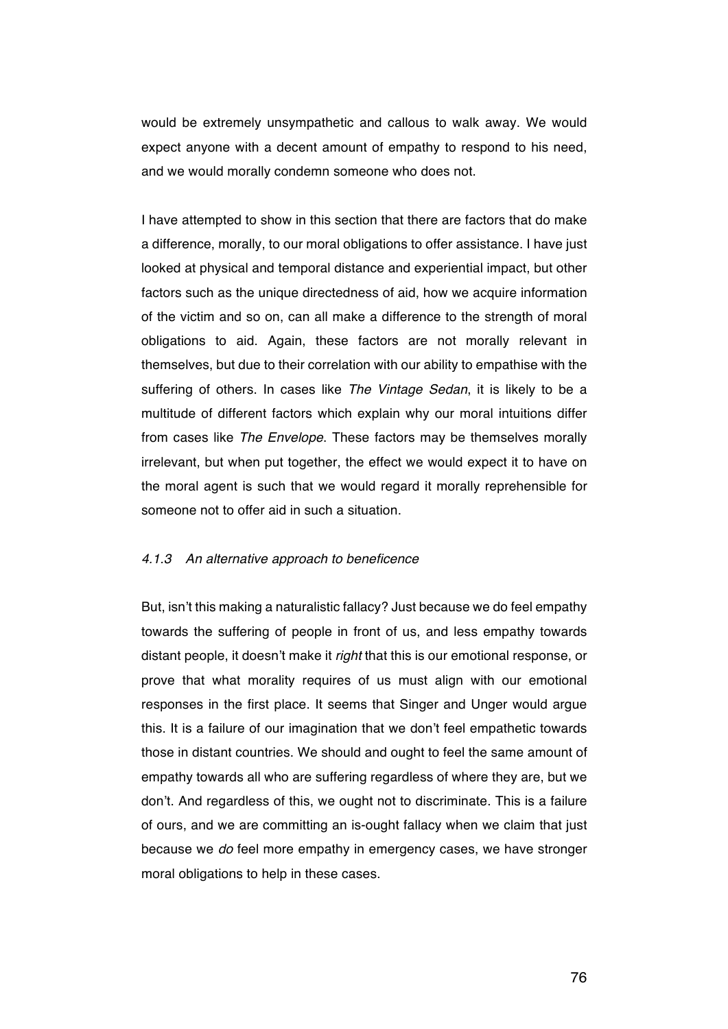would be extremely unsympathetic and callous to walk away. We would expect anyone with a decent amount of empathy to respond to his need, and we would morally condemn someone who does not.

I have attempted to show in this section that there are factors that do make a difference, morally, to our moral obligations to offer assistance. I have just looked at physical and temporal distance and experiential impact, but other factors such as the unique directedness of aid, how we acquire information of the victim and so on, can all make a difference to the strength of moral obligations to aid. Again, these factors are not morally relevant in themselves, but due to their correlation with our ability to empathise with the suffering of others. In cases like *The Vintage Sedan*, it is likely to be a multitude of different factors which explain why our moral intuitions differ from cases like *The Envelope*. These factors may be themselves morally irrelevant, but when put together, the effect we would expect it to have on the moral agent is such that we would regard it morally reprehensible for someone not to offer aid in such a situation.

### *4.1.3 An alternative approach to beneficence*

But, isn't this making a naturalistic fallacy? Just because we do feel empathy towards the suffering of people in front of us, and less empathy towards distant people, it doesn't make it *right* that this is our emotional response, or prove that what morality requires of us must align with our emotional responses in the first place. It seems that Singer and Unger would argue this. It is a failure of our imagination that we don't feel empathetic towards those in distant countries. We should and ought to feel the same amount of empathy towards all who are suffering regardless of where they are, but we don't. And regardless of this, we ought not to discriminate. This is a failure of ours, and we are committing an is-ought fallacy when we claim that just because we *do* feel more empathy in emergency cases, we have stronger moral obligations to help in these cases.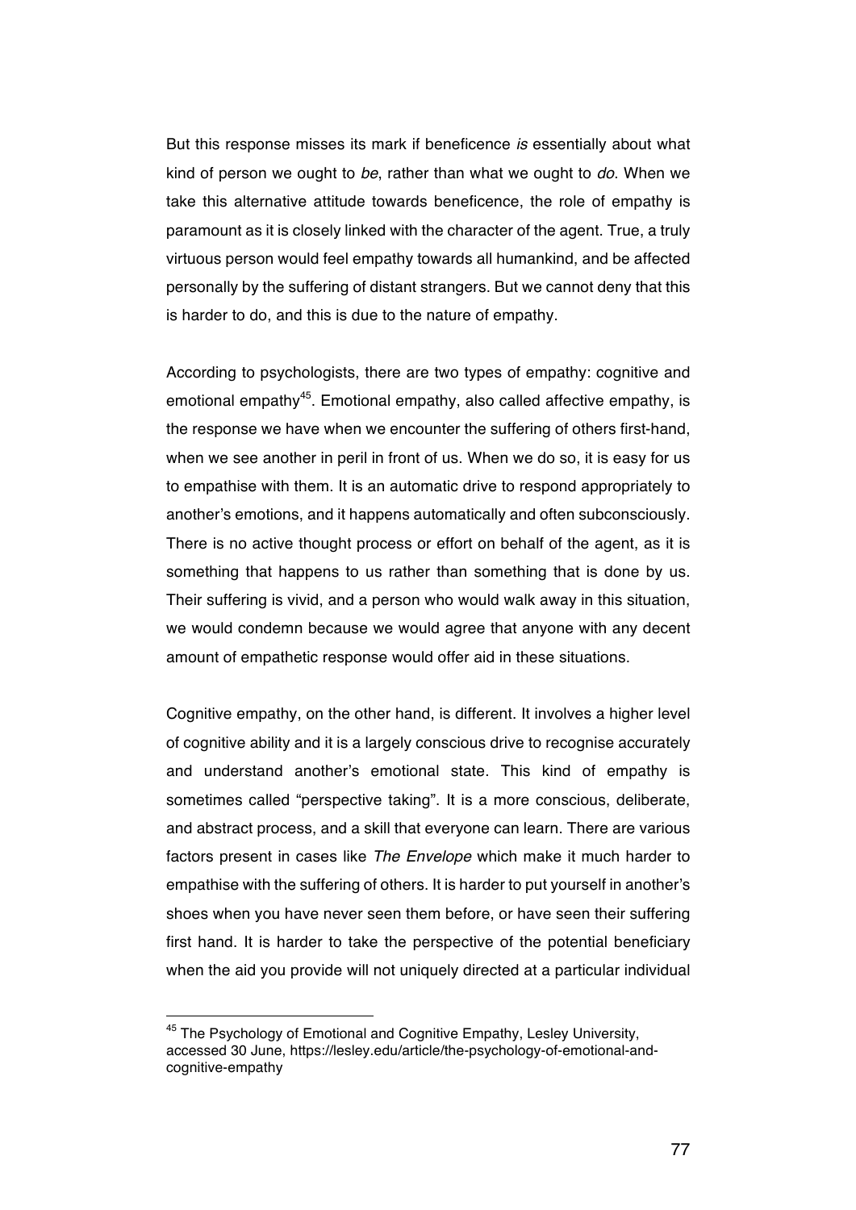But this response misses its mark if beneficence *is* essentially about what kind of person we ought to *be*, rather than what we ought to *do*. When we take this alternative attitude towards beneficence, the role of empathy is paramount as it is closely linked with the character of the agent. True, a truly virtuous person would feel empathy towards all humankind, and be affected personally by the suffering of distant strangers. But we cannot deny that this is harder to do, and this is due to the nature of empathy.

According to psychologists, there are two types of empathy: cognitive and emotional empathy[45]. Emotional empathy, also called affective empathy, is the response we have when we encounter the suffering of others first-hand, when we see another in peril in front of us. When we do so, it is easy for us to empathise with them. It is an automatic drive to respond appropriately to another's emotions, and it happens automatically and often subconsciously. There is no active thought process or effort on behalf of the agent, as it is something that happens to us rather than something that is done by us. Their suffering is vivid, and a person who would walk away in this situation, we would condemn because we would agree that anyone with any decent amount of empathetic response would offer aid in these situations.

Cognitive empathy, on the other hand, is different. It involves a higher level of cognitive ability and it is a largely conscious drive to recognise accurately and understand another's emotional state. This kind of empathy is sometimes called "perspective taking". It is a more conscious, deliberate, and abstract process, and a skill that everyone can learn. There are various factors present in cases like *The Envelope* which make it much harder to empathise with the suffering of others. It is harder to put yourself in another's shoes when you have never seen them before, or have seen their suffering first hand. It is harder to take the perspective of the potential beneficiary when the aid you provide will not uniquely directed at a particular individual

---

[45] The Psychology of Emotional and Cognitive Empathy, Lesley University, accessed 30 June, https://lesley.edu/article/the-psychology-of-emotional-and-cognitive-empathy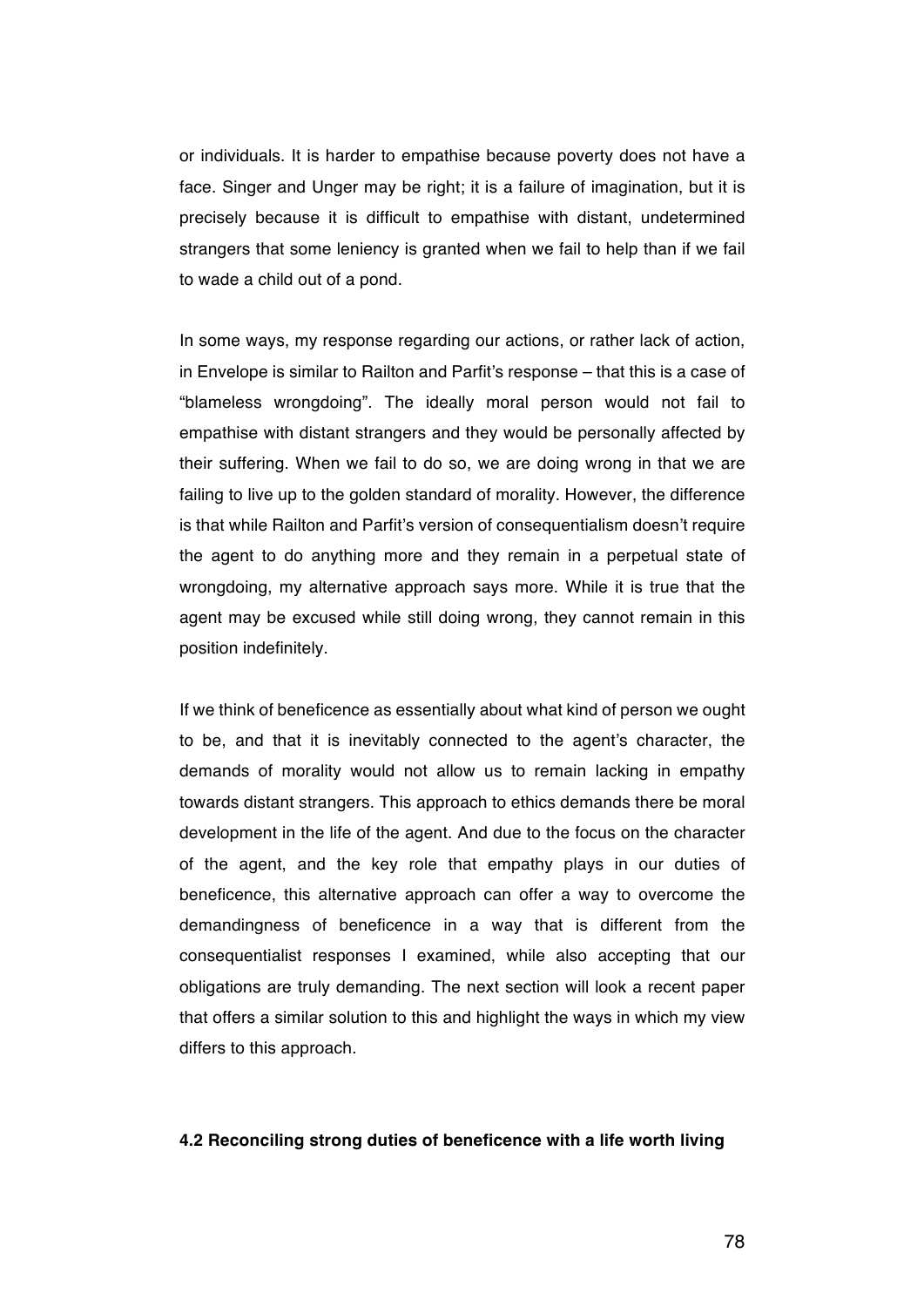or individuals. It is harder to empathise because poverty does not have a face. Singer and Unger may be right; it is a failure of imagination, but it is precisely because it is difficult to empathise with distant, undetermined strangers that some leniency is granted when we fail to help than if we fail to wade a child out of a pond.

In some ways, my response regarding our actions, or rather lack of action, in Envelope is similar to Railton and Parfit's response – that this is a case of "blameless wrongdoing". The ideally moral person would not fail to empathise with distant strangers and they would be personally affected by their suffering. When we fail to do so, we are doing wrong in that we are failing to live up to the golden standard of morality. However, the difference is that while Railton and Parfit's version of consequentialism doesn't require the agent to do anything more and they remain in a perpetual state of wrongdoing, my alternative approach says more. While it is true that the agent may be excused while still doing wrong, they cannot remain in this position indefinitely.

If we think of beneficence as essentially about what kind of person we ought to be, and that it is inevitably connected to the agent's character, the demands of morality would not allow us to remain lacking in empathy towards distant strangers. This approach to ethics demands there be moral development in the life of the agent. And due to the focus on the character of the agent, and the key role that empathy plays in our duties of beneficence, this alternative approach can offer a way to overcome the demandingness of beneficence in a way that is different from the consequentialist responses I examined, while also accepting that our obligations are truly demanding. The next section will look a recent paper that offers a similar solution to this and highlight the ways in which my view differs to this approach.

### 4.2 Reconciling strong duties of beneficence with a life worth living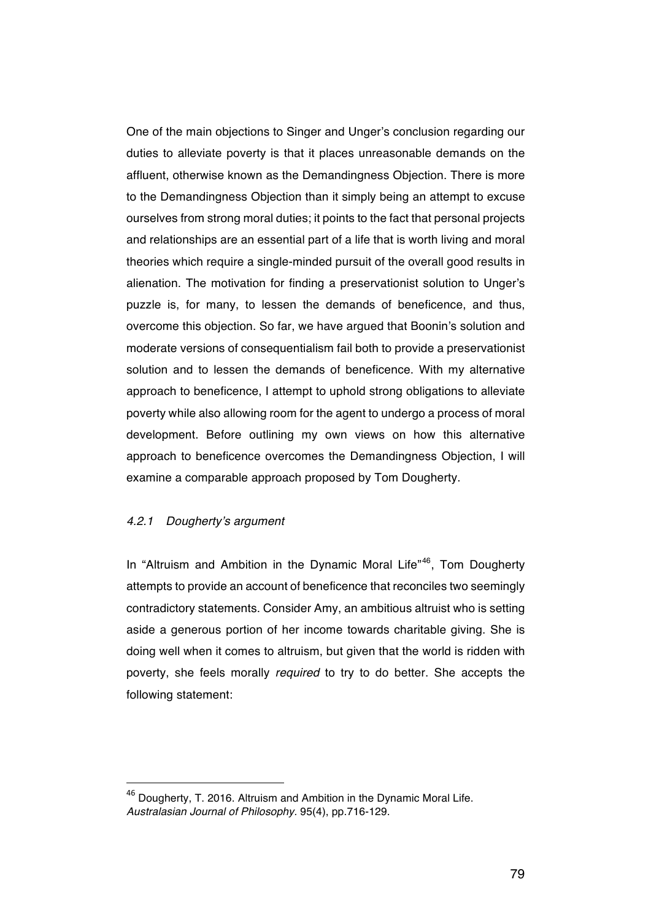One of the main objections to Singer and Unger's conclusion regarding our duties to alleviate poverty is that it places unreasonable demands on the affluent, otherwise known as the Demandingness Objection. There is more to the Demandingness Objection than it simply being an attempt to excuse ourselves from strong moral duties; it points to the fact that personal projects and relationships are an essential part of a life that is worth living and moral theories which require a single-minded pursuit of the overall good results in alienation. The motivation for finding a preservationist solution to Unger's puzzle is, for many, to lessen the demands of beneficence, and thus, overcome this objection. So far, we have argued that Boonin's solution and moderate versions of consequentialism fail both to provide a preservationist solution and to lessen the demands of beneficence. With my alternative approach to beneficence, I attempt to uphold strong obligations to alleviate poverty while also allowing room for the agent to undergo a process of moral development. Before outlining my own views on how this alternative approach to beneficence overcomes the Demandingness Objection, I will examine a comparable approach proposed by Tom Dougherty.

#### *4.2.1 Dougherty's argument*

In "Altruism and Ambition in the Dynamic Moral Life"[46], Tom Dougherty attempts to provide an account of beneficence that reconciles two seemingly contradictory statements. Consider Amy, an ambitious altruist who is setting aside a generous portion of her income towards charitable giving. She is doing well when it comes to altruism, but given that the world is ridden with poverty, she feels morally *required* to try to do better. She accepts the following statement:

---

[46] Dougherty, T. 2016. Altruism and Ambition in the Dynamic Moral Life. *Australasian Journal of Philosophy.* 95(4), pp.716-129.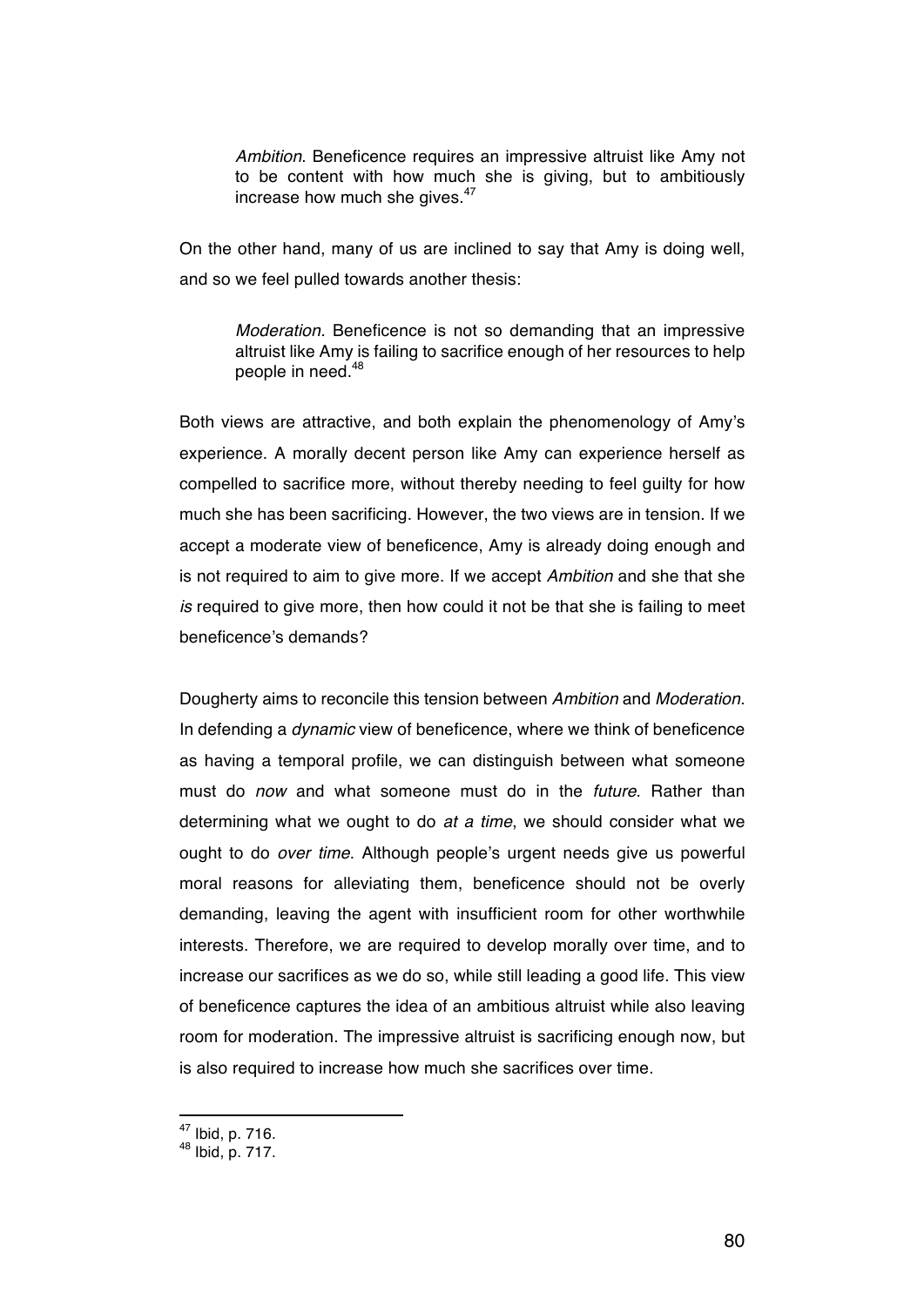> *Ambition*. Beneficence requires an impressive altruist like Amy not to be content with how much she is giving, but to ambitiously increase how much she gives.[47]

On the other hand, many of us are inclined to say that Amy is doing well, and so we feel pulled towards another thesis:

> *Moderation*. Beneficence is not so demanding that an impressive altruist like Amy is failing to sacrifice enough of her resources to help people in need.[48]

Both views are attractive, and both explain the phenomenology of Amy's experience. A morally decent person like Amy can experience herself as compelled to sacrifice more, without thereby needing to feel guilty for how much she has been sacrificing. However, the two views are in tension. If we accept a moderate view of beneficence, Amy is already doing enough and is not required to aim to give more. If we accept *Ambition* and she that she *is* required to give more, then how could it not be that she is failing to meet beneficence's demands?

Dougherty aims to reconcile this tension between *Ambition* and *Moderation*. In defending a *dynamic* view of beneficence, where we think of beneficence as having a temporal profile, we can distinguish between what someone must do *now* and what someone must do in the *future*. Rather than determining what we ought to do *at a time*, we should consider what we ought to do *over time*. Although people's urgent needs give us powerful moral reasons for alleviating them, beneficence should not be overly demanding, leaving the agent with insufficient room for other worthwhile interests. Therefore, we are required to develop morally over time, and to increase our sacrifices as we do so, while still leading a good life. This view of beneficence captures the idea of an ambitious altruist while also leaving room for moderation. The impressive altruist is sacrificing enough now, but is also required to increase how much she sacrifices over time.

---

[47] Ibid, p. 716.

[48] Ibid, p. 717.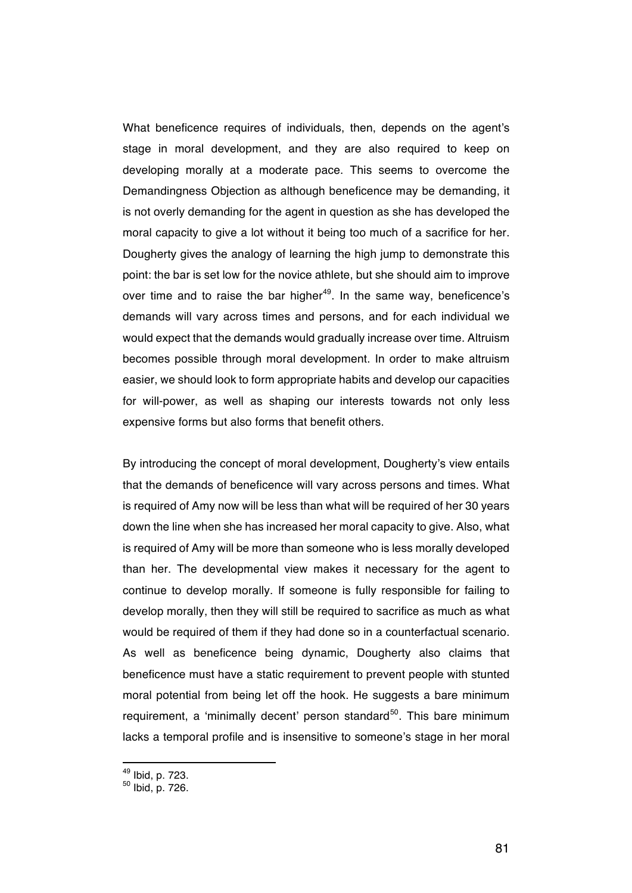What beneficence requires of individuals, then, depends on the agent's stage in moral development, and they are also required to keep on developing morally at a moderate pace. This seems to overcome the Demandingness Objection as although beneficence may be demanding, it is not overly demanding for the agent in question as she has developed the moral capacity to give a lot without it being too much of a sacrifice for her. Dougherty gives the analogy of learning the high jump to demonstrate this point: the bar is set low for the novice athlete, but she should aim to improve over time and to raise the bar higher[49]. In the same way, beneficence's demands will vary across times and persons, and for each individual we would expect that the demands would gradually increase over time. Altruism becomes possible through moral development. In order to make altruism easier, we should look to form appropriate habits and develop our capacities for will-power, as well as shaping our interests towards not only less expensive forms but also forms that benefit others.

By introducing the concept of moral development, Dougherty's view entails that the demands of beneficence will vary across persons and times. What is required of Amy now will be less than what will be required of her 30 years down the line when she has increased her moral capacity to give. Also, what is required of Amy will be more than someone who is less morally developed than her. The developmental view makes it necessary for the agent to continue to develop morally. If someone is fully responsible for failing to develop morally, then they will still be required to sacrifice as much as what would be required of them if they had done so in a counterfactual scenario. As well as beneficence being dynamic, Dougherty also claims that beneficence must have a static requirement to prevent people with stunted moral potential from being let off the hook. He suggests a bare minimum requirement, a 'minimally decent' person standard[50]. This bare minimum lacks a temporal profile and is insensitive to someone's stage in her moral

[49] Ibid, p. 723.
[50] Ibid, p. 726.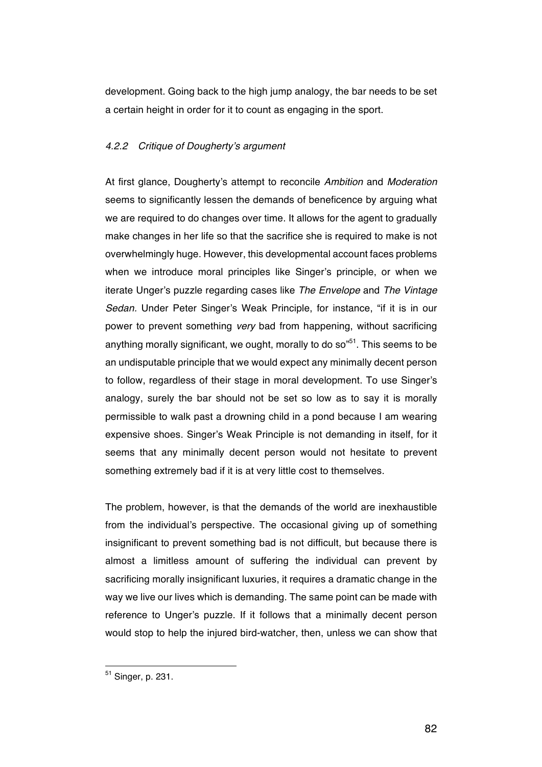development. Going back to the high jump analogy, the bar needs to be set a certain height in order for it to count as engaging in the sport.

#### *4.2.2 Critique of Dougherty's argument*

At first glance, Dougherty's attempt to reconcile *Ambition* and *Moderation* seems to significantly lessen the demands of beneficence by arguing what we are required to do changes over time. It allows for the agent to gradually make changes in her life so that the sacrifice she is required to make is not overwhelmingly huge. However, this developmental account faces problems when we introduce moral principles like Singer's principle, or when we iterate Unger's puzzle regarding cases like *The Envelope* and *The Vintage Sedan.* Under Peter Singer's Weak Principle, for instance, "if it is in our power to prevent something *very* bad from happening, without sacrificing anything morally significant, we ought, morally to do so"[51]. This seems to be an undisputable principle that we would expect any minimally decent person to follow, regardless of their stage in moral development. To use Singer's analogy, surely the bar should not be set so low as to say it is morally permissible to walk past a drowning child in a pond because I am wearing expensive shoes. Singer's Weak Principle is not demanding in itself, for it seems that any minimally decent person would not hesitate to prevent something extremely bad if it is at very little cost to themselves.

The problem, however, is that the demands of the world are inexhaustible from the individual's perspective. The occasional giving up of something insignificant to prevent something bad is not difficult, but because there is almost a limitless amount of suffering the individual can prevent by sacrificing morally insignificant luxuries, it requires a dramatic change in the way we live our lives which is demanding. The same point can be made with reference to Unger's puzzle. If it follows that a minimally decent person would stop to help the injured bird-watcher, then, unless we can show that

[51] Singer, p. 231.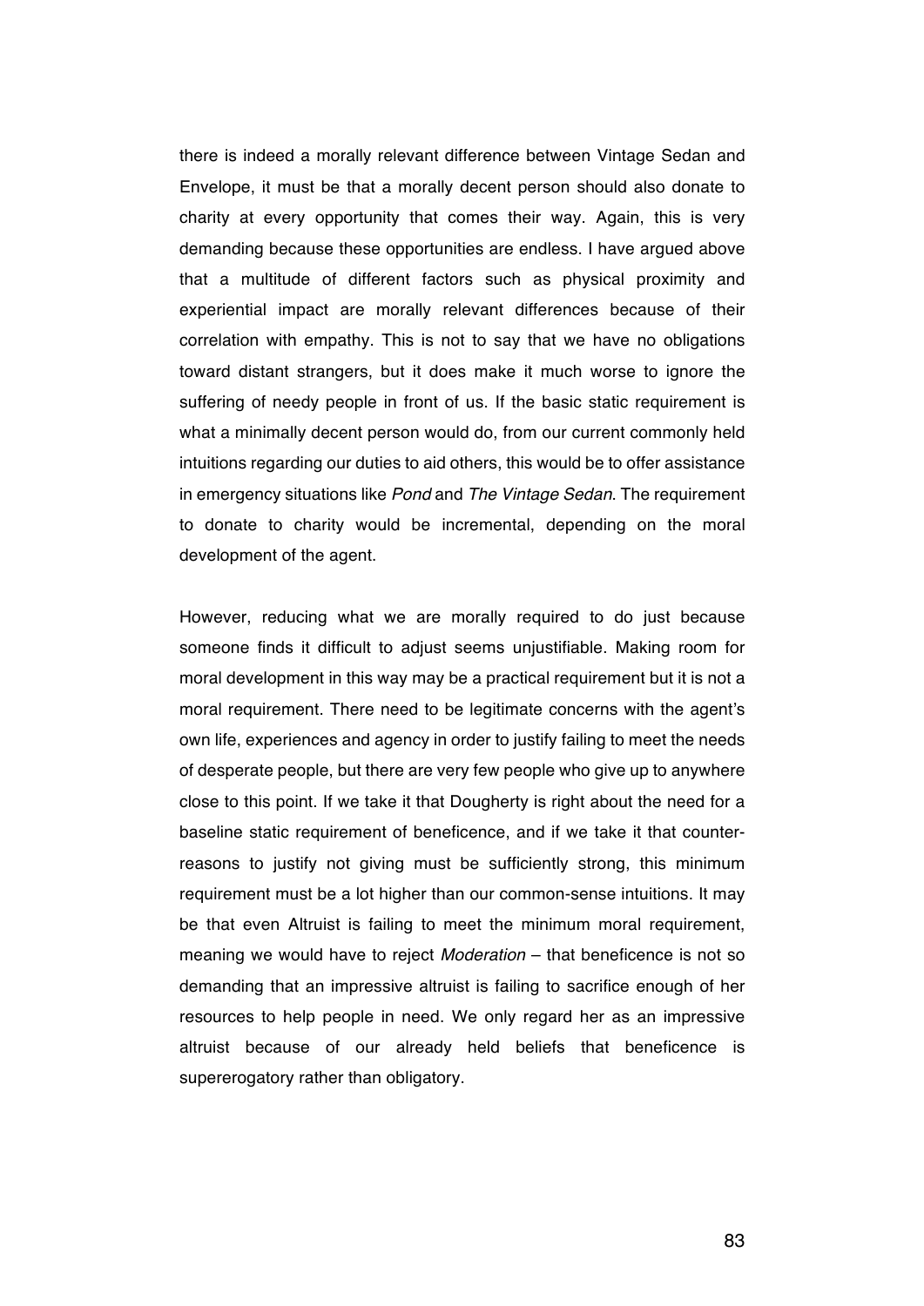there is indeed a morally relevant difference between Vintage Sedan and Envelope, it must be that a morally decent person should also donate to charity at every opportunity that comes their way. Again, this is very demanding because these opportunities are endless. I have argued above that a multitude of different factors such as physical proximity and experiential impact are morally relevant differences because of their correlation with empathy. This is not to say that we have no obligations toward distant strangers, but it does make it much worse to ignore the suffering of needy people in front of us. If the basic static requirement is what a minimally decent person would do, from our current commonly held intuitions regarding our duties to aid others, this would be to offer assistance in emergency situations like *Pond* and *The Vintage Sedan*. The requirement to donate to charity would be incremental, depending on the moral development of the agent.

However, reducing what we are morally required to do just because someone finds it difficult to adjust seems unjustifiable. Making room for moral development in this way may be a practical requirement but it is not a moral requirement. There need to be legitimate concerns with the agent's own life, experiences and agency in order to justify failing to meet the needs of desperate people, but there are very few people who give up to anywhere close to this point. If we take it that Dougherty is right about the need for a baseline static requirement of beneficence, and if we take it that counter-reasons to justify not giving must be sufficiently strong, this minimum requirement must be a lot higher than our common-sense intuitions. It may be that even Altruist is failing to meet the minimum moral requirement, meaning we would have to reject *Moderation* – that beneficence is not so demanding that an impressive altruist is failing to sacrifice enough of her resources to help people in need. We only regard her as an impressive altruist because of our already held beliefs that beneficence is supererogatory rather than obligatory.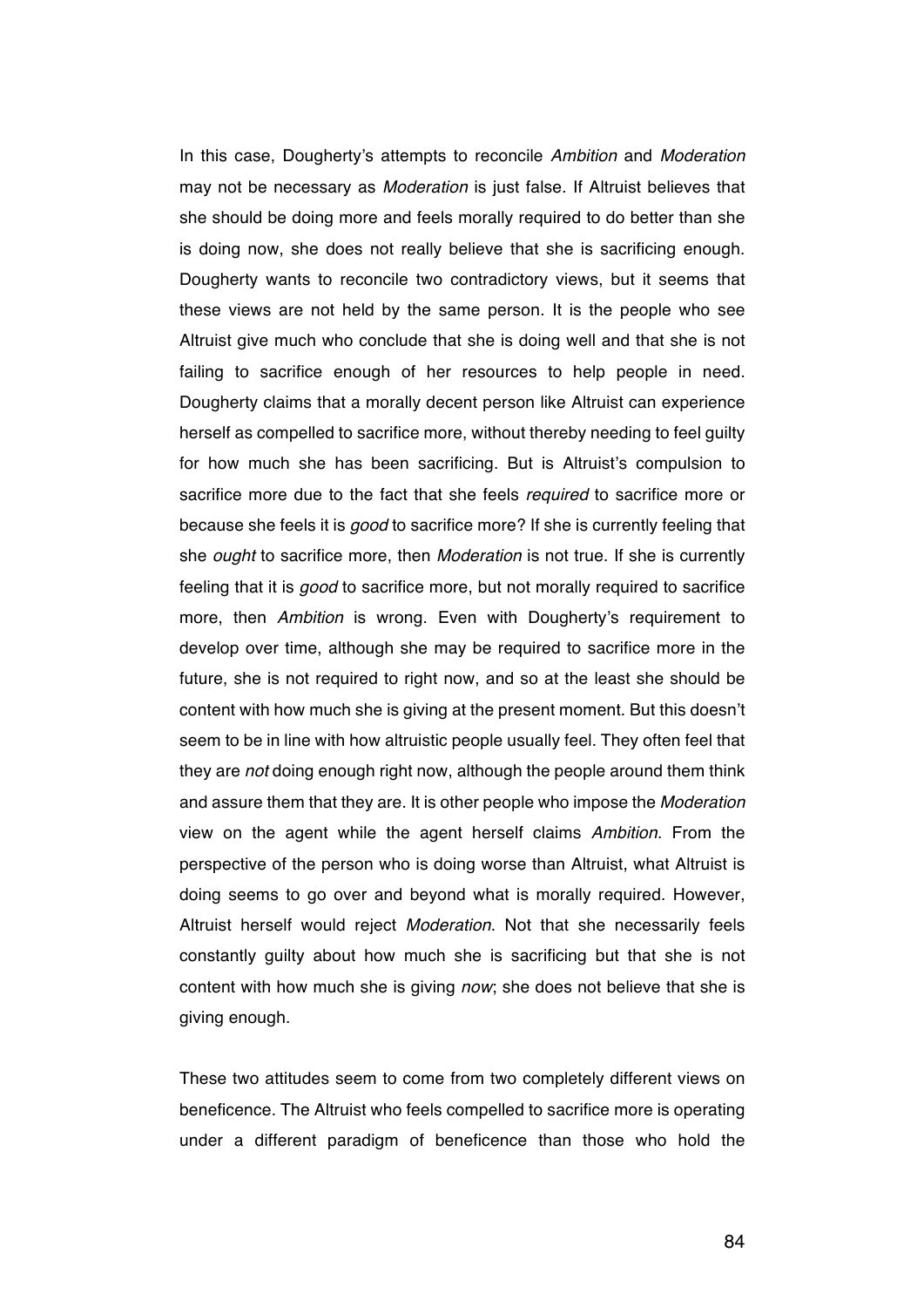In this case, Dougherty's attempts to reconcile *Ambition* and *Moderation* may not be necessary as *Moderation* is just false. If Altruist believes that she should be doing more and feels morally required to do better than she is doing now, she does not really believe that she is sacrificing enough. Dougherty wants to reconcile two contradictory views, but it seems that these views are not held by the same person. It is the people who see Altruist give much who conclude that she is doing well and that she is not failing to sacrifice enough of her resources to help people in need. Dougherty claims that a morally decent person like Altruist can experience herself as compelled to sacrifice more, without thereby needing to feel guilty for how much she has been sacrificing. But is Altruist's compulsion to sacrifice more due to the fact that she feels *required* to sacrifice more or because she feels it is *good* to sacrifice more? If she is currently feeling that she *ought* to sacrifice more, then *Moderation* is not true. If she is currently feeling that it is *good* to sacrifice more, but not morally required to sacrifice more, then *Ambition* is wrong. Even with Dougherty's requirement to develop over time, although she may be required to sacrifice more in the future, she is not required to right now, and so at the least she should be content with how much she is giving at the present moment. But this doesn't seem to be in line with how altruistic people usually feel. They often feel that they are *not* doing enough right now, although the people around them think and assure them that they are. It is other people who impose the *Moderation* view on the agent while the agent herself claims *Ambition*. From the perspective of the person who is doing worse than Altruist, what Altruist is doing seems to go over and beyond what is morally required. However, Altruist herself would reject *Moderation*. Not that she necessarily feels constantly guilty about how much she is sacrificing but that she is not content with how much she is giving *now*; she does not believe that she is giving enough.

These two attitudes seem to come from two completely different views on beneficence. The Altruist who feels compelled to sacrifice more is operating under a different paradigm of beneficence than those who hold the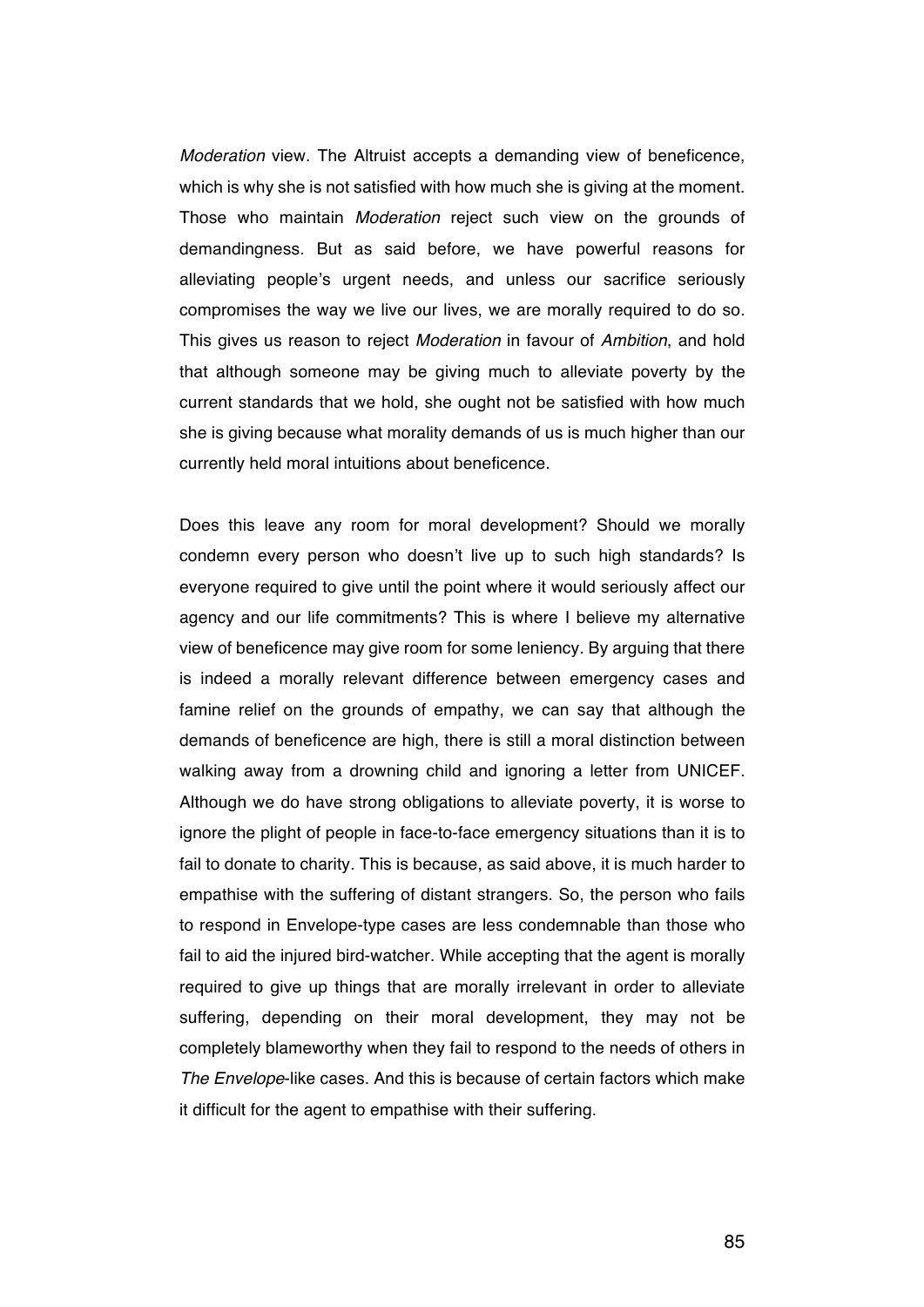*Moderation* view. The Altruist accepts a demanding view of beneficence, which is why she is not satisfied with how much she is giving at the moment. Those who maintain *Moderation* reject such view on the grounds of demandingness. But as said before, we have powerful reasons for alleviating people's urgent needs, and unless our sacrifice seriously compromises the way we live our lives, we are morally required to do so. This gives us reason to reject *Moderation* in favour of *Ambition*, and hold that although someone may be giving much to alleviate poverty by the current standards that we hold, she ought not be satisfied with how much she is giving because what morality demands of us is much higher than our currently held moral intuitions about beneficence.

Does this leave any room for moral development? Should we morally condemn every person who doesn't live up to such high standards? Is everyone required to give until the point where it would seriously affect our agency and our life commitments? This is where I believe my alternative view of beneficence may give room for some leniency. By arguing that there is indeed a morally relevant difference between emergency cases and famine relief on the grounds of empathy, we can say that although the demands of beneficence are high, there is still a moral distinction between walking away from a drowning child and ignoring a letter from UNICEF. Although we do have strong obligations to alleviate poverty, it is worse to ignore the plight of people in face-to-face emergency situations than it is to fail to donate to charity. This is because, as said above, it is much harder to empathise with the suffering of distant strangers. So, the person who fails to respond in Envelope-type cases are less condemnable than those who fail to aid the injured bird-watcher. While accepting that the agent is morally required to give up things that are morally irrelevant in order to alleviate suffering, depending on their moral development, they may not be completely blameworthy when they fail to respond to the needs of others in *The Envelope*-like cases. And this is because of certain factors which make it difficult for the agent to empathise with their suffering.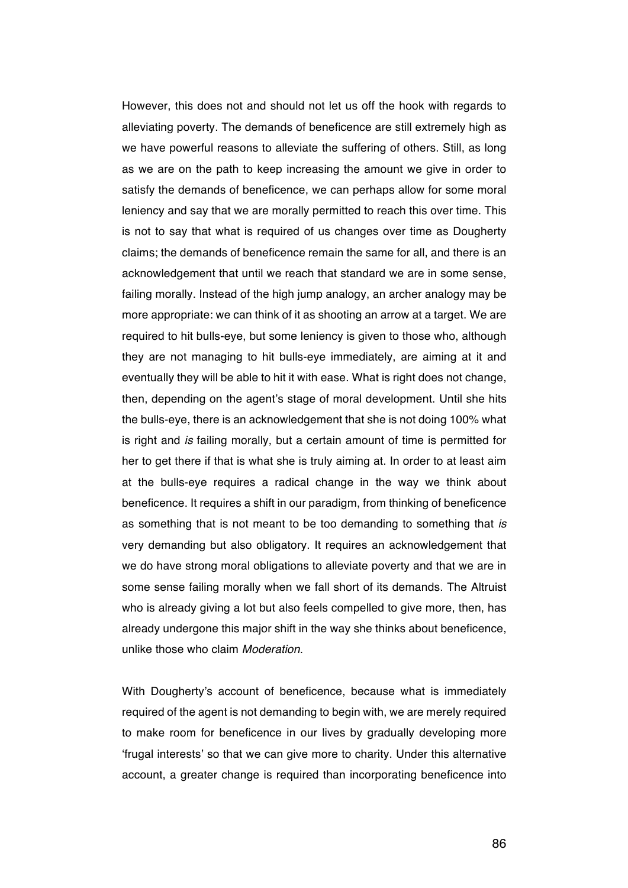However, this does not and should not let us off the hook with regards to alleviating poverty. The demands of beneficence are still extremely high as we have powerful reasons to alleviate the suffering of others. Still, as long as we are on the path to keep increasing the amount we give in order to satisfy the demands of beneficence, we can perhaps allow for some moral leniency and say that we are morally permitted to reach this over time. This is not to say that what is required of us changes over time as Dougherty claims; the demands of beneficence remain the same for all, and there is an acknowledgement that until we reach that standard we are in some sense, failing morally. Instead of the high jump analogy, an archer analogy may be more appropriate: we can think of it as shooting an arrow at a target. We are required to hit bulls-eye, but some leniency is given to those who, although they are not managing to hit bulls-eye immediately, are aiming at it and eventually they will be able to hit it with ease. What is right does not change, then, depending on the agent's stage of moral development. Until she hits the bulls-eye, there is an acknowledgement that she is not doing 100% what is right and *is* failing morally, but a certain amount of time is permitted for her to get there if that is what she is truly aiming at. In order to at least aim at the bulls-eye requires a radical change in the way we think about beneficence. It requires a shift in our paradigm, from thinking of beneficence as something that is not meant to be too demanding to something that *is* very demanding but also obligatory. It requires an acknowledgement that we do have strong moral obligations to alleviate poverty and that we are in some sense failing morally when we fall short of its demands. The Altruist who is already giving a lot but also feels compelled to give more, then, has already undergone this major shift in the way she thinks about beneficence, unlike those who claim *Moderation*.

With Dougherty's account of beneficence, because what is immediately required of the agent is not demanding to begin with, we are merely required to make room for beneficence in our lives by gradually developing more 'frugal interests' so that we can give more to charity. Under this alternative account, a greater change is required than incorporating beneficence into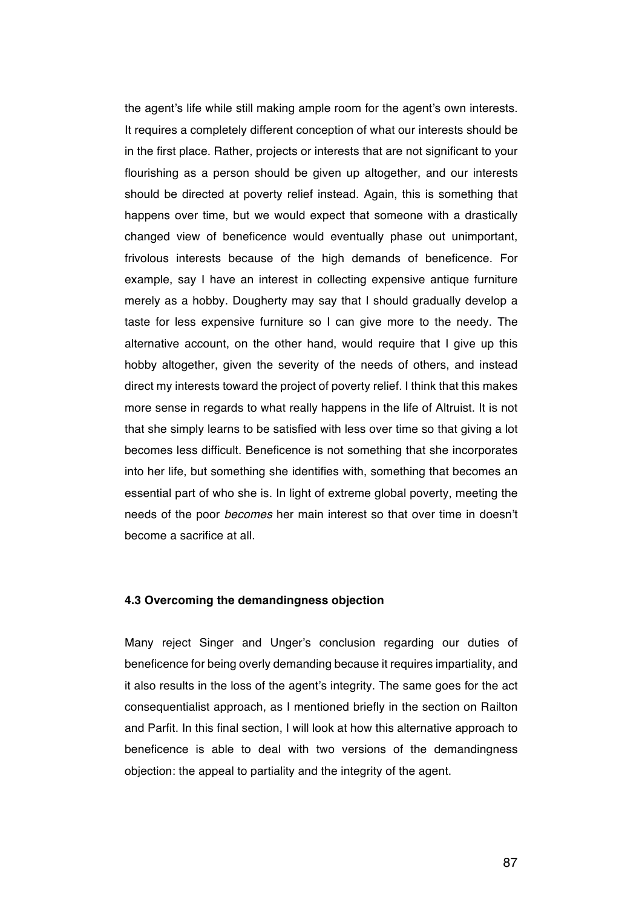the agent's life while still making ample room for the agent's own interests. It requires a completely different conception of what our interests should be in the first place. Rather, projects or interests that are not significant to your flourishing as a person should be given up altogether, and our interests should be directed at poverty relief instead. Again, this is something that happens over time, but we would expect that someone with a drastically changed view of beneficence would eventually phase out unimportant, frivolous interests because of the high demands of beneficence. For example, say I have an interest in collecting expensive antique furniture merely as a hobby. Dougherty may say that I should gradually develop a taste for less expensive furniture so I can give more to the needy. The alternative account, on the other hand, would require that I give up this hobby altogether, given the severity of the needs of others, and instead direct my interests toward the project of poverty relief. I think that this makes more sense in regards to what really happens in the life of Altruist. It is not that she simply learns to be satisfied with less over time so that giving a lot becomes less difficult. Beneficence is not something that she incorporates into her life, but something she identifies with, something that becomes an essential part of who she is. In light of extreme global poverty, meeting the needs of the poor *becomes* her main interest so that over time in doesn't become a sacrifice at all.

### 4.3 Overcoming the demandingness objection

Many reject Singer and Unger's conclusion regarding our duties of beneficence for being overly demanding because it requires impartiality, and it also results in the loss of the agent's integrity. The same goes for the act consequentialist approach, as I mentioned briefly in the section on Railton and Parfit. In this final section, I will look at how this alternative approach to beneficence is able to deal with two versions of the demandingness objection: the appeal to partiality and the integrity of the agent.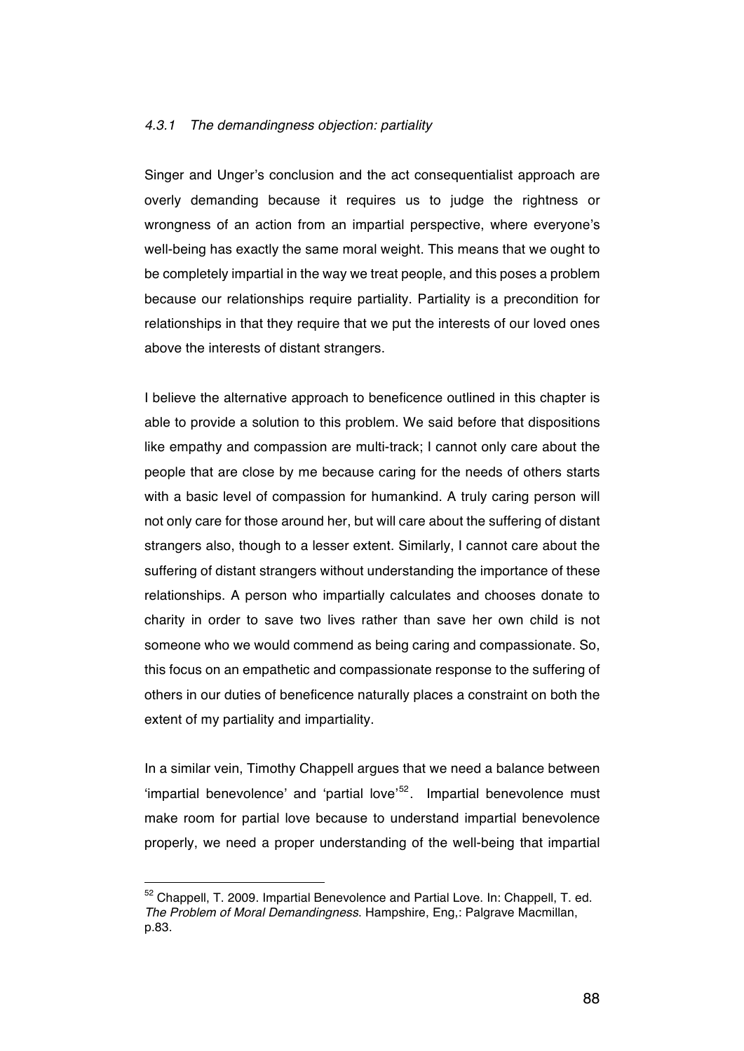#### *4.3.1 The demandingness objection: partiality*

Singer and Unger's conclusion and the act consequentialist approach are overly demanding because it requires us to judge the rightness or wrongness of an action from an impartial perspective, where everyone's well-being has exactly the same moral weight. This means that we ought to be completely impartial in the way we treat people, and this poses a problem because our relationships require partiality. Partiality is a precondition for relationships in that they require that we put the interests of our loved ones above the interests of distant strangers.

I believe the alternative approach to beneficence outlined in this chapter is able to provide a solution to this problem. We said before that dispositions like empathy and compassion are multi-track; I cannot only care about the people that are close by me because caring for the needs of others starts with a basic level of compassion for humankind. A truly caring person will not only care for those around her, but will care about the suffering of distant strangers also, though to a lesser extent. Similarly, I cannot care about the suffering of distant strangers without understanding the importance of these relationships. A person who impartially calculates and chooses donate to charity in order to save two lives rather than save her own child is not someone who we would commend as being caring and compassionate. So, this focus on an empathetic and compassionate response to the suffering of others in our duties of beneficence naturally places a constraint on both the extent of my partiality and impartiality.

In a similar vein, Timothy Chappell argues that we need a balance between 'impartial benevolence' and 'partial love'[52]. Impartial benevolence must make room for partial love because to understand impartial benevolence properly, we need a proper understanding of the well-being that impartial

[52] Chappell, T. 2009. Impartial Benevolence and Partial Love. In: Chappell, T. ed. *The Problem of Moral Demandingness*. Hampshire, Eng,: Palgrave Macmillan, p.83.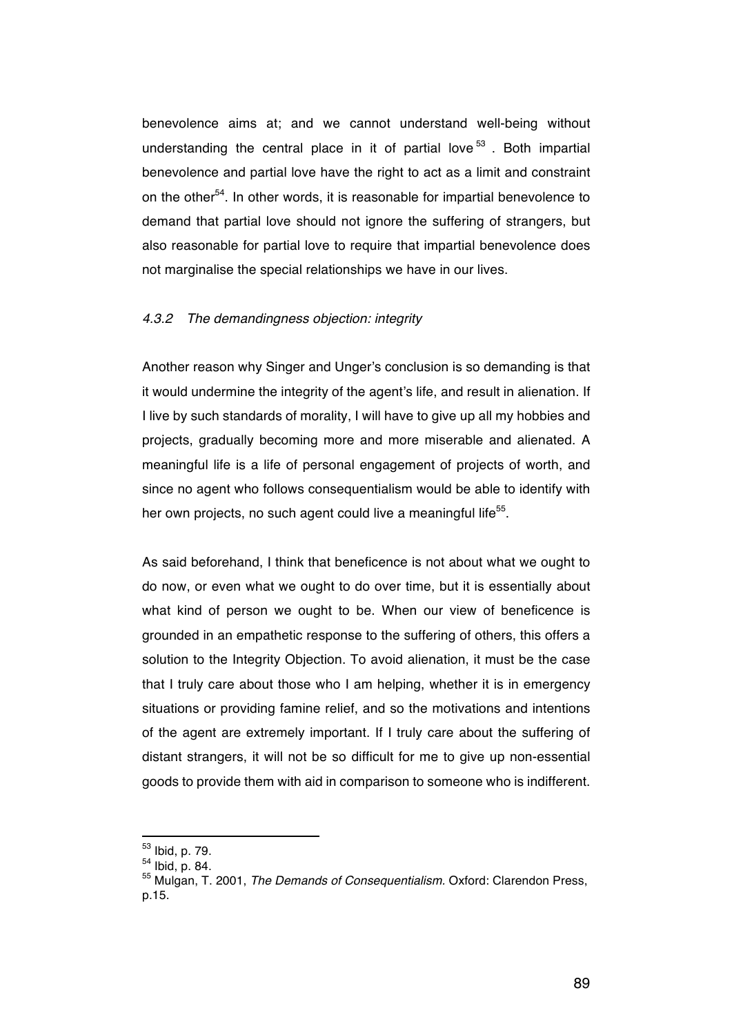benevolence aims at; and we cannot understand well-being without understanding the central place in it of partial love[53]. Both impartial benevolence and partial love have the right to act as a limit and constraint on the other[54]. In other words, it is reasonable for impartial benevolence to demand that partial love should not ignore the suffering of strangers, but also reasonable for partial love to require that impartial benevolence does not marginalise the special relationships we have in our lives.

### *4.3.2 The demandingness objection: integrity*

Another reason why Singer and Unger's conclusion is so demanding is that it would undermine the integrity of the agent's life, and result in alienation. If I live by such standards of morality, I will have to give up all my hobbies and projects, gradually becoming more and more miserable and alienated. A meaningful life is a life of personal engagement of projects of worth, and since no agent who follows consequentialism would be able to identify with her own projects, no such agent could live a meaningful life[55].

As said beforehand, I think that beneficence is not about what we ought to do now, or even what we ought to do over time, but it is essentially about what kind of person we ought to be. When our view of beneficence is grounded in an empathetic response to the suffering of others, this offers a solution to the Integrity Objection. To avoid alienation, it must be the case that I truly care about those who I am helping, whether it is in emergency situations or providing famine relief, and so the motivations and intentions of the agent are extremely important. If I truly care about the suffering of distant strangers, it will not be so difficult for me to give up non-essential goods to provide them with aid in comparison to someone who is indifferent.

---

[53] Ibid, p. 79.

[54] Ibid, p. 84.

[55] Mulgan, T. 2001, *The Demands of Consequentialism*. Oxford: Clarendon Press, p.15.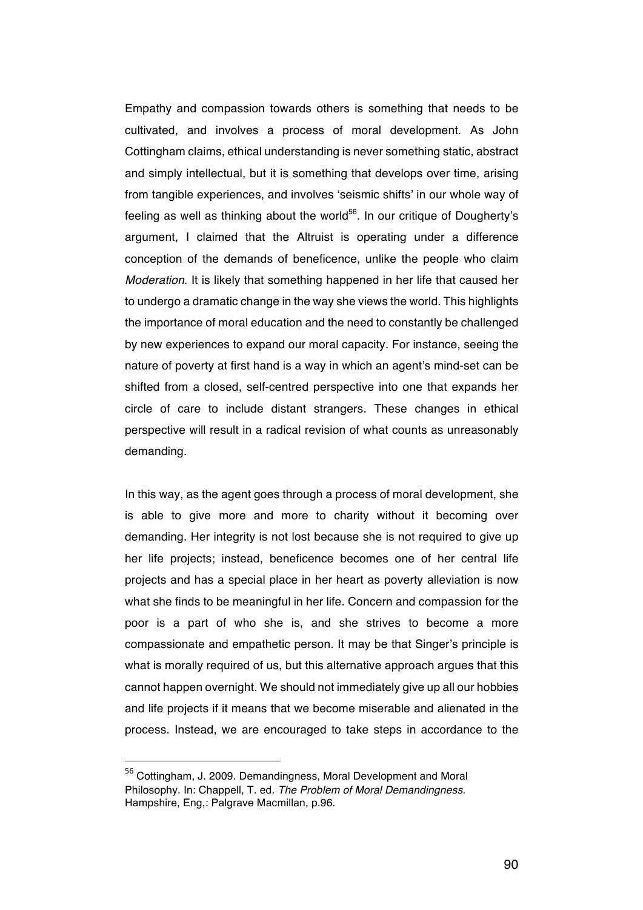Empathy and compassion towards others is something that needs to be cultivated, and involves a process of moral development. As John Cottingham claims, ethical understanding is never something static, abstract and simply intellectual, but it is something that develops over time, arising from tangible experiences, and involves 'seismic shifts' in our whole way of feeling as well as thinking about the world[56]. In our critique of Dougherty's argument, I claimed that the Altruist is operating under a difference conception of the demands of beneficence, unlike the people who claim *Moderation*. It is likely that something happened in her life that caused her to undergo a dramatic change in the way she views the world. This highlights the importance of moral education and the need to constantly be challenged by new experiences to expand our moral capacity. For instance, seeing the nature of poverty at first hand is a way in which an agent's mind-set can be shifted from a closed, self-centred perspective into one that expands her circle of care to include distant strangers. These changes in ethical perspective will result in a radical revision of what counts as unreasonably demanding.

In this way, as the agent goes through a process of moral development, she is able to give more and more to charity without it becoming over demanding. Her integrity is not lost because she is not required to give up her life projects; instead, beneficence becomes one of her central life projects and has a special place in her heart as poverty alleviation is now what she finds to be meaningful in her life. Concern and compassion for the poor is a part of who she is, and she strives to become a more compassionate and empathetic person. It may be that Singer's principle is what is morally required of us, but this alternative approach argues that this cannot happen overnight. We should not immediately give up all our hobbies and life projects if it means that we become miserable and alienated in the process. Instead, we are encouraged to take steps in accordance to the

---

[56] Cottingham, J. 2009. Demandingness, Moral Development and Moral Philosophy. In: Chappell, T. ed. *The Problem of Moral Demandingness*. Hampshire, Eng,: Palgrave Macmillan, p.96.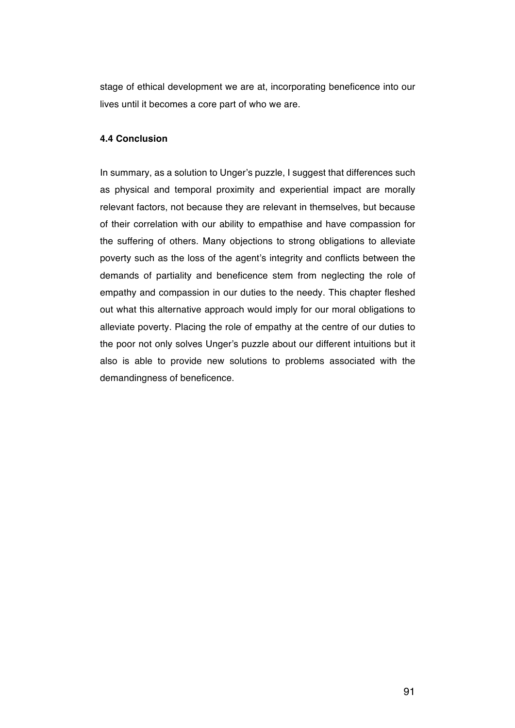stage of ethical development we are at, incorporating beneficence into our lives until it becomes a core part of who we are.

### 4.4 Conclusion

In summary, as a solution to Unger's puzzle, I suggest that differences such as physical and temporal proximity and experiential impact are morally relevant factors, not because they are relevant in themselves, but because of their correlation with our ability to empathise and have compassion for the suffering of others. Many objections to strong obligations to alleviate poverty such as the loss of the agent's integrity and conflicts between the demands of partiality and beneficence stem from neglecting the role of empathy and compassion in our duties to the needy. This chapter fleshed out what this alternative approach would imply for our moral obligations to alleviate poverty. Placing the role of empathy at the centre of our duties to the poor not only solves Unger's puzzle about our different intuitions but it also is able to provide new solutions to problems associated with the demandingness of beneficence.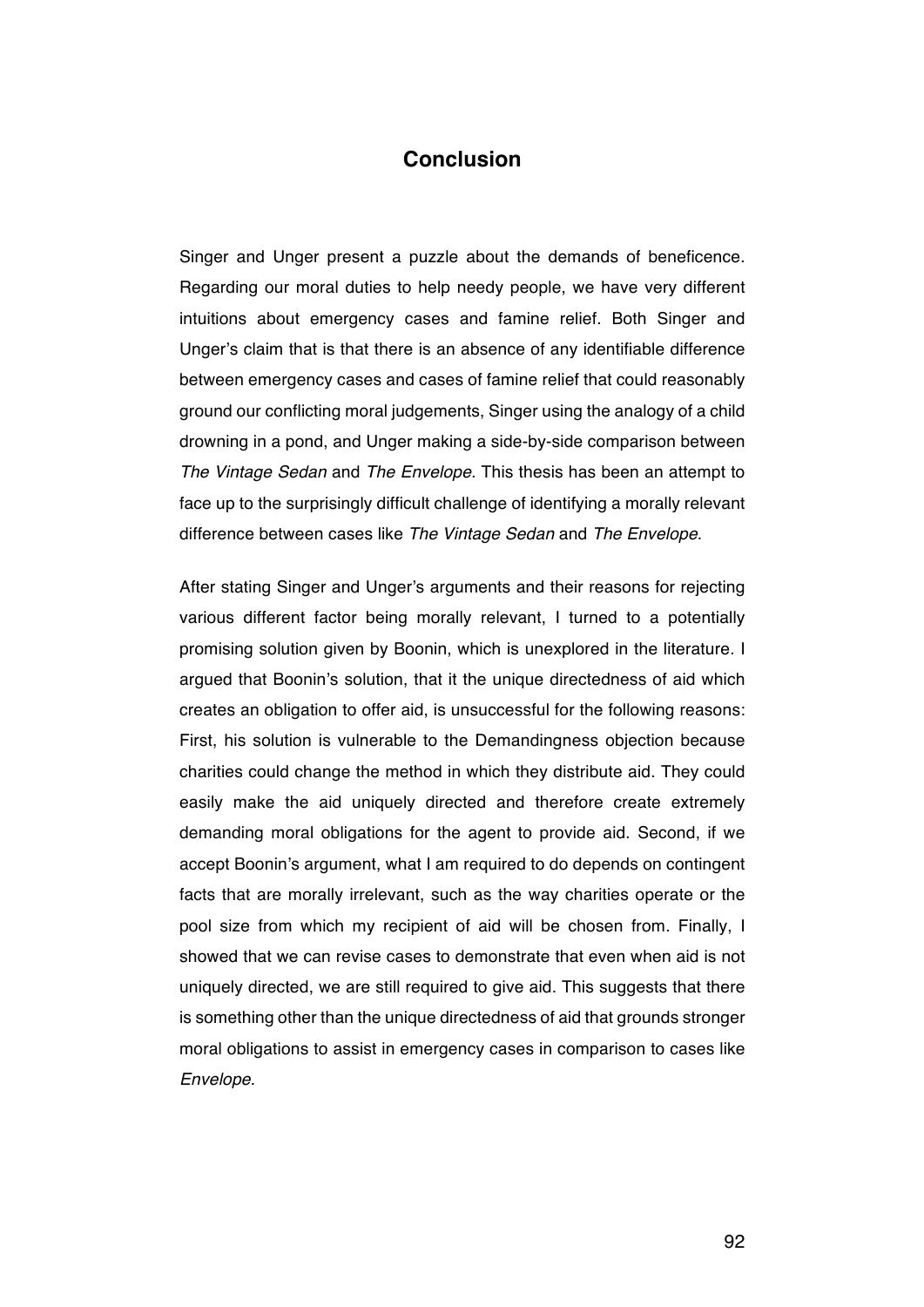# Conclusion

Singer and Unger present a puzzle about the demands of beneficence. Regarding our moral duties to help needy people, we have very different intuitions about emergency cases and famine relief. Both Singer and Unger's claim that is that there is an absence of any identifiable difference between emergency cases and cases of famine relief that could reasonably ground our conflicting moral judgements, Singer using the analogy of a child drowning in a pond, and Unger making a side-by-side comparison between *The Vintage Sedan* and *The Envelope.* This thesis has been an attempt to face up to the surprisingly difficult challenge of identifying a morally relevant difference between cases like *The Vintage Sedan* and *The Envelope*.

After stating Singer and Unger's arguments and their reasons for rejecting various different factor being morally relevant, I turned to a potentially promising solution given by Boonin, which is unexplored in the literature. I argued that Boonin's solution, that it the unique directedness of aid which creates an obligation to offer aid, is unsuccessful for the following reasons: First, his solution is vulnerable to the Demandingness objection because charities could change the method in which they distribute aid. They could easily make the aid uniquely directed and therefore create extremely demanding moral obligations for the agent to provide aid. Second, if we accept Boonin's argument, what I am required to do depends on contingent facts that are morally irrelevant, such as the way charities operate or the pool size from which my recipient of aid will be chosen from. Finally, I showed that we can revise cases to demonstrate that even when aid is not uniquely directed, we are still required to give aid. This suggests that there is something other than the unique directedness of aid that grounds stronger moral obligations to assist in emergency cases in comparison to cases like *Envelope*.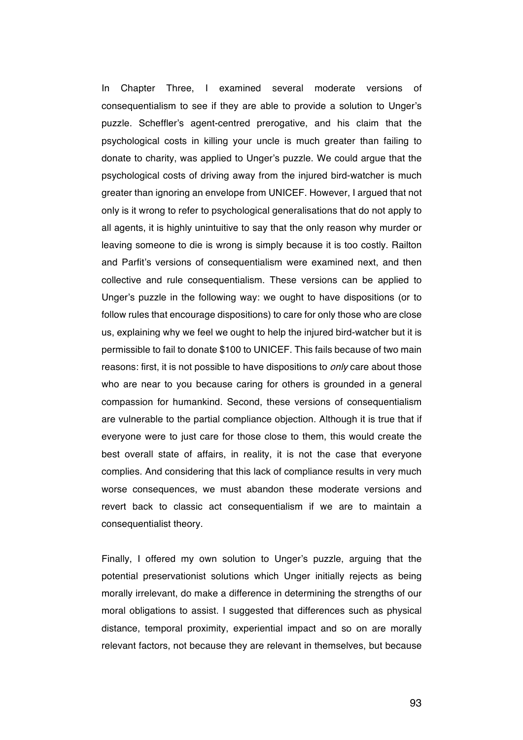In Chapter Three, I examined several moderate versions of consequentialism to see if they are able to provide a solution to Unger's puzzle. Scheffler's agent-centred prerogative, and his claim that the psychological costs in killing your uncle is much greater than failing to donate to charity, was applied to Unger's puzzle. We could argue that the psychological costs of driving away from the injured bird-watcher is much greater than ignoring an envelope from UNICEF. However, I argued that not only is it wrong to refer to psychological generalisations that do not apply to all agents, it is highly unintuitive to say that the only reason why murder or leaving someone to die is wrong is simply because it is too costly. Railton and Parfit's versions of consequentialism were examined next, and then collective and rule consequentialism. These versions can be applied to Unger's puzzle in the following way: we ought to have dispositions (or to follow rules that encourage dispositions) to care for only those who are close us, explaining why we feel we ought to help the injured bird-watcher but it is permissible to fail to donate $100 to UNICEF. This fails because of two main reasons: first, it is not possible to have dispositions to *only* care about those who are near to you because caring for others is grounded in a general compassion for humankind. Second, these versions of consequentialism are vulnerable to the partial compliance objection. Although it is true that if everyone were to just care for those close to them, this would create the best overall state of affairs, in reality, it is not the case that everyone complies. And considering that this lack of compliance results in very much worse consequences, we must abandon these moderate versions and revert back to classic act consequentialism if we are to maintain a consequentialist theory.

Finally, I offered my own solution to Unger's puzzle, arguing that the potential preservationist solutions which Unger initially rejects as being morally irrelevant, do make a difference in determining the strengths of our moral obligations to assist. I suggested that differences such as physical distance, temporal proximity, experiential impact and so on are morally relevant factors, not because they are relevant in themselves, but because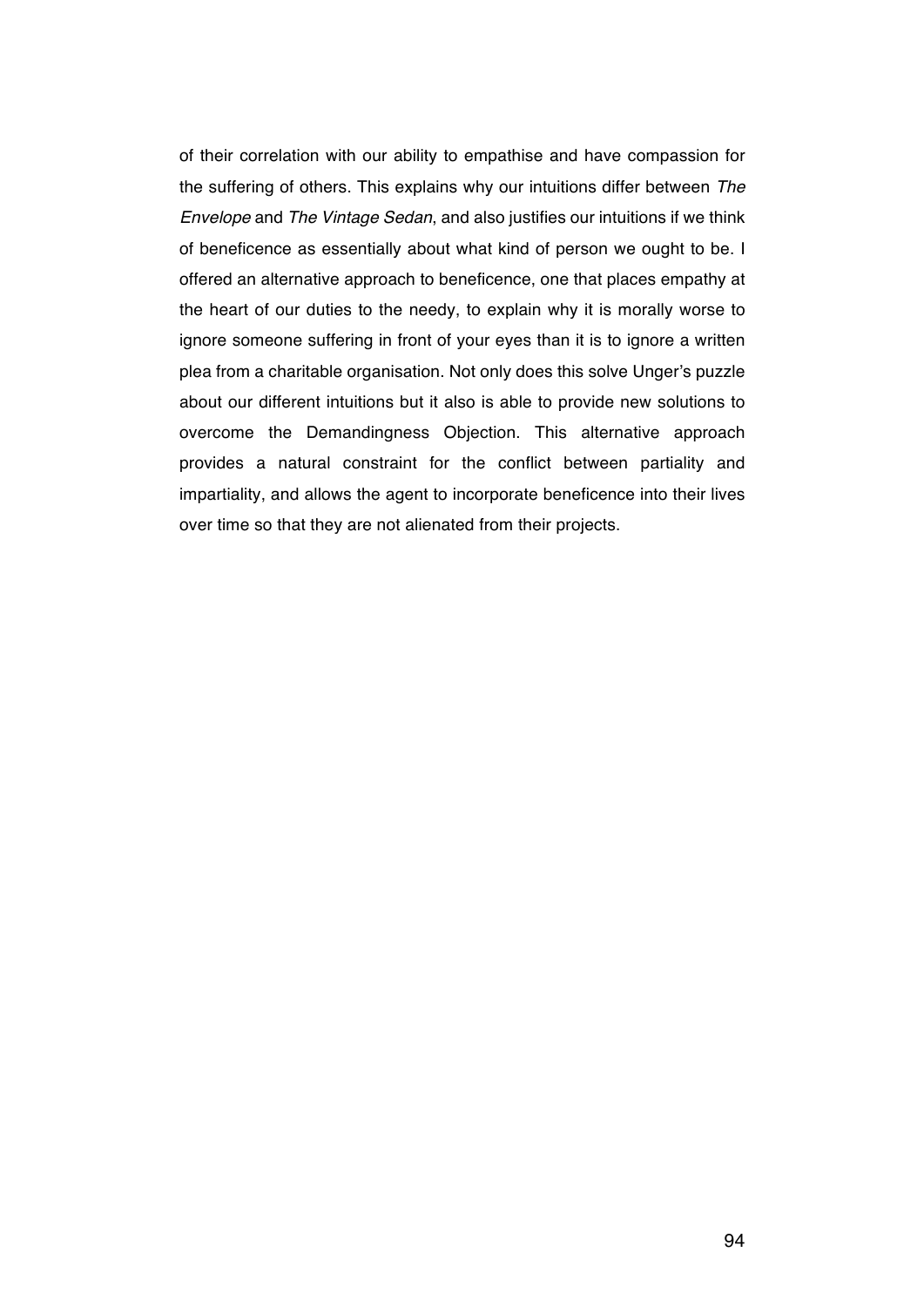of their correlation with our ability to empathise and have compassion for the suffering of others. This explains why our intuitions differ between *The Envelope* and *The Vintage Sedan*, and also justifies our intuitions if we think of beneficence as essentially about what kind of person we ought to be. I offered an alternative approach to beneficence, one that places empathy at the heart of our duties to the needy, to explain why it is morally worse to ignore someone suffering in front of your eyes than it is to ignore a written plea from a charitable organisation. Not only does this solve Unger's puzzle about our different intuitions but it also is able to provide new solutions to overcome the Demandingness Objection. This alternative approach provides a natural constraint for the conflict between partiality and impartiality, and allows the agent to incorporate beneficence into their lives over time so that they are not alienated from their projects.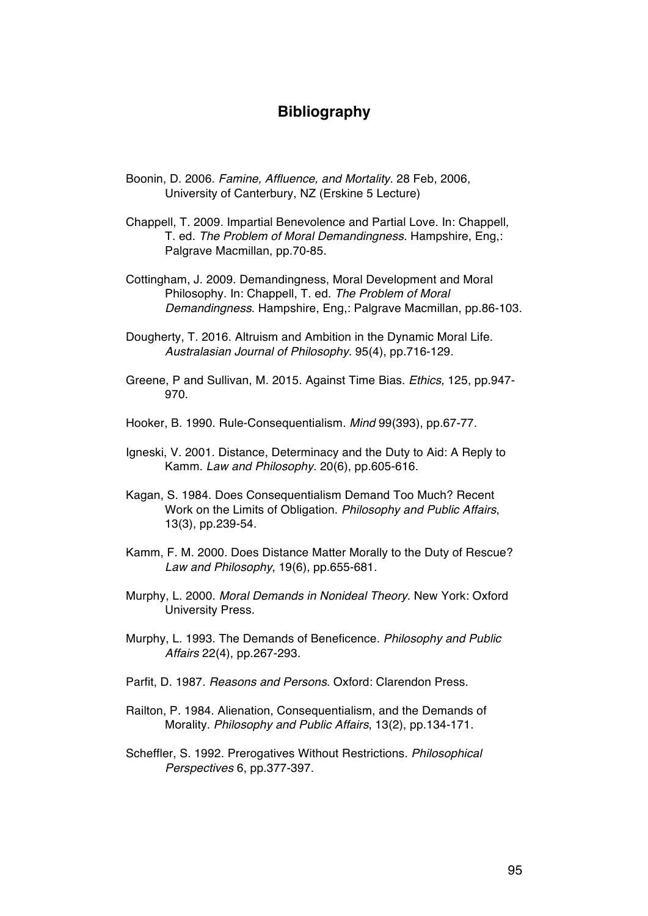# Bibliography

Boonin, D. 2006. *Famine, Affluence, and Mortality*. 28 Feb, 2006, University of Canterbury, NZ (Erskine 5 Lecture)

Chappell, T. 2009. Impartial Benevolence and Partial Love. In: Chappell, T. ed. *The Problem of Moral Demandingness*. Hampshire, Eng,: Palgrave Macmillan, pp.70-85.

Cottingham, J. 2009. Demandingness, Moral Development and Moral Philosophy. In: Chappell, T. ed. *The Problem of Moral Demandingness*. Hampshire, Eng,: Palgrave Macmillan, pp.86-103.

Dougherty, T. 2016. Altruism and Ambition in the Dynamic Moral Life. *Australasian Journal of Philosophy*. 95(4), pp.716-129.

Greene, P and Sullivan, M. 2015. Against Time Bias. *Ethics,* 125, pp.947-970.

Hooker, B. 1990. Rule-Consequentialism. *Mind* 99(393), pp.67-77.

Igneski, V. 2001. Distance, Determinacy and the Duty to Aid: A Reply to Kamm. *Law and Philosophy*. 20(6), pp.605-616.

Kagan, S. 1984. Does Consequentialism Demand Too Much? Recent Work on the Limits of Obligation. *Philosophy and Public Affairs*, 13(3), pp.239-54.

Kamm, F. M. 2000. Does Distance Matter Morally to the Duty of Rescue? *Law and Philosophy*, 19(6), pp.655-681.

Murphy, L. 2000. *Moral Demands in Nonideal Theory*. New York: Oxford University Press.

Murphy, L. 1993. The Demands of Beneficence. *Philosophy and Public Affairs* 22(4), pp.267-293.

Parfit, D. 1987. *Reasons and Persons*. Oxford: Clarendon Press.

Railton, P. 1984. Alienation, Consequentialism, and the Demands of Morality. *Philosophy and Public Affairs*, 13(2), pp.134-171.

Scheffler, S. 1992. Prerogatives Without Restrictions. *Philosophical Perspectives* 6, pp.377-397.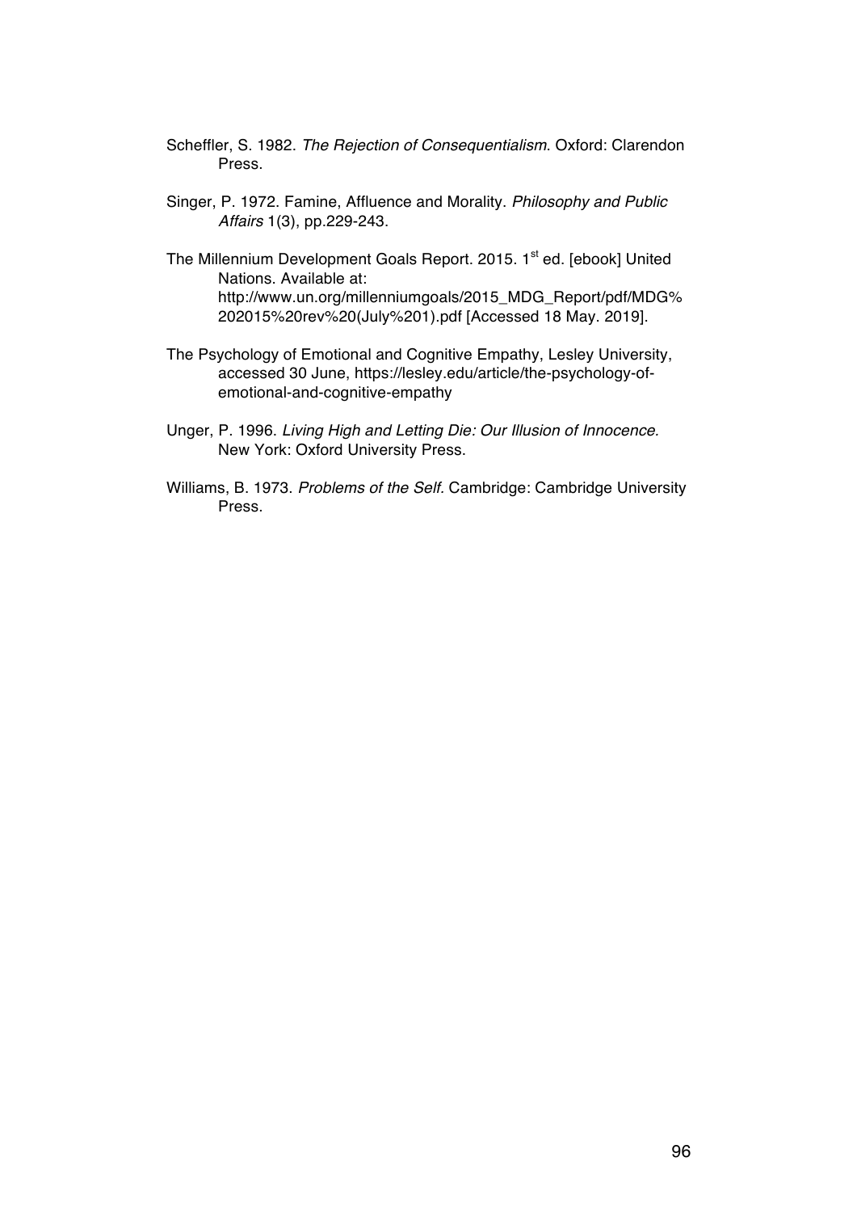Scheffler, S. 1982. *The Rejection of Consequentialism*. Oxford: Clarendon Press.

Singer, P. 1972. Famine, Affluence and Morality. *Philosophy and Public Affairs* 1(3), pp.229-243.

The Millennium Development Goals Report. 2015. 1st ed. [ebook] United Nations. Available at: http://www.un.org/millenniumgoals/2015_MDG_Report/pdf/MDG%202015%20rev%20(July%201).pdf [Accessed 18 May. 2019].

The Psychology of Emotional and Cognitive Empathy, Lesley University, accessed 30 June, https://lesley.edu/article/the-psychology-of-emotional-and-cognitive-empathy

Unger, P. 1996. *Living High and Letting Die: Our Illusion of Innocence.* New York: Oxford University Press.

Williams, B. 1973. *Problems of the Self.* Cambridge: Cambridge University Press.